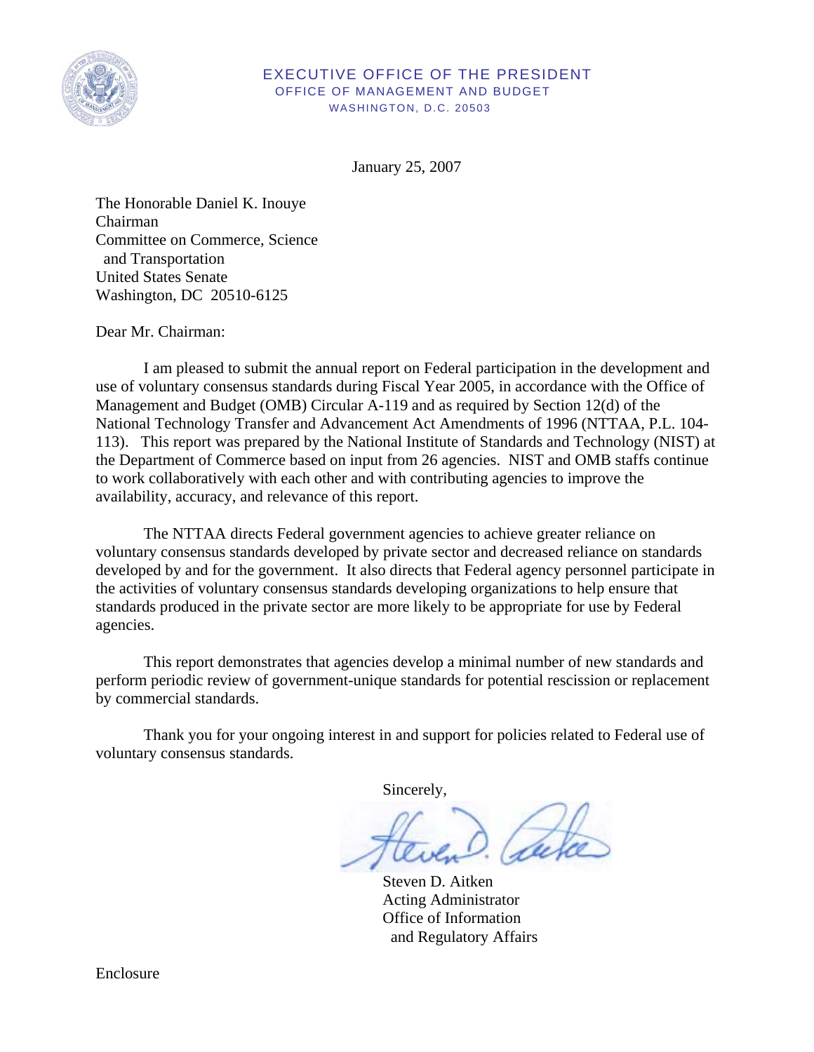EXECUTIVE OFFICE OF THE PRESIDENT
OFFICE OF MANAGEMENT AND BUDGET
WASHINGTON, D.C. 20503

January 25, 2007

The Honorable Daniel K. Inouye
Chairman
Committee on Commerce, Science
and Transportation
United States Senate
Washington, DC 20510-6125

Dear Mr. Chairman:

I am pleased to submit the annual report on Federal participation in the development and use of voluntary consensus standards during Fiscal Year 2005, in accordance with the Office of Management and Budget (OMB) Circular A-119 and as required by Section 12(d) of the National Technology Transfer and Advancement Act Amendments of 1996 (NTTAA, P.L. 104-113). This report was prepared by the National Institute of Standards and Technology (NIST) at the Department of Commerce based on input from 26 agencies. NIST and OMB staffs continue to work collaboratively with each other and with contributing agencies to improve the availability, accuracy, and relevance of this report.

The NTTAA directs Federal government agencies to achieve greater reliance on voluntary consensus standards developed by private sector and decreased reliance on standards developed by and for the government. It also directs that Federal agency personnel participate in the activities of voluntary consensus standards developing organizations to help ensure that standards produced in the private sector are more likely to be appropriate for use by Federal agencies.

This report demonstrates that agencies develop a minimal number of new standards and perform periodic review of government-unique standards for potential rescission or replacement by commercial standards.

Thank you for your ongoing interest in and support for policies related to Federal use of voluntary consensus standards.

Sincerely,

Steven D. Aitken
Acting Administrator
Office of Information
and Regulatory Affairs

Enclosure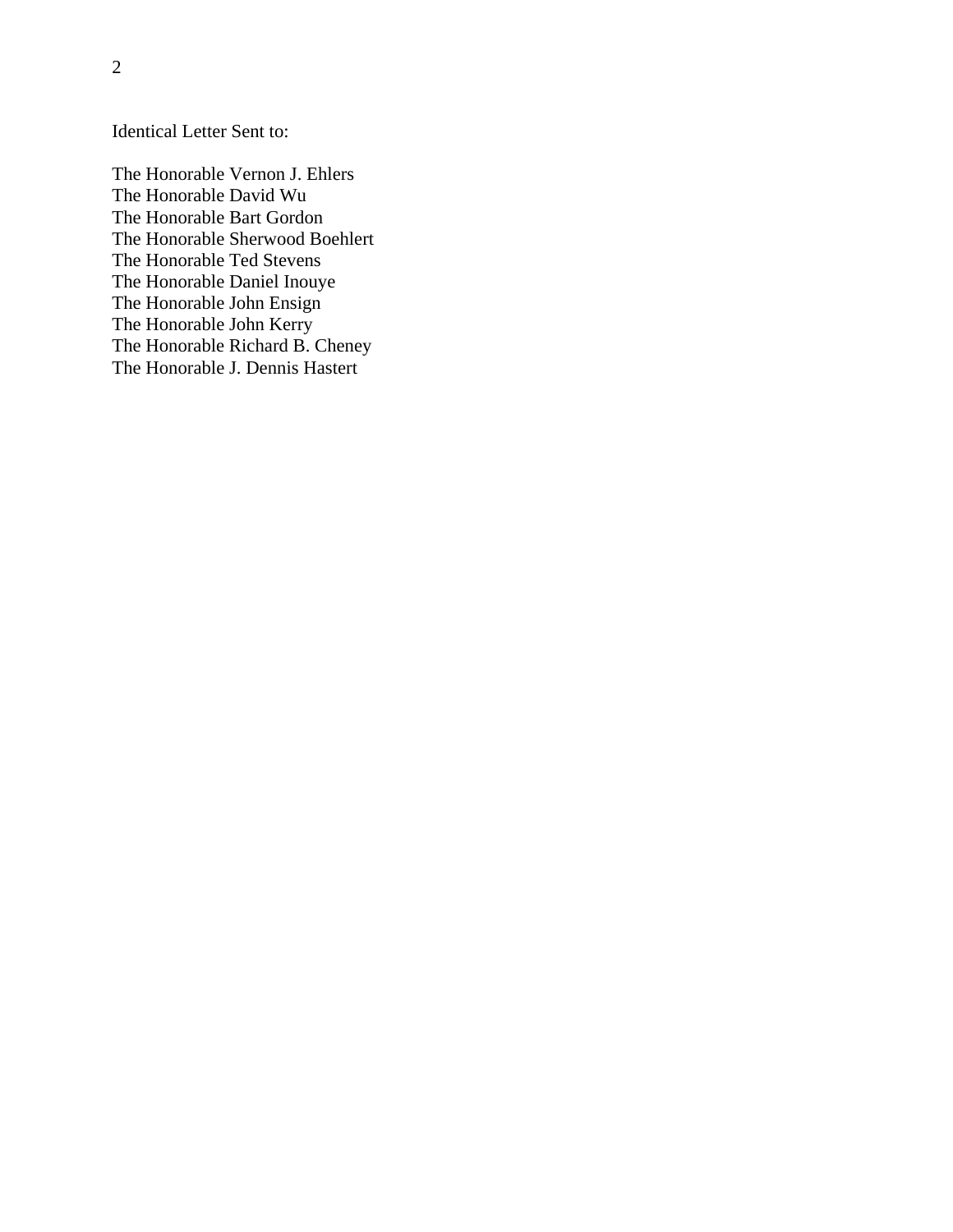Identical Letter Sent to:

The Honorable Vernon J. Ehlers
The Honorable David Wu
The Honorable Bart Gordon
The Honorable Sherwood Boehlert
The Honorable Ted Stevens
The Honorable Daniel Inouye
The Honorable John Ensign
The Honorable John Kerry
The Honorable Richard B. Cheney
The Honorable J. Dennis Hastert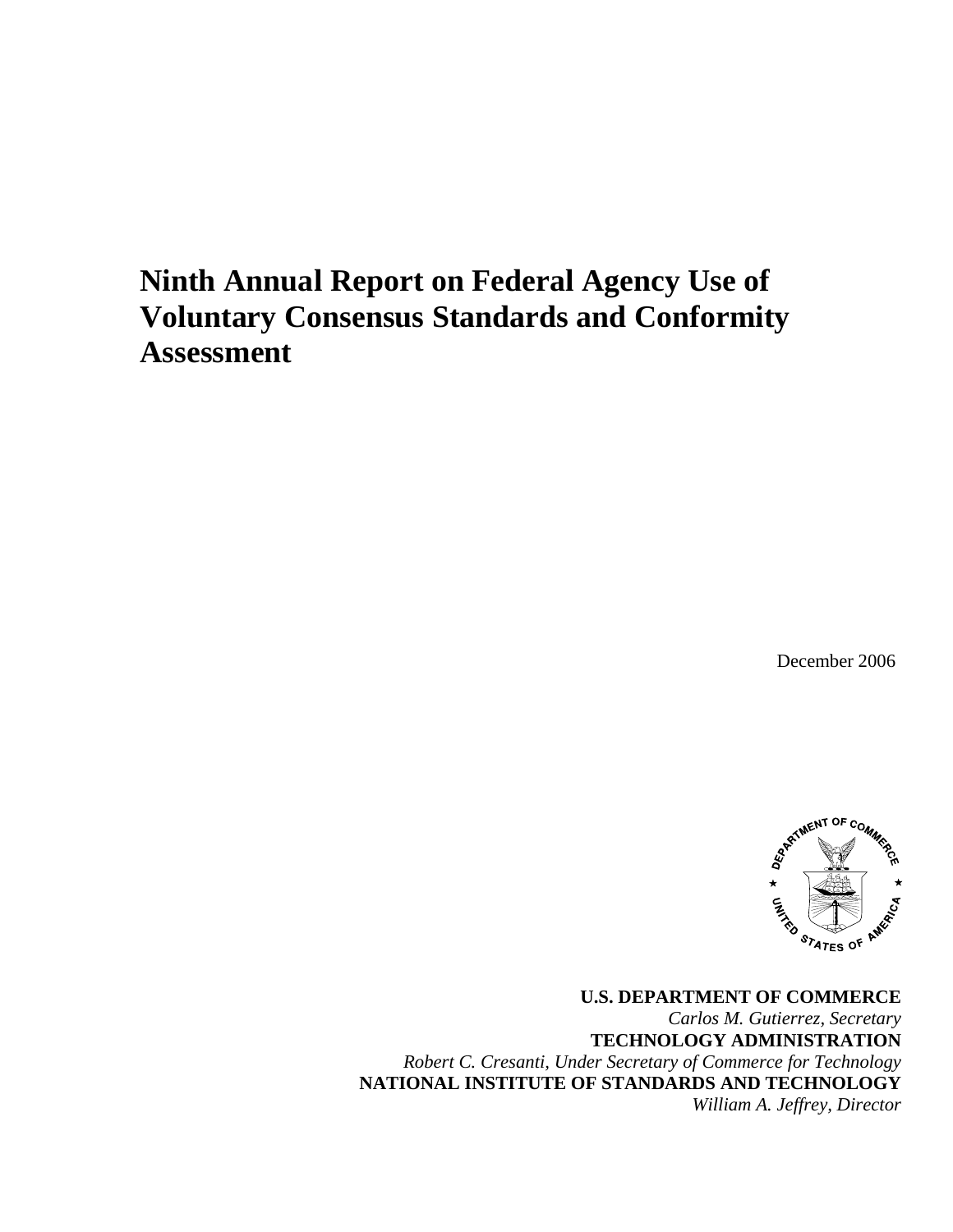# Ninth Annual Report on Federal Agency Use of Voluntary Consensus Standards and Conformity Assessment

December 2006

**U.S. DEPARTMENT OF COMMERCE**
*Carlos M. Gutierrez, Secretary*
**TECHNOLOGY ADMINISTRATION**
*Robert C. Cresanti, Under Secretary of Commerce for Technology*
**NATIONAL INSTITUTE OF STANDARDS AND TECHNOLOGY**
*William A. Jeffrey, Director*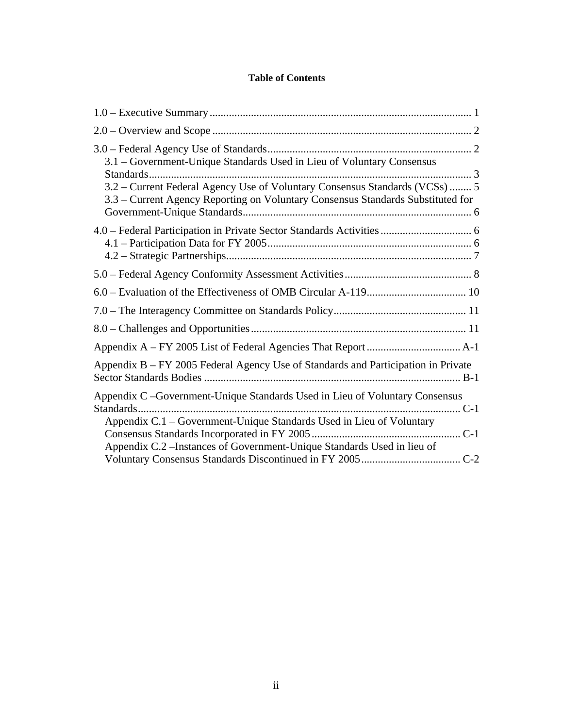**Table of Contents**

1.0 – Executive Summary ............................................................................................... 1

2.0 – Overview and Scope .............................................................................................. 2

3.0 – Federal Agency Use of Standards.......................................................................... 2
- 3.1 – Government-Unique Standards Used in Lieu of Voluntary Consensus Standards..................................................................................................................... 3
- 3.2 – Current Federal Agency Use of Voluntary Consensus Standards (VCSs) ........ 5
- 3.3 – Current Agency Reporting on Voluntary Consensus Standards Substituted for Government-Unique Standards................................................................................... 6

4.0 – Federal Participation in Private Sector Standards Activities ................................. 6
- 4.1 – Participation Data for FY 2005.......................................................................... 6
- 4.2 – Strategic Partnerships......................................................................................... 7

5.0 – Federal Agency Conformity Assessment Activities .............................................. 8

6.0 – Evaluation of the Effectiveness of OMB Circular A-119.................................... 10

7.0 – The Interagency Committee on Standards Policy................................................ 11

8.0 – Challenges and Opportunities.............................................................................. 11

Appendix A – FY 2005 List of Federal Agencies That Report .................................. A-1

Appendix B – FY 2005 Federal Agency Use of Standards and Participation in Private Sector Standards Bodies ............................................................................................. B-1

Appendix C –Government-Unique Standards Used in Lieu of Voluntary Consensus Standards.................................................................................................................... C-1
- Appendix C.1 – Government-Unique Standards Used in Lieu of Voluntary Consensus Standards Incorporated in FY 2005...................................................... C-1
- Appendix C.2 –Instances of Government-Unique Standards Used in lieu of Voluntary Consensus Standards Discontinued in FY 2005.................................... C-2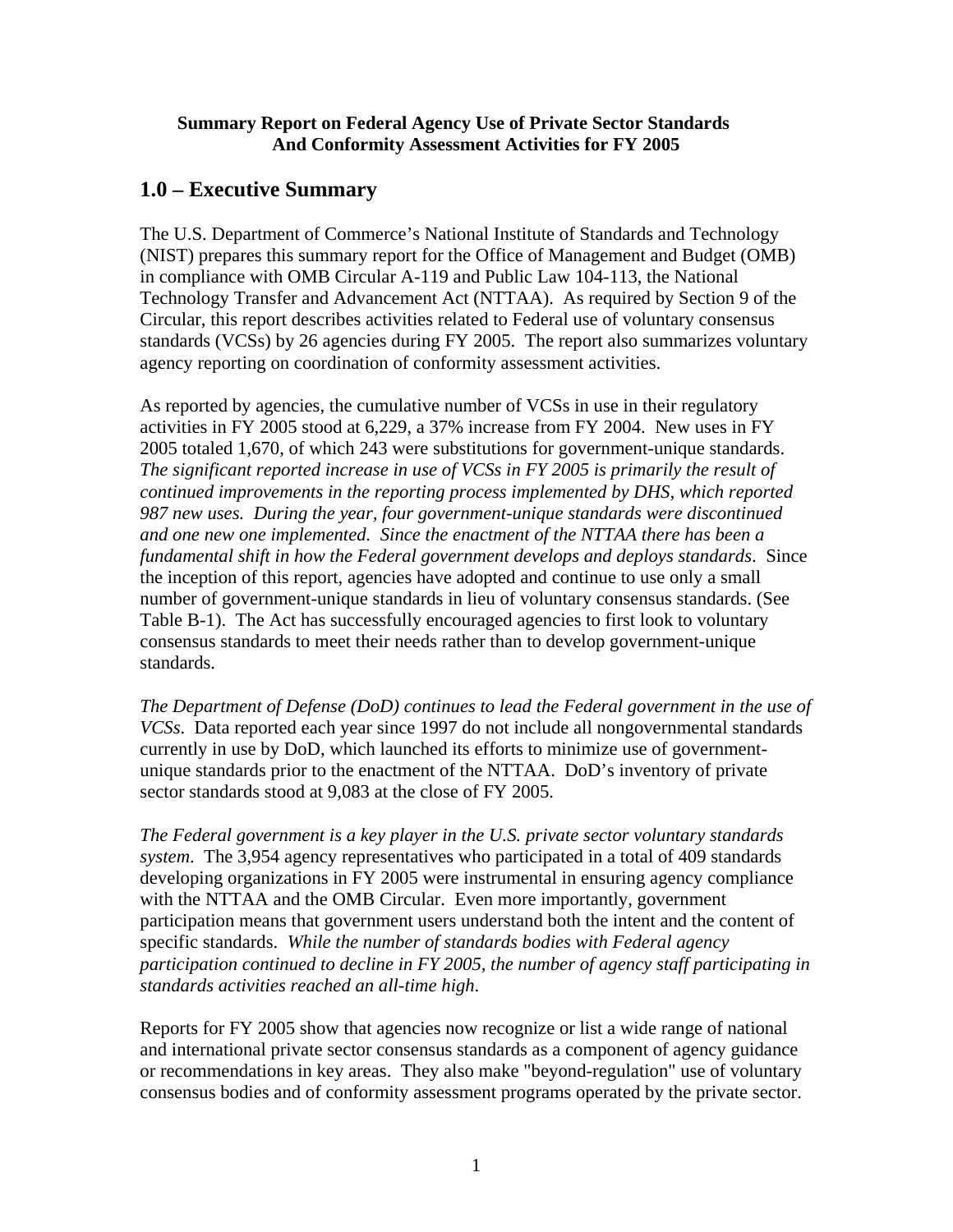**Summary Report on Federal Agency Use of Private Sector Standards And Conformity Assessment Activities for FY 2005**

## 1.0 – Executive Summary

The U.S. Department of Commerce's National Institute of Standards and Technology (NIST) prepares this summary report for the Office of Management and Budget (OMB) in compliance with OMB Circular A-119 and Public Law 104-113, the National Technology Transfer and Advancement Act (NTTAA). As required by Section 9 of the Circular, this report describes activities related to Federal use of voluntary consensus standards (VCSs) by 26 agencies during FY 2005. The report also summarizes voluntary agency reporting on coordination of conformity assessment activities.

As reported by agencies, the cumulative number of VCSs in use in their regulatory activities in FY 2005 stood at 6,229, a 37% increase from FY 2004. New uses in FY 2005 totaled 1,670, of which 243 were substitutions for government-unique standards. *The significant reported increase in use of VCSs in FY 2005 is primarily the result of continued improvements in the reporting process implemented by DHS, which reported 987 new uses. During the year, four government-unique standards were discontinued and one new one implemented. Since the enactment of the NTTAA there has been a fundamental shift in how the Federal government develops and deploys standards*. Since the inception of this report, agencies have adopted and continue to use only a small number of government-unique standards in lieu of voluntary consensus standards. (See Table B-1). The Act has successfully encouraged agencies to first look to voluntary consensus standards to meet their needs rather than to develop government-unique standards.

*The Department of Defense (DoD) continues to lead the Federal government in the use of VCSs*. Data reported each year since 1997 do not include all nongovernmental standards currently in use by DoD, which launched its efforts to minimize use of government-unique standards prior to the enactment of the NTTAA. DoD's inventory of private sector standards stood at 9,083 at the close of FY 2005.

*The Federal government is a key player in the U.S. private sector voluntary standards system*. The 3,954 agency representatives who participated in a total of 409 standards developing organizations in FY 2005 were instrumental in ensuring agency compliance with the NTTAA and the OMB Circular. Even more importantly, government participation means that government users understand both the intent and the content of specific standards. *While the number of standards bodies with Federal agency participation continued to decline in FY 2005, the number of agency staff participating in standards activities reached an all-time high*.

Reports for FY 2005 show that agencies now recognize or list a wide range of national and international private sector consensus standards as a component of agency guidance or recommendations in key areas. They also make "beyond-regulation" use of voluntary consensus bodies and of conformity assessment programs operated by the private sector.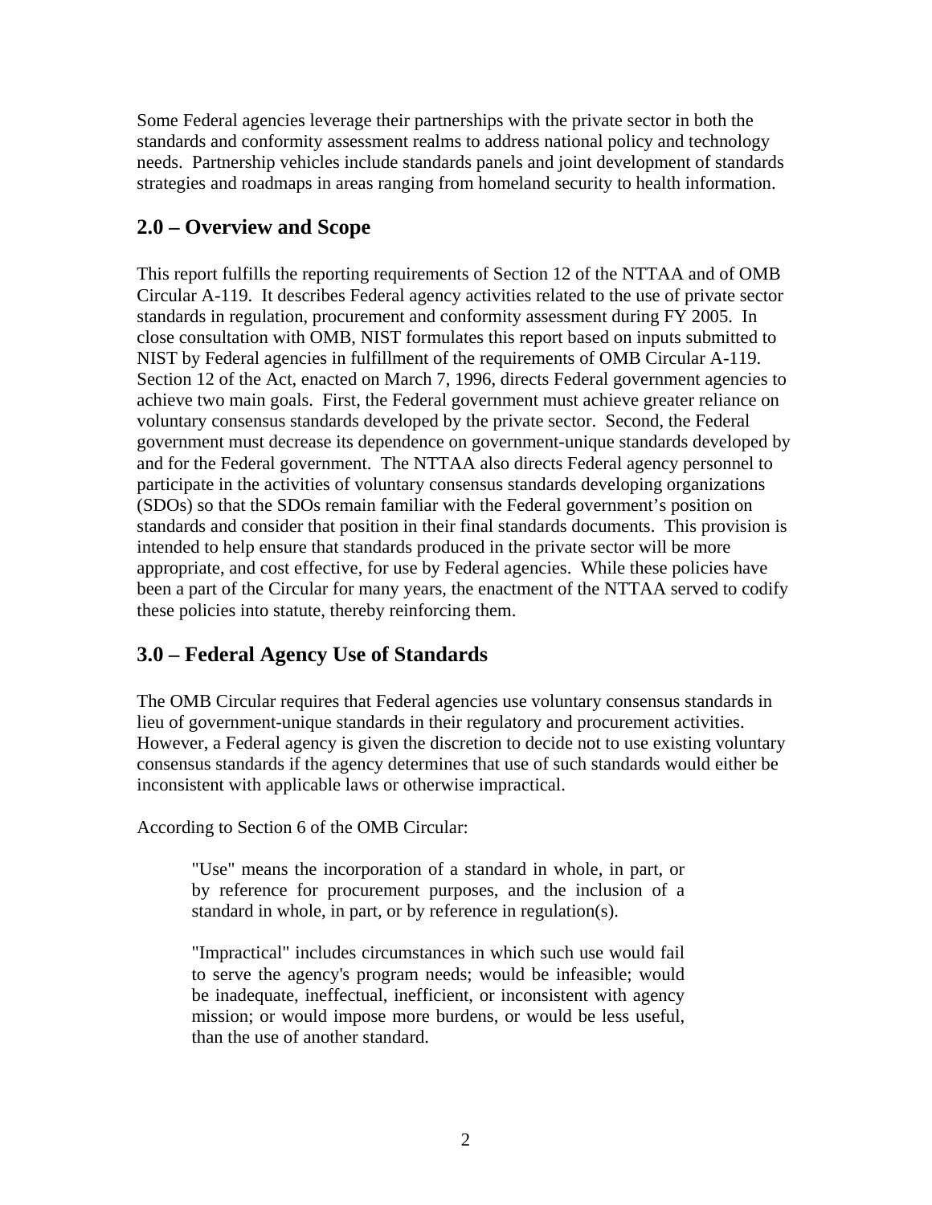Some Federal agencies leverage their partnerships with the private sector in both the standards and conformity assessment realms to address national policy and technology needs. Partnership vehicles include standards panels and joint development of standards strategies and roadmaps in areas ranging from homeland security to health information.

## 2.0 – Overview and Scope

This report fulfills the reporting requirements of Section 12 of the NTTAA and of OMB Circular A-119. It describes Federal agency activities related to the use of private sector standards in regulation, procurement and conformity assessment during FY 2005. In close consultation with OMB, NIST formulates this report based on inputs submitted to NIST by Federal agencies in fulfillment of the requirements of OMB Circular A-119. Section 12 of the Act, enacted on March 7, 1996, directs Federal government agencies to achieve two main goals. First, the Federal government must achieve greater reliance on voluntary consensus standards developed by the private sector. Second, the Federal government must decrease its dependence on government-unique standards developed by and for the Federal government. The NTTAA also directs Federal agency personnel to participate in the activities of voluntary consensus standards developing organizations (SDOs) so that the SDOs remain familiar with the Federal government's position on standards and consider that position in their final standards documents. This provision is intended to help ensure that standards produced in the private sector will be more appropriate, and cost effective, for use by Federal agencies. While these policies have been a part of the Circular for many years, the enactment of the NTTAA served to codify these policies into statute, thereby reinforcing them.

## 3.0 – Federal Agency Use of Standards

The OMB Circular requires that Federal agencies use voluntary consensus standards in lieu of government-unique standards in their regulatory and procurement activities. However, a Federal agency is given the discretion to decide not to use existing voluntary consensus standards if the agency determines that use of such standards would either be inconsistent with applicable laws or otherwise impractical.

According to Section 6 of the OMB Circular:

> "Use" means the incorporation of a standard in whole, in part, or by reference for procurement purposes, and the inclusion of a standard in whole, in part, or by reference in regulation(s).
>
> "Impractical" includes circumstances in which such use would fail to serve the agency's program needs; would be infeasible; would be inadequate, ineffectual, inefficient, or inconsistent with agency mission; or would impose more burdens, or would be less useful, than the use of another standard.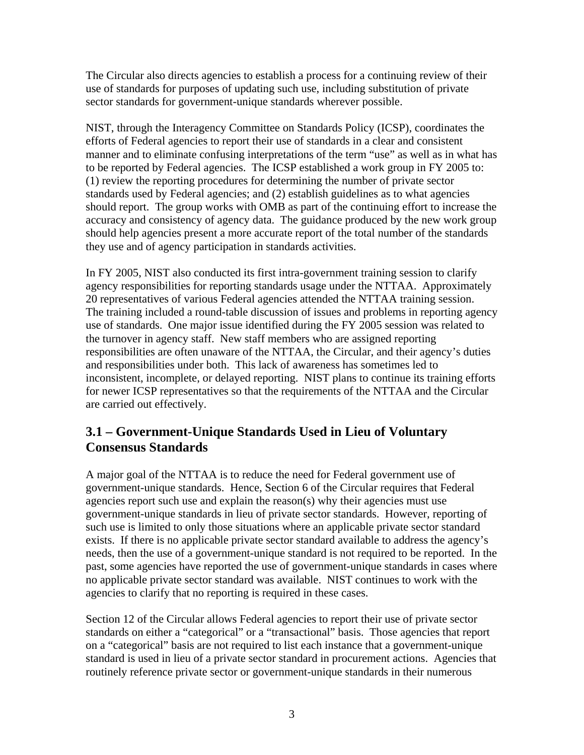The Circular also directs agencies to establish a process for a continuing review of their use of standards for purposes of updating such use, including substitution of private sector standards for government-unique standards wherever possible.

NIST, through the Interagency Committee on Standards Policy (ICSP), coordinates the efforts of Federal agencies to report their use of standards in a clear and consistent manner and to eliminate confusing interpretations of the term "use" as well as in what has to be reported by Federal agencies. The ICSP established a work group in FY 2005 to: (1) review the reporting procedures for determining the number of private sector standards used by Federal agencies; and (2) establish guidelines as to what agencies should report. The group works with OMB as part of the continuing effort to increase the accuracy and consistency of agency data. The guidance produced by the new work group should help agencies present a more accurate report of the total number of the standards they use and of agency participation in standards activities.

In FY 2005, NIST also conducted its first intra-government training session to clarify agency responsibilities for reporting standards usage under the NTTAA. Approximately 20 representatives of various Federal agencies attended the NTTAA training session. The training included a round-table discussion of issues and problems in reporting agency use of standards. One major issue identified during the FY 2005 session was related to the turnover in agency staff. New staff members who are assigned reporting responsibilities are often unaware of the NTTAA, the Circular, and their agency's duties and responsibilities under both. This lack of awareness has sometimes led to inconsistent, incomplete, or delayed reporting. NIST plans to continue its training efforts for newer ICSP representatives so that the requirements of the NTTAA and the Circular are carried out effectively.

## 3.1 – Government-Unique Standards Used in Lieu of Voluntary Consensus Standards

A major goal of the NTTAA is to reduce the need for Federal government use of government-unique standards. Hence, Section 6 of the Circular requires that Federal agencies report such use and explain the reason(s) why their agencies must use government-unique standards in lieu of private sector standards. However, reporting of such use is limited to only those situations where an applicable private sector standard exists. If there is no applicable private sector standard available to address the agency's needs, then the use of a government-unique standard is not required to be reported. In the past, some agencies have reported the use of government-unique standards in cases where no applicable private sector standard was available. NIST continues to work with the agencies to clarify that no reporting is required in these cases.

Section 12 of the Circular allows Federal agencies to report their use of private sector standards on either a "categorical" or a "transactional" basis. Those agencies that report on a "categorical" basis are not required to list each instance that a government-unique standard is used in lieu of a private sector standard in procurement actions. Agencies that routinely reference private sector or government-unique standards in their numerous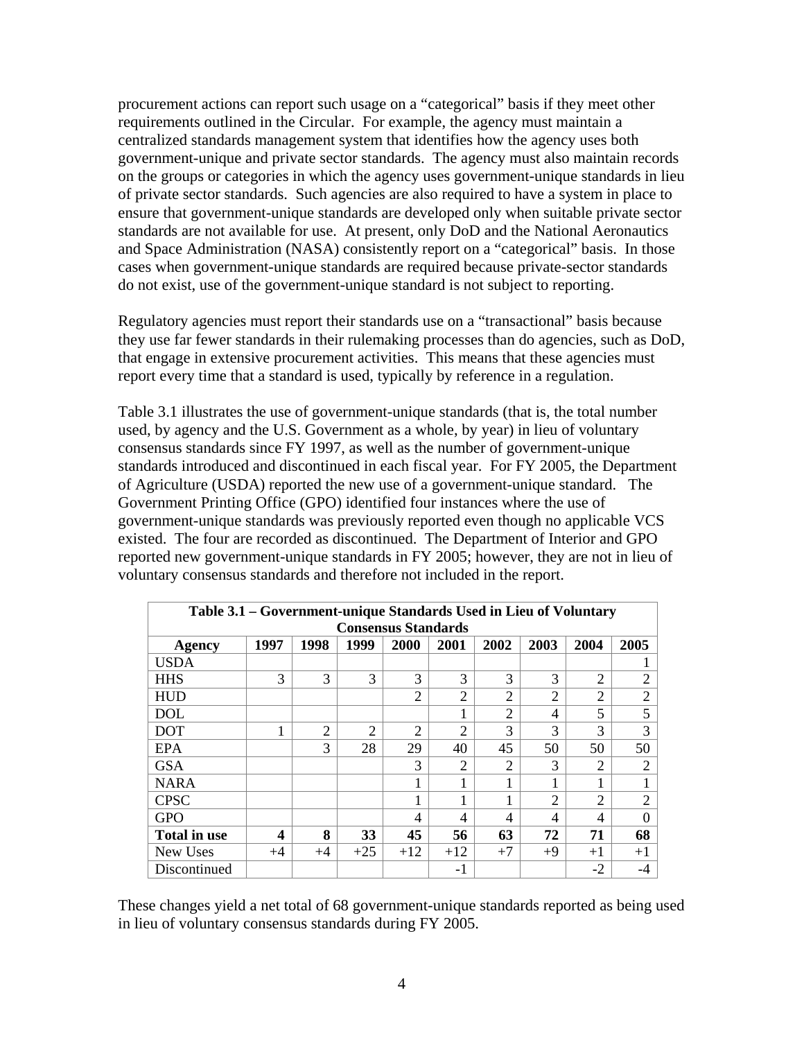procurement actions can report such usage on a "categorical" basis if they meet other requirements outlined in the Circular. For example, the agency must maintain a centralized standards management system that identifies how the agency uses both government-unique and private sector standards. The agency must also maintain records on the groups or categories in which the agency uses government-unique standards in lieu of private sector standards. Such agencies are also required to have a system in place to ensure that government-unique standards are developed only when suitable private sector standards are not available for use. At present, only DoD and the National Aeronautics and Space Administration (NASA) consistently report on a "categorical" basis. In those cases when government-unique standards are required because private-sector standards do not exist, use of the government-unique standard is not subject to reporting.

Regulatory agencies must report their standards use on a "transactional" basis because they use far fewer standards in their rulemaking processes than do agencies, such as DoD, that engage in extensive procurement activities. This means that these agencies must report every time that a standard is used, typically by reference in a regulation.

Table 3.1 illustrates the use of government-unique standards (that is, the total number used, by agency and the U.S. Government as a whole, by year) in lieu of voluntary consensus standards since FY 1997, as well as the number of government-unique standards introduced and discontinued in each fiscal year. For FY 2005, the Department of Agriculture (USDA) reported the new use of a government-unique standard. The Government Printing Office (GPO) identified four instances where the use of government-unique standards was previously reported even though no applicable VCS existed. The four are recorded as discontinued. The Department of Interior and GPO reported new government-unique standards in FY 2005; however, they are not in lieu of voluntary consensus standards and therefore not included in the report.

**Table 3.1 – Government-unique Standards Used in Lieu of Voluntary Consensus Standards**

| Agency | 1997 | 1998 | 1999 | 2000 | 2001 | 2002 | 2003 | 2004 | 2005 |
|---|---|---|---|---|---|---|---|---|---|
| USDA | | | | | | | | | 1 |
| HHS | 3 | 3 | 3 | 3 | 3 | 3 | 3 | 2 | 2 |
| HUD | | | | 2 | 2 | 2 | 2 | 2 | 2 |
| DOL | | | | | 1 | 2 | 4 | 5 | 5 |
| DOT | 1 | 2 | 2 | 2 | 2 | 3 | 3 | 3 | 3 |
| EPA | | 3 | 28 | 29 | 40 | 45 | 50 | 50 | 50 |
| GSA | | | | 3 | 2 | 2 | 3 | 2 | 2 |
| NARA | | | | 1 | 1 | 1 | 1 | 1 | 1 |
| CPSC | | | | 1 | 1 | 1 | 2 | 2 | 2 |
| GPO | | | | 4 | 4 | 4 | 4 | 4 | 0 |
| **Total in use** | **4** | **8** | **33** | **45** | **56** | **63** | **72** | **71** | **68** |
| New Uses | +4 | +4 | +25 | +12 | +12 | +7 | +9 | +1 | +1 |
| Discontinued | | | | | -1 | | | -2 | -4 |

These changes yield a net total of 68 government-unique standards reported as being used in lieu of voluntary consensus standards during FY 2005.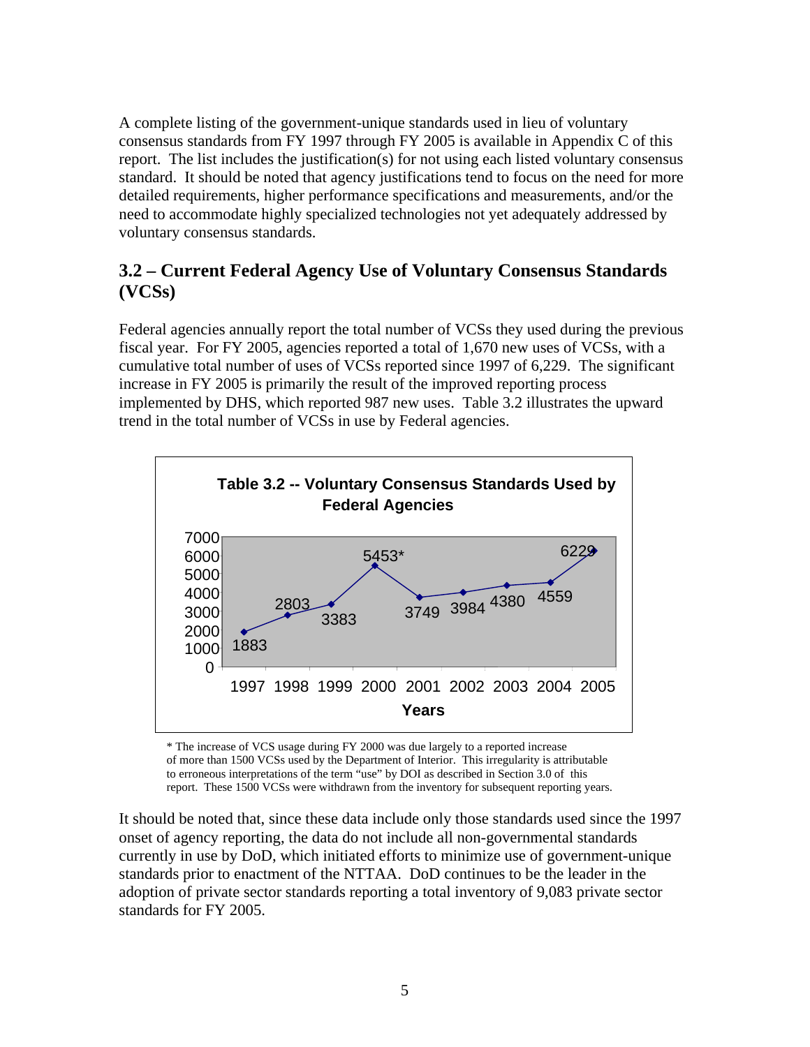A complete listing of the government-unique standards used in lieu of voluntary consensus standards from FY 1997 through FY 2005 is available in Appendix C of this report. The list includes the justification(s) for not using each listed voluntary consensus standard. It should be noted that agency justifications tend to focus on the need for more detailed requirements, higher performance specifications and measurements, and/or the need to accommodate highly specialized technologies not yet adequately addressed by voluntary consensus standards.

## 3.2 – Current Federal Agency Use of Voluntary Consensus Standards (VCSs)

Federal agencies annually report the total number of VCSs they used during the previous fiscal year. For FY 2005, agencies reported a total of 1,670 new uses of VCSs, with a cumulative total number of uses of VCSs reported since 1997 of 6,229. The significant increase in FY 2005 is primarily the result of the improved reporting process implemented by DHS, which reported 987 new uses. Table 3.2 illustrates the upward trend in the total number of VCSs in use by Federal agencies.

**Table 3.2 -- Voluntary Consensus Standards Used by Federal Agencies**

| Years | 1997 | 1998 | 1999 | 2000 | 2001 | 2002 | 2003 | 2004 | 2005 |
|---|---|---|---|---|---|---|---|---|---|
| VCSs | 1883 | 2803 | 3383 | 5453* | 3749 | 3984 | 4380 | 4559 | 6229 |

\* The increase of VCS usage during FY 2000 was due largely to a reported increase of more than 1500 VCSs used by the Department of Interior. This irregularity is attributable to erroneous interpretations of the term "use" by DOI as described in Section 3.0 of this report. These 1500 VCSs were withdrawn from the inventory for subsequent reporting years.

It should be noted that, since these data include only those standards used since the 1997 onset of agency reporting, the data do not include all non-governmental standards currently in use by DoD, which initiated efforts to minimize use of government-unique standards prior to enactment of the NTTAA. DoD continues to be the leader in the adoption of private sector standards reporting a total inventory of 9,083 private sector standards for FY 2005.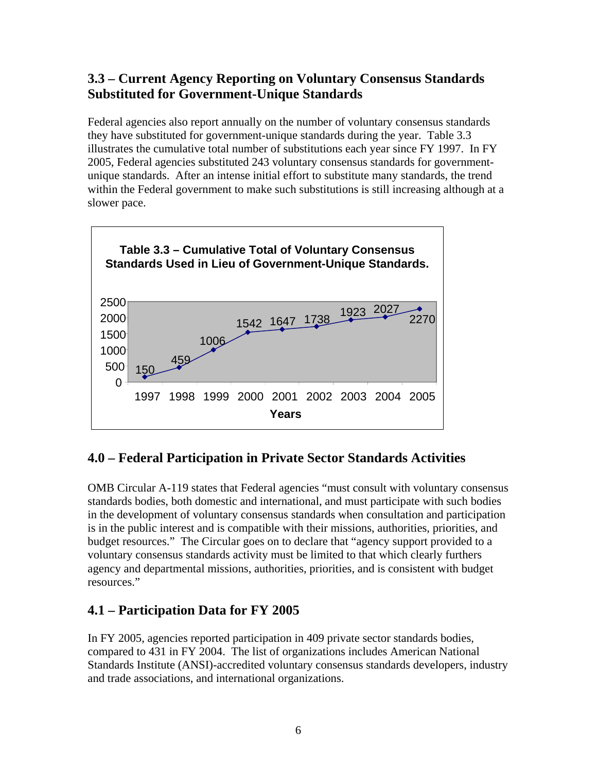### 3.3 – Current Agency Reporting on Voluntary Consensus Standards Substituted for Government-Unique Standards

Federal agencies also report annually on the number of voluntary consensus standards they have substituted for government-unique standards during the year. Table 3.3 illustrates the cumulative total number of substitutions each year since FY 1997. In FY 2005, Federal agencies substituted 243 voluntary consensus standards for government-unique standards. After an intense initial effort to substitute many standards, the trend within the Federal government to make such substitutions is still increasing although at a slower pace.

**Table 3.3 – Cumulative Total of Voluntary Consensus Standards Used in Lieu of Government-Unique Standards.**

| Years | Cumulative Total |
|---|---|
| 1997 | 150 |
| 1998 | 459 |
| 1999 | 1006 |
| 2000 | 1542 |
| 2001 | 1647 |
| 2002 | 1738 |
| 2003 | 1923 |
| 2004 | 2027 |
| 2005 | 2270 |

## 4.0 – Federal Participation in Private Sector Standards Activities

OMB Circular A-119 states that Federal agencies "must consult with voluntary consensus standards bodies, both domestic and international, and must participate with such bodies in the development of voluntary consensus standards when consultation and participation is in the public interest and is compatible with their missions, authorities, priorities, and budget resources." The Circular goes on to declare that "agency support provided to a voluntary consensus standards activity must be limited to that which clearly furthers agency and departmental missions, authorities, priorities, and is consistent with budget resources."

### 4.1 – Participation Data for FY 2005

In FY 2005, agencies reported participation in 409 private sector standards bodies, compared to 431 in FY 2004. The list of organizations includes American National Standards Institute (ANSI)-accredited voluntary consensus standards developers, industry and trade associations, and international organizations.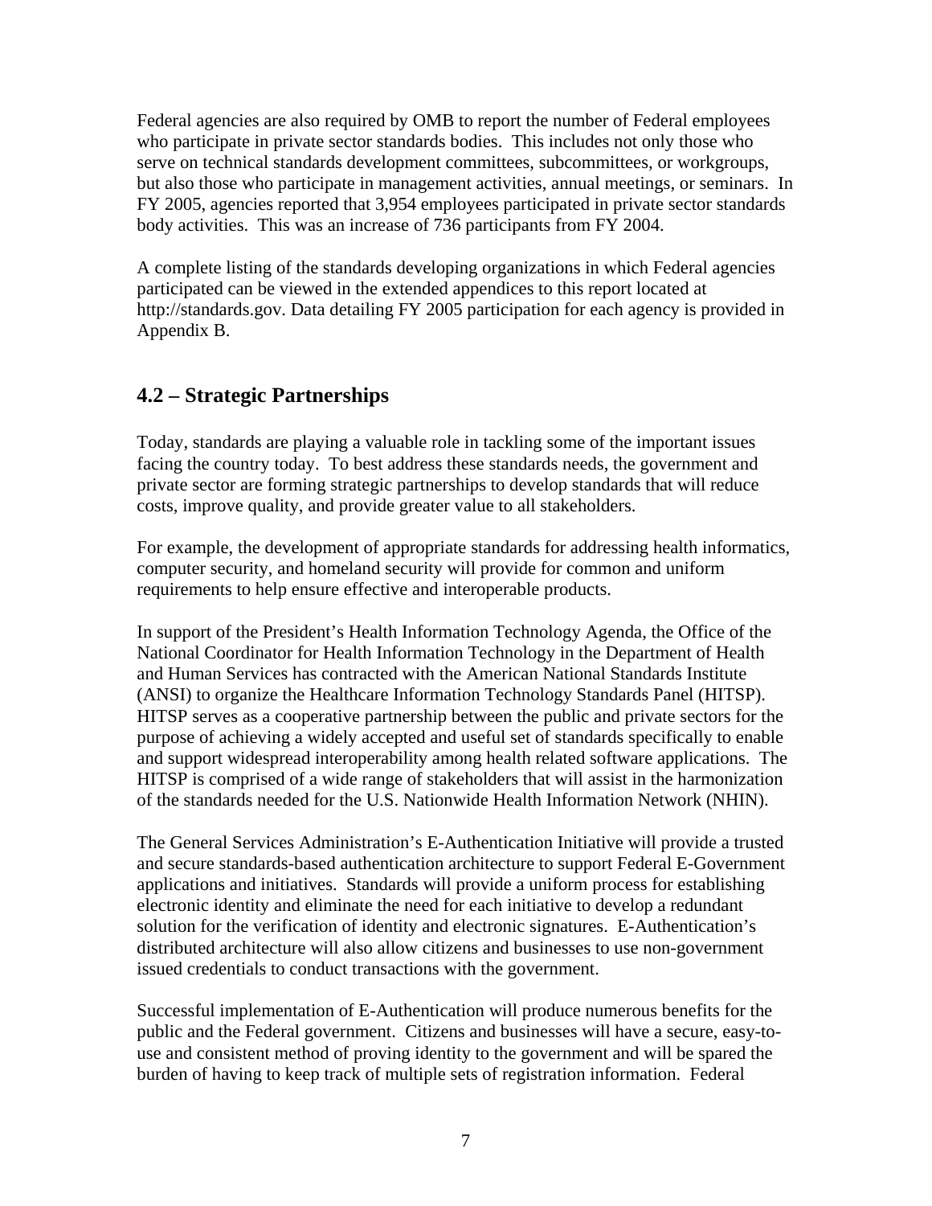Federal agencies are also required by OMB to report the number of Federal employees who participate in private sector standards bodies. This includes not only those who serve on technical standards development committees, subcommittees, or workgroups, but also those who participate in management activities, annual meetings, or seminars. In FY 2005, agencies reported that 3,954 employees participated in private sector standards body activities. This was an increase of 736 participants from FY 2004.

A complete listing of the standards developing organizations in which Federal agencies participated can be viewed in the extended appendices to this report located at http://standards.gov. Data detailing FY 2005 participation for each agency is provided in Appendix B.

## 4.2 – Strategic Partnerships

Today, standards are playing a valuable role in tackling some of the important issues facing the country today. To best address these standards needs, the government and private sector are forming strategic partnerships to develop standards that will reduce costs, improve quality, and provide greater value to all stakeholders.

For example, the development of appropriate standards for addressing health informatics, computer security, and homeland security will provide for common and uniform requirements to help ensure effective and interoperable products.

In support of the President's Health Information Technology Agenda, the Office of the National Coordinator for Health Information Technology in the Department of Health and Human Services has contracted with the American National Standards Institute (ANSI) to organize the Healthcare Information Technology Standards Panel (HITSP). HITSP serves as a cooperative partnership between the public and private sectors for the purpose of achieving a widely accepted and useful set of standards specifically to enable and support widespread interoperability among health related software applications. The HITSP is comprised of a wide range of stakeholders that will assist in the harmonization of the standards needed for the U.S. Nationwide Health Information Network (NHIN).

The General Services Administration's E-Authentication Initiative will provide a trusted and secure standards-based authentication architecture to support Federal E-Government applications and initiatives. Standards will provide a uniform process for establishing electronic identity and eliminate the need for each initiative to develop a redundant solution for the verification of identity and electronic signatures. E-Authentication's distributed architecture will also allow citizens and businesses to use non-government issued credentials to conduct transactions with the government.

Successful implementation of E-Authentication will produce numerous benefits for the public and the Federal government. Citizens and businesses will have a secure, easy-to-use and consistent method of proving identity to the government and will be spared the burden of having to keep track of multiple sets of registration information. Federal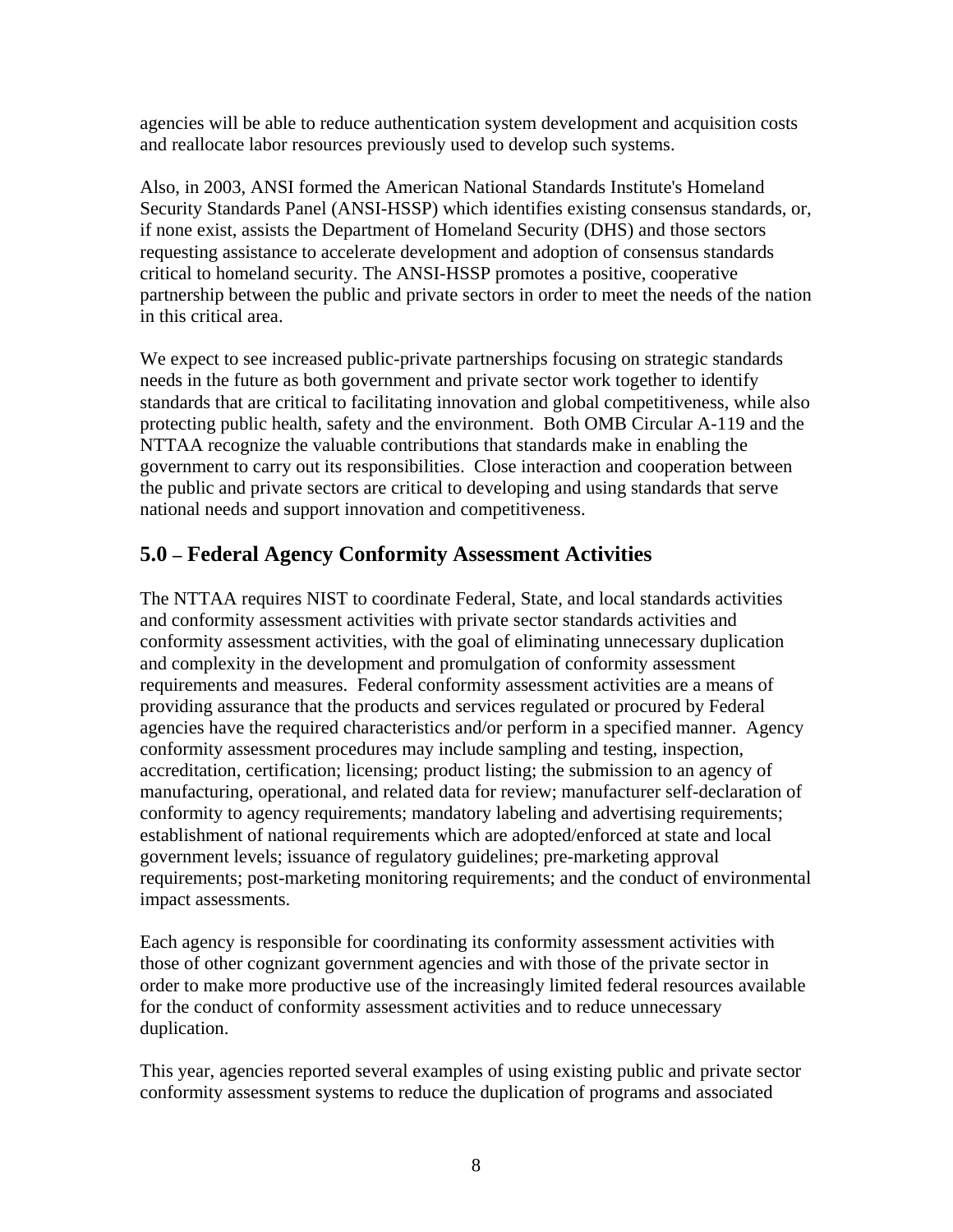agencies will be able to reduce authentication system development and acquisition costs and reallocate labor resources previously used to develop such systems.

Also, in 2003, ANSI formed the American National Standards Institute's Homeland Security Standards Panel (ANSI-HSSP) which identifies existing consensus standards, or, if none exist, assists the Department of Homeland Security (DHS) and those sectors requesting assistance to accelerate development and adoption of consensus standards critical to homeland security. The ANSI-HSSP promotes a positive, cooperative partnership between the public and private sectors in order to meet the needs of the nation in this critical area.

We expect to see increased public-private partnerships focusing on strategic standards needs in the future as both government and private sector work together to identify standards that are critical to facilitating innovation and global competitiveness, while also protecting public health, safety and the environment. Both OMB Circular A-119 and the NTTAA recognize the valuable contributions that standards make in enabling the government to carry out its responsibilities. Close interaction and cooperation between the public and private sectors are critical to developing and using standards that serve national needs and support innovation and competitiveness.

## 5.0 – Federal Agency Conformity Assessment Activities

The NTTAA requires NIST to coordinate Federal, State, and local standards activities and conformity assessment activities with private sector standards activities and conformity assessment activities, with the goal of eliminating unnecessary duplication and complexity in the development and promulgation of conformity assessment requirements and measures. Federal conformity assessment activities are a means of providing assurance that the products and services regulated or procured by Federal agencies have the required characteristics and/or perform in a specified manner. Agency conformity assessment procedures may include sampling and testing, inspection, accreditation, certification; licensing; product listing; the submission to an agency of manufacturing, operational, and related data for review; manufacturer self-declaration of conformity to agency requirements; mandatory labeling and advertising requirements; establishment of national requirements which are adopted/enforced at state and local government levels; issuance of regulatory guidelines; pre-marketing approval requirements; post-marketing monitoring requirements; and the conduct of environmental impact assessments.

Each agency is responsible for coordinating its conformity assessment activities with those of other cognizant government agencies and with those of the private sector in order to make more productive use of the increasingly limited federal resources available for the conduct of conformity assessment activities and to reduce unnecessary duplication.

This year, agencies reported several examples of using existing public and private sector conformity assessment systems to reduce the duplication of programs and associated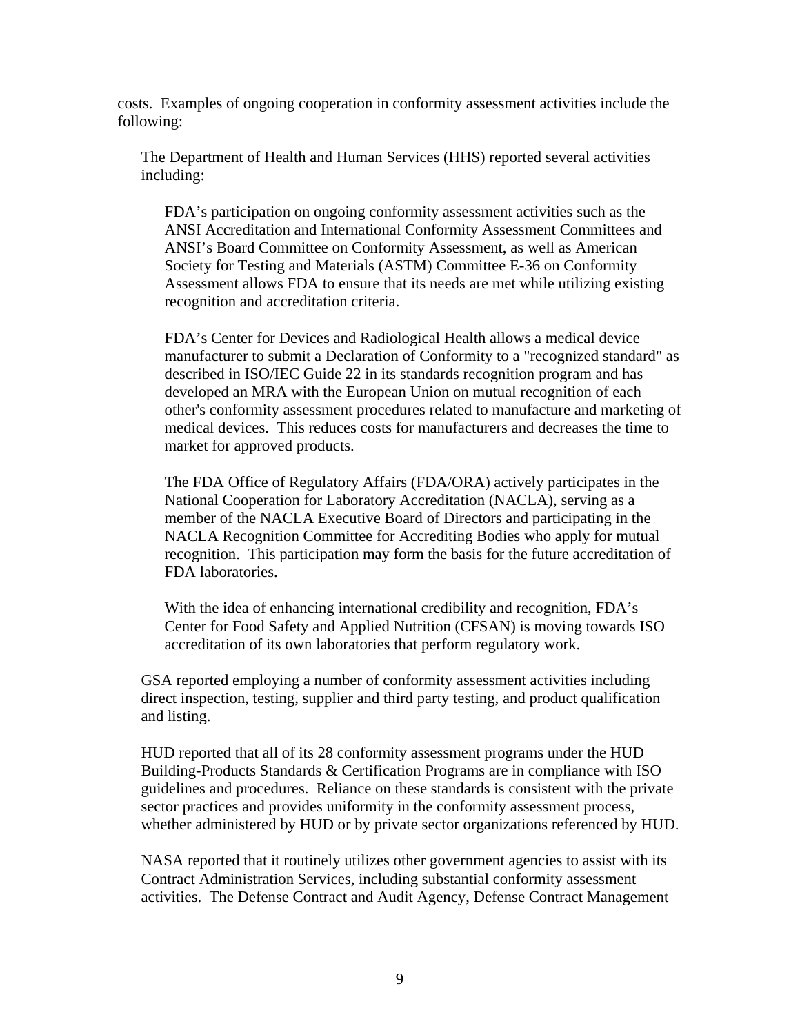costs. Examples of ongoing cooperation in conformity assessment activities include the following:

The Department of Health and Human Services (HHS) reported several activities including:

FDA's participation on ongoing conformity assessment activities such as the ANSI Accreditation and International Conformity Assessment Committees and ANSI's Board Committee on Conformity Assessment, as well as American Society for Testing and Materials (ASTM) Committee E-36 on Conformity Assessment allows FDA to ensure that its needs are met while utilizing existing recognition and accreditation criteria.

FDA's Center for Devices and Radiological Health allows a medical device manufacturer to submit a Declaration of Conformity to a "recognized standard" as described in ISO/IEC Guide 22 in its standards recognition program and has developed an MRA with the European Union on mutual recognition of each other's conformity assessment procedures related to manufacture and marketing of medical devices. This reduces costs for manufacturers and decreases the time to market for approved products.

The FDA Office of Regulatory Affairs (FDA/ORA) actively participates in the National Cooperation for Laboratory Accreditation (NACLA), serving as a member of the NACLA Executive Board of Directors and participating in the NACLA Recognition Committee for Accrediting Bodies who apply for mutual recognition. This participation may form the basis for the future accreditation of FDA laboratories.

With the idea of enhancing international credibility and recognition, FDA's Center for Food Safety and Applied Nutrition (CFSAN) is moving towards ISO accreditation of its own laboratories that perform regulatory work.

GSA reported employing a number of conformity assessment activities including direct inspection, testing, supplier and third party testing, and product qualification and listing.

HUD reported that all of its 28 conformity assessment programs under the HUD Building-Products Standards & Certification Programs are in compliance with ISO guidelines and procedures. Reliance on these standards is consistent with the private sector practices and provides uniformity in the conformity assessment process, whether administered by HUD or by private sector organizations referenced by HUD.

NASA reported that it routinely utilizes other government agencies to assist with its Contract Administration Services, including substantial conformity assessment activities. The Defense Contract and Audit Agency, Defense Contract Management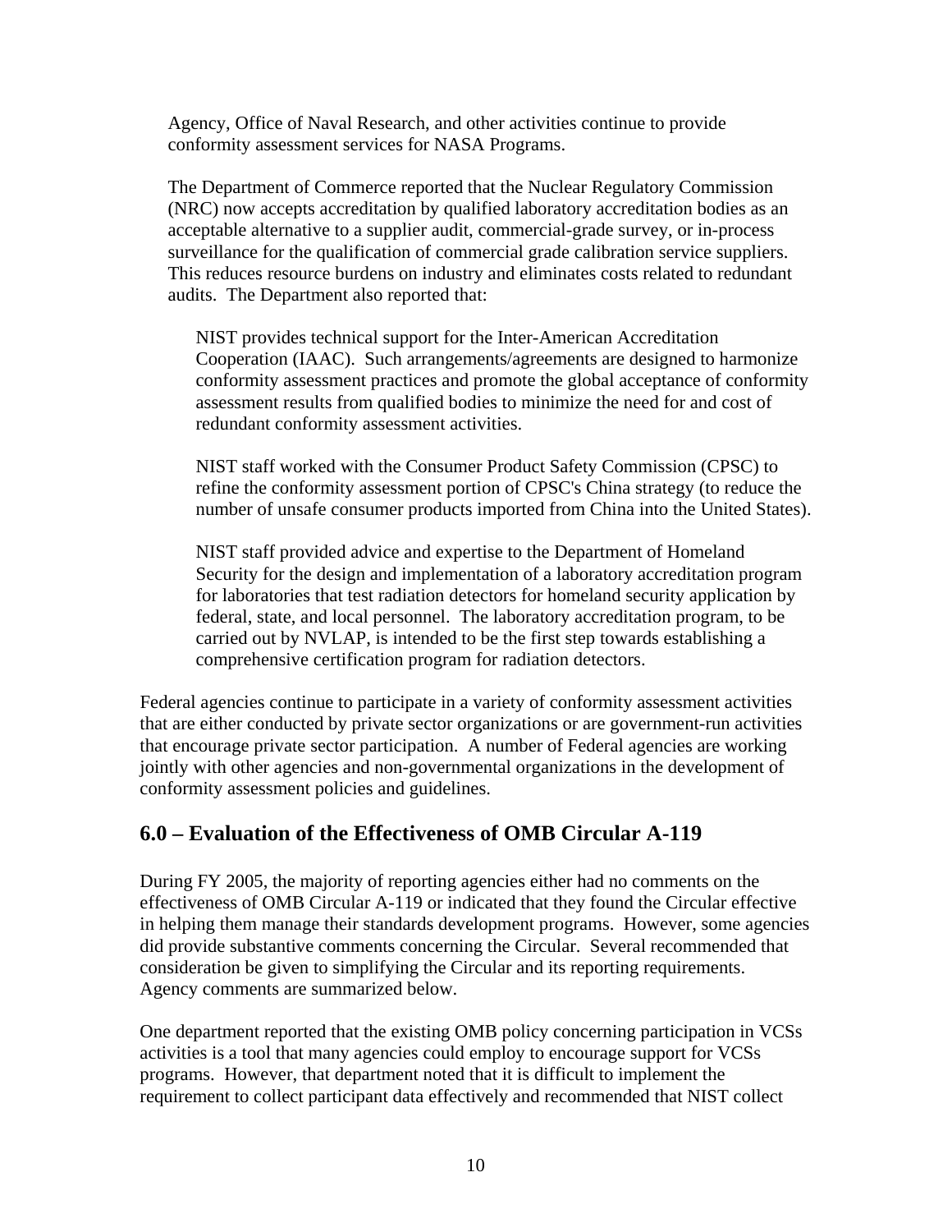Agency, Office of Naval Research, and other activities continue to provide conformity assessment services for NASA Programs.

The Department of Commerce reported that the Nuclear Regulatory Commission (NRC) now accepts accreditation by qualified laboratory accreditation bodies as an acceptable alternative to a supplier audit, commercial-grade survey, or in-process surveillance for the qualification of commercial grade calibration service suppliers. This reduces resource burdens on industry and eliminates costs related to redundant audits. The Department also reported that:

> NIST provides technical support for the Inter-American Accreditation Cooperation (IAAC). Such arrangements/agreements are designed to harmonize conformity assessment practices and promote the global acceptance of conformity assessment results from qualified bodies to minimize the need for and cost of redundant conformity assessment activities.
>
> NIST staff worked with the Consumer Product Safety Commission (CPSC) to refine the conformity assessment portion of CPSC's China strategy (to reduce the number of unsafe consumer products imported from China into the United States).
>
> NIST staff provided advice and expertise to the Department of Homeland Security for the design and implementation of a laboratory accreditation program for laboratories that test radiation detectors for homeland security application by federal, state, and local personnel. The laboratory accreditation program, to be carried out by NVLAP, is intended to be the first step towards establishing a comprehensive certification program for radiation detectors.

Federal agencies continue to participate in a variety of conformity assessment activities that are either conducted by private sector organizations or are government-run activities that encourage private sector participation. A number of Federal agencies are working jointly with other agencies and non-governmental organizations in the development of conformity assessment policies and guidelines.

## 6.0 – Evaluation of the Effectiveness of OMB Circular A-119

During FY 2005, the majority of reporting agencies either had no comments on the effectiveness of OMB Circular A-119 or indicated that they found the Circular effective in helping them manage their standards development programs. However, some agencies did provide substantive comments concerning the Circular. Several recommended that consideration be given to simplifying the Circular and its reporting requirements. Agency comments are summarized below.

One department reported that the existing OMB policy concerning participation in VCSs activities is a tool that many agencies could employ to encourage support for VCSs programs. However, that department noted that it is difficult to implement the requirement to collect participant data effectively and recommended that NIST collect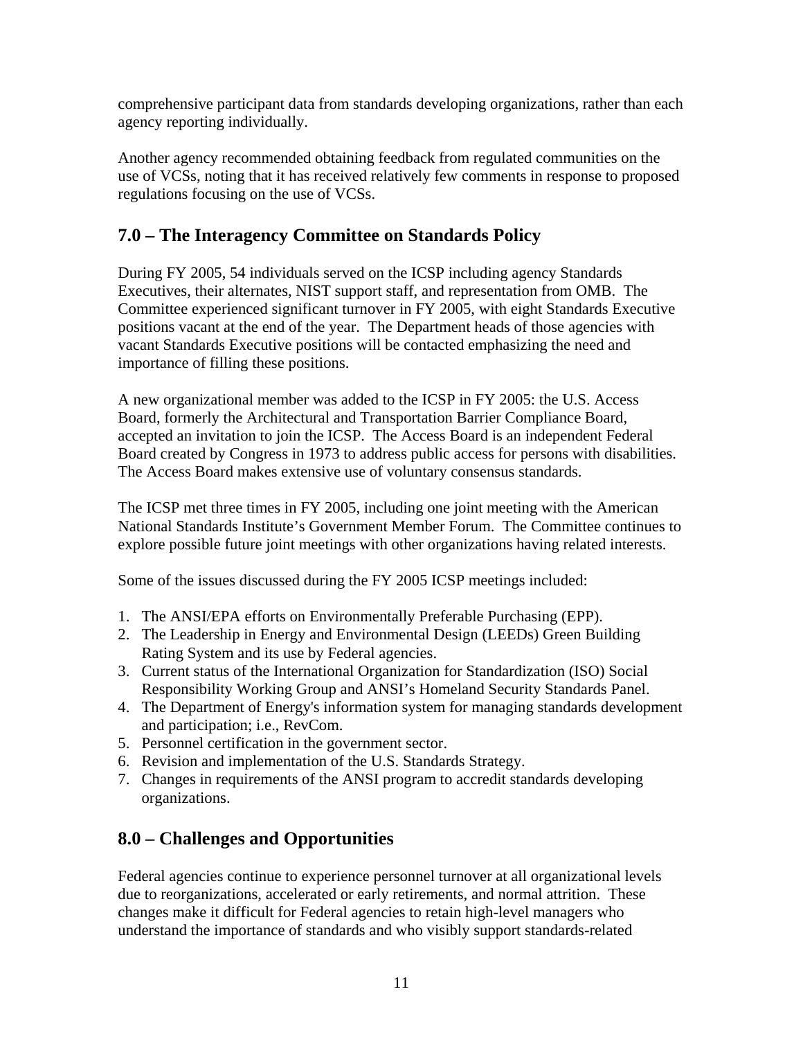comprehensive participant data from standards developing organizations, rather than each agency reporting individually.

Another agency recommended obtaining feedback from regulated communities on the use of VCSs, noting that it has received relatively few comments in response to proposed regulations focusing on the use of VCSs.

## 7.0 – The Interagency Committee on Standards Policy

During FY 2005, 54 individuals served on the ICSP including agency Standards Executives, their alternates, NIST support staff, and representation from OMB. The Committee experienced significant turnover in FY 2005, with eight Standards Executive positions vacant at the end of the year. The Department heads of those agencies with vacant Standards Executive positions will be contacted emphasizing the need and importance of filling these positions.

A new organizational member was added to the ICSP in FY 2005: the U.S. Access Board, formerly the Architectural and Transportation Barrier Compliance Board, accepted an invitation to join the ICSP. The Access Board is an independent Federal Board created by Congress in 1973 to address public access for persons with disabilities. The Access Board makes extensive use of voluntary consensus standards.

The ICSP met three times in FY 2005, including one joint meeting with the American National Standards Institute's Government Member Forum. The Committee continues to explore possible future joint meetings with other organizations having related interests.

Some of the issues discussed during the FY 2005 ICSP meetings included:

1. The ANSI/EPA efforts on Environmentally Preferable Purchasing (EPP).
2. The Leadership in Energy and Environmental Design (LEEDs) Green Building Rating System and its use by Federal agencies.
3. Current status of the International Organization for Standardization (ISO) Social Responsibility Working Group and ANSI's Homeland Security Standards Panel.
4. The Department of Energy's information system for managing standards development and participation; i.e., RevCom.
5. Personnel certification in the government sector.
6. Revision and implementation of the U.S. Standards Strategy.
7. Changes in requirements of the ANSI program to accredit standards developing organizations.

## 8.0 – Challenges and Opportunities

Federal agencies continue to experience personnel turnover at all organizational levels due to reorganizations, accelerated or early retirements, and normal attrition. These changes make it difficult for Federal agencies to retain high-level managers who understand the importance of standards and who visibly support standards-related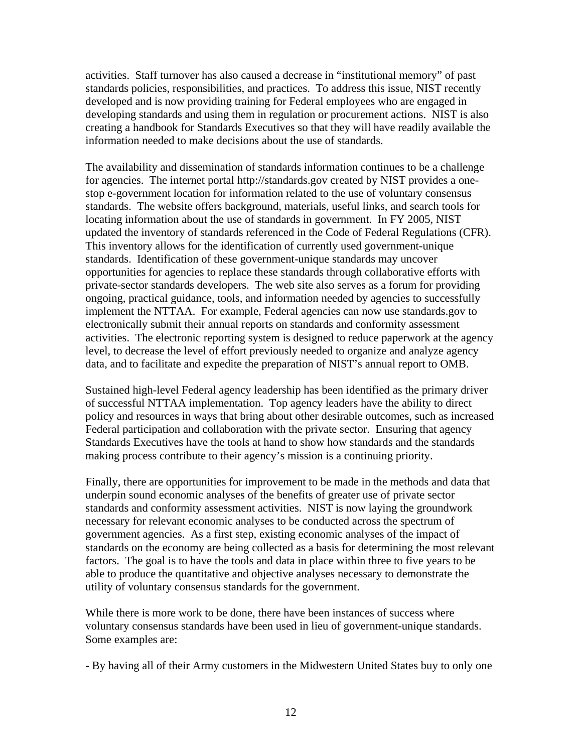activities. Staff turnover has also caused a decrease in "institutional memory" of past standards policies, responsibilities, and practices. To address this issue, NIST recently developed and is now providing training for Federal employees who are engaged in developing standards and using them in regulation or procurement actions. NIST is also creating a handbook for Standards Executives so that they will have readily available the information needed to make decisions about the use of standards.

The availability and dissemination of standards information continues to be a challenge for agencies. The internet portal http://standards.gov created by NIST provides a one-stop e-government location for information related to the use of voluntary consensus standards. The website offers background, materials, useful links, and search tools for locating information about the use of standards in government. In FY 2005, NIST updated the inventory of standards referenced in the Code of Federal Regulations (CFR). This inventory allows for the identification of currently used government-unique standards. Identification of these government-unique standards may uncover opportunities for agencies to replace these standards through collaborative efforts with private-sector standards developers. The web site also serves as a forum for providing ongoing, practical guidance, tools, and information needed by agencies to successfully implement the NTTAA. For example, Federal agencies can now use standards.gov to electronically submit their annual reports on standards and conformity assessment activities. The electronic reporting system is designed to reduce paperwork at the agency level, to decrease the level of effort previously needed to organize and analyze agency data, and to facilitate and expedite the preparation of NIST's annual report to OMB.

Sustained high-level Federal agency leadership has been identified as the primary driver of successful NTTAA implementation. Top agency leaders have the ability to direct policy and resources in ways that bring about other desirable outcomes, such as increased Federal participation and collaboration with the private sector. Ensuring that agency Standards Executives have the tools at hand to show how standards and the standards making process contribute to their agency's mission is a continuing priority.

Finally, there are opportunities for improvement to be made in the methods and data that underpin sound economic analyses of the benefits of greater use of private sector standards and conformity assessment activities. NIST is now laying the groundwork necessary for relevant economic analyses to be conducted across the spectrum of government agencies. As a first step, existing economic analyses of the impact of standards on the economy are being collected as a basis for determining the most relevant factors. The goal is to have the tools and data in place within three to five years to be able to produce the quantitative and objective analyses necessary to demonstrate the utility of voluntary consensus standards for the government.

While there is more work to be done, there have been instances of success where voluntary consensus standards have been used in lieu of government-unique standards. Some examples are:

- By having all of their Army customers in the Midwestern United States buy to only one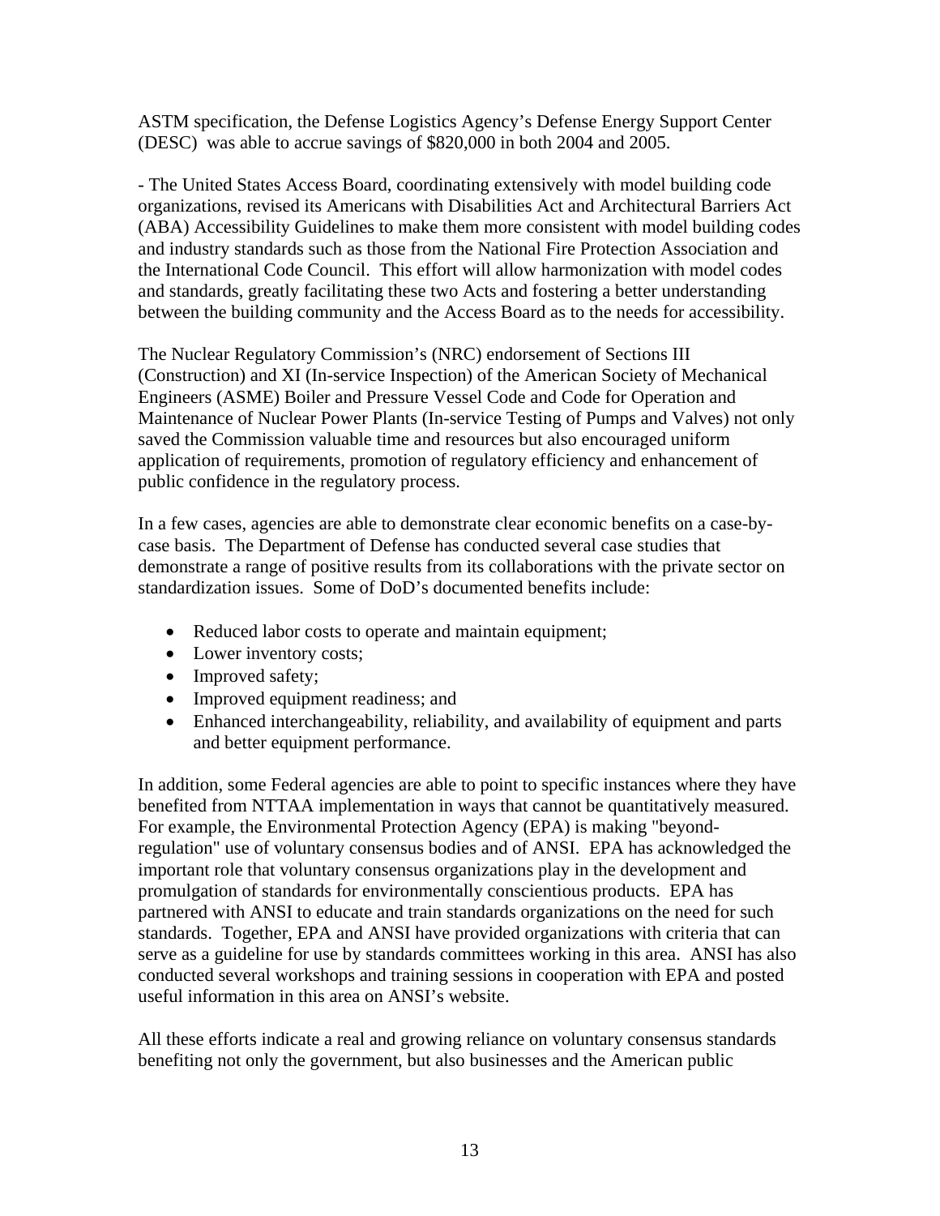ASTM specification, the Defense Logistics Agency's Defense Energy Support Center (DESC) was able to accrue savings of $820,000 in both 2004 and 2005.

- The United States Access Board, coordinating extensively with model building code organizations, revised its Americans with Disabilities Act and Architectural Barriers Act (ABA) Accessibility Guidelines to make them more consistent with model building codes and industry standards such as those from the National Fire Protection Association and the International Code Council. This effort will allow harmonization with model codes and standards, greatly facilitating these two Acts and fostering a better understanding between the building community and the Access Board as to the needs for accessibility.

The Nuclear Regulatory Commission's (NRC) endorsement of Sections III (Construction) and XI (In-service Inspection) of the American Society of Mechanical Engineers (ASME) Boiler and Pressure Vessel Code and Code for Operation and Maintenance of Nuclear Power Plants (In-service Testing of Pumps and Valves) not only saved the Commission valuable time and resources but also encouraged uniform application of requirements, promotion of regulatory efficiency and enhancement of public confidence in the regulatory process.

In a few cases, agencies are able to demonstrate clear economic benefits on a case-by-case basis. The Department of Defense has conducted several case studies that demonstrate a range of positive results from its collaborations with the private sector on standardization issues. Some of DoD's documented benefits include:

- Reduced labor costs to operate and maintain equipment;
- Lower inventory costs;
- Improved safety;
- Improved equipment readiness; and
- Enhanced interchangeability, reliability, and availability of equipment and parts and better equipment performance.

In addition, some Federal agencies are able to point to specific instances where they have benefited from NTTAA implementation in ways that cannot be quantitatively measured. For example, the Environmental Protection Agency (EPA) is making "beyond-regulation" use of voluntary consensus bodies and of ANSI. EPA has acknowledged the important role that voluntary consensus organizations play in the development and promulgation of standards for environmentally conscientious products. EPA has partnered with ANSI to educate and train standards organizations on the need for such standards. Together, EPA and ANSI have provided organizations with criteria that can serve as a guideline for use by standards committees working in this area. ANSI has also conducted several workshops and training sessions in cooperation with EPA and posted useful information in this area on ANSI's website.

All these efforts indicate a real and growing reliance on voluntary consensus standards benefiting not only the government, but also businesses and the American public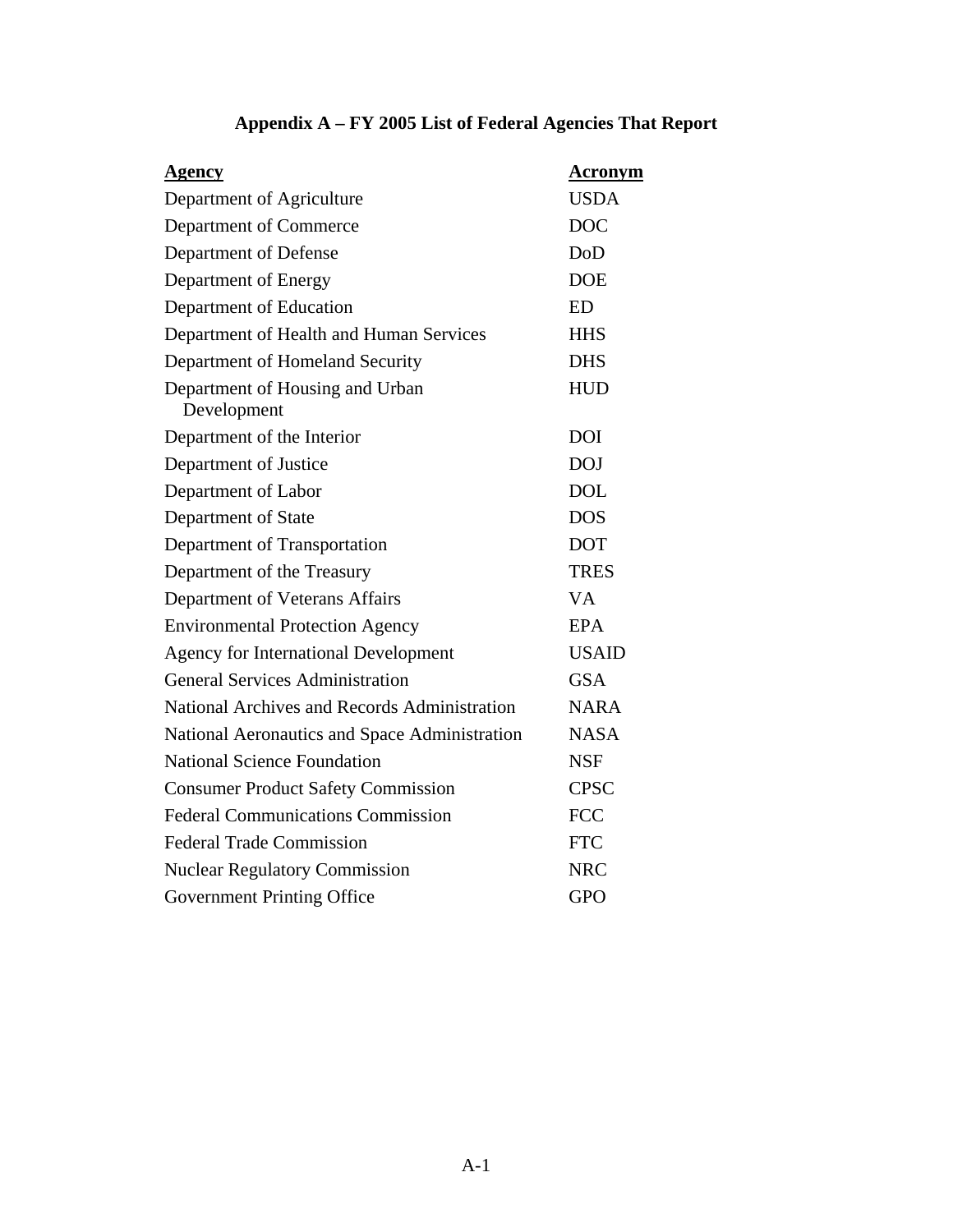# Appendix A – FY 2005 List of Federal Agencies That Report

| Agency | Acronym |
| --- | --- |
| Department of Agriculture | USDA |
| Department of Commerce | DOC |
| Department of Defense | DoD |
| Department of Energy | DOE |
| Department of Education | ED |
| Department of Health and Human Services | HHS |
| Department of Homeland Security | DHS |
| Department of Housing and Urban Development | HUD |
| Department of the Interior | DOI |
| Department of Justice | DOJ |
| Department of Labor | DOL |
| Department of State | DOS |
| Department of Transportation | DOT |
| Department of the Treasury | TRES |
| Department of Veterans Affairs | VA |
| Environmental Protection Agency | EPA |
| Agency for International Development | USAID |
| General Services Administration | GSA |
| National Archives and Records Administration | NARA |
| National Aeronautics and Space Administration | NASA |
| National Science Foundation | NSF |
| Consumer Product Safety Commission | CPSC |
| Federal Communications Commission | FCC |
| Federal Trade Commission | FTC |
| Nuclear Regulatory Commission | NRC |
| Government Printing Office | GPO |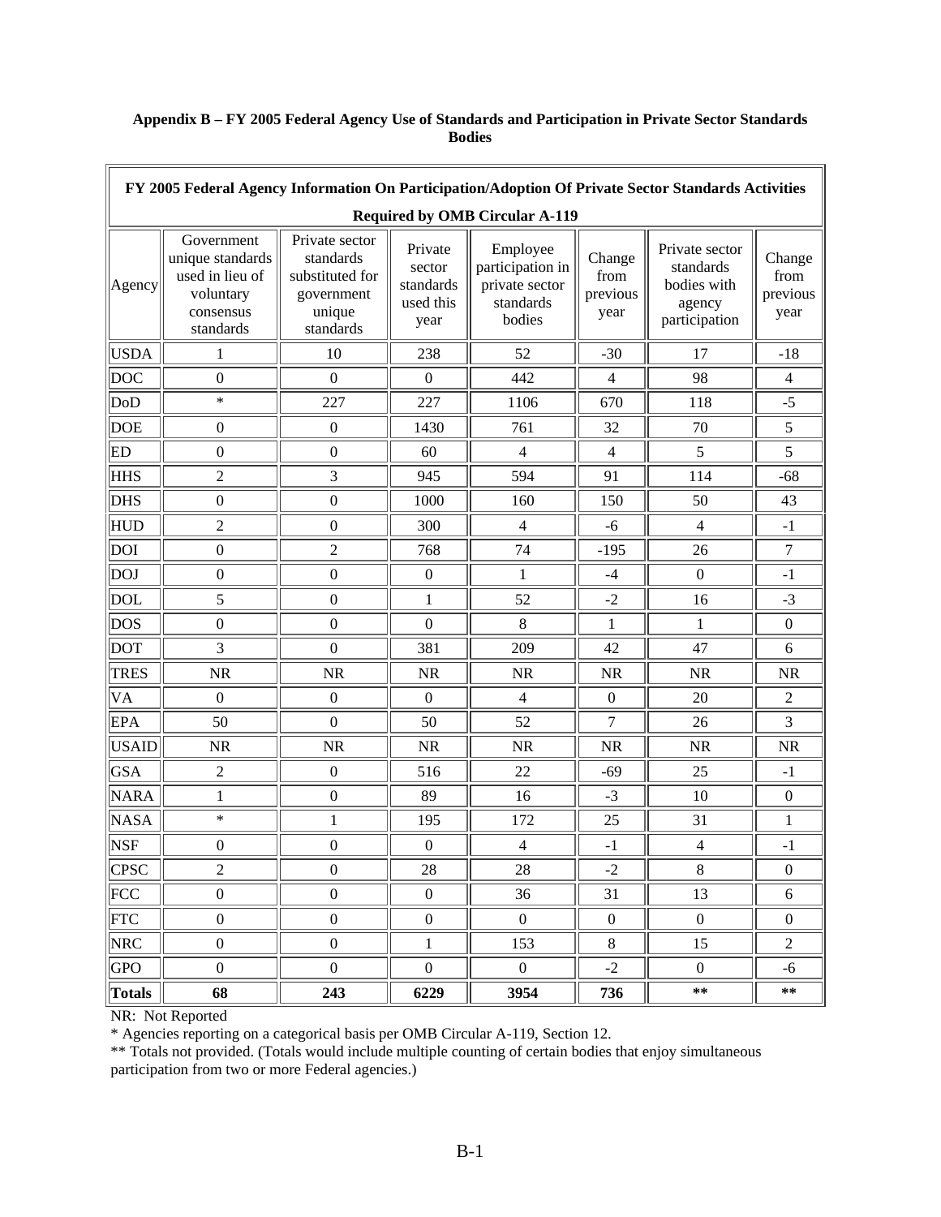**Appendix B – FY 2005 Federal Agency Use of Standards and Participation in Private Sector Standards Bodies**

| FY 2005 Federal Agency Information On Participation/Adoption Of Private Sector Standards Activities Required by OMB Circular A-119 | | | | | | | |
|---|---|---|---|---|---|---|---|
| Agency | Government unique standards used in lieu of voluntary consensus standards | Private sector standards substituted for government unique standards | Private sector standards used this year | Employee participation in private sector standards bodies | Change from previous year | Private sector standards bodies with agency participation | Change from previous year |
| USDA | 1 | 10 | 238 | 52 | -30 | 17 | -18 |
| DOC | 0 | 0 | 0 | 442 | 4 | 98 | 4 |
| DoD | * | 227 | 227 | 1106 | 670 | 118 | -5 |
| DOE | 0 | 0 | 1430 | 761 | 32 | 70 | 5 |
| ED | 0 | 0 | 60 | 4 | 4 | 5 | 5 |
| HHS | 2 | 3 | 945 | 594 | 91 | 114 | -68 |
| DHS | 0 | 0 | 1000 | 160 | 150 | 50 | 43 |
| HUD | 2 | 0 | 300 | 4 | -6 | 4 | -1 |
| DOI | 0 | 2 | 768 | 74 | -195 | 26 | 7 |
| DOJ | 0 | 0 | 0 | 1 | -4 | 0 | -1 |
| DOL | 5 | 0 | 1 | 52 | -2 | 16 | -3 |
| DOS | 0 | 0 | 0 | 8 | 1 | 1 | 0 |
| DOT | 3 | 0 | 381 | 209 | 42 | 47 | 6 |
| TRES | NR | NR | NR | NR | NR | NR | NR |
| VA | 0 | 0 | 0 | 4 | 0 | 20 | 2 |
| EPA | 50 | 0 | 50 | 52 | 7 | 26 | 3 |
| USAID | NR | NR | NR | NR | NR | NR | NR |
| GSA | 2 | 0 | 516 | 22 | -69 | 25 | -1 |
| NARA | 1 | 0 | 89 | 16 | -3 | 10 | 0 |
| NASA | * | 1 | 195 | 172 | 25 | 31 | 1 |
| NSF | 0 | 0 | 0 | 4 | -1 | 4 | -1 |
| CPSC | 2 | 0 | 28 | 28 | -2 | 8 | 0 |
| FCC | 0 | 0 | 0 | 36 | 31 | 13 | 6 |
| FTC | 0 | 0 | 0 | 0 | 0 | 0 | 0 |
| NRC | 0 | 0 | 1 | 153 | 8 | 15 | 2 |
| GPO | 0 | 0 | 0 | 0 | -2 | 0 | -6 |
| **Totals** | **68** | **243** | **6229** | **3954** | **736** | ** | ** |

NR: Not Reported

* Agencies reporting on a categorical basis per OMB Circular A-119, Section 12.

** Totals not provided. (Totals would include multiple counting of certain bodies that enjoy simultaneous participation from two or more Federal agencies.)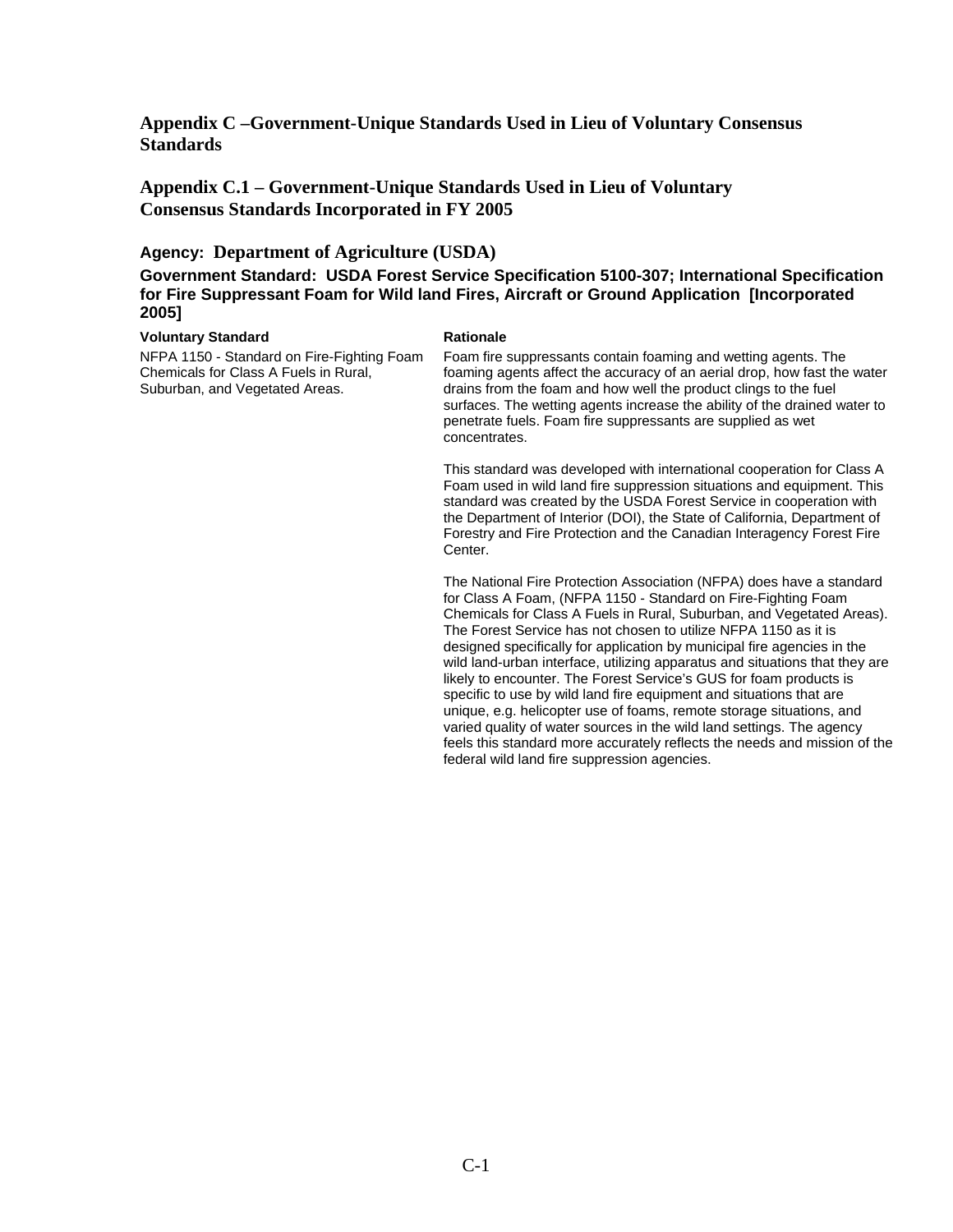# Appendix C –Government-Unique Standards Used in Lieu of Voluntary Consensus Standards

## Appendix C.1 – Government-Unique Standards Used in Lieu of Voluntary Consensus Standards Incorporated in FY 2005

### Agency: Department of Agriculture (USDA)

**Government Standard: USDA Forest Service Specification 5100-307; International Specification for Fire Suppressant Foam for Wild land Fires, Aircraft or Ground Application [Incorporated 2005]**

| Voluntary Standard | Rationale |
|---|---|
| NFPA 1150 - Standard on Fire-Fighting Foam Chemicals for Class A Fuels in Rural, Suburban, and Vegetated Areas. | Foam fire suppressants contain foaming and wetting agents. The foaming agents affect the accuracy of an aerial drop, how fast the water drains from the foam and how well the product clings to the fuel surfaces. The wetting agents increase the ability of the drained water to penetrate fuels. Foam fire suppressants are supplied as wet concentrates.<br><br>This standard was developed with international cooperation for Class A Foam used in wild land fire suppression situations and equipment. This standard was created by the USDA Forest Service in cooperation with the Department of Interior (DOI), the State of California, Department of Forestry and Fire Protection and the Canadian Interagency Forest Fire Center.<br><br>The National Fire Protection Association (NFPA) does have a standard for Class A Foam, (NFPA 1150 - Standard on Fire-Fighting Foam Chemicals for Class A Fuels in Rural, Suburban, and Vegetated Areas). The Forest Service has not chosen to utilize NFPA 1150 as it is designed specifically for application by municipal fire agencies in the wild land-urban interface, utilizing apparatus and situations that they are likely to encounter. The Forest Service's GUS for foam products is specific to use by wild land fire equipment and situations that are unique, e.g. helicopter use of foams, remote storage situations, and varied quality of water sources in the wild land settings. The agency feels this standard more accurately reflects the needs and mission of the federal wild land fire suppression agencies. |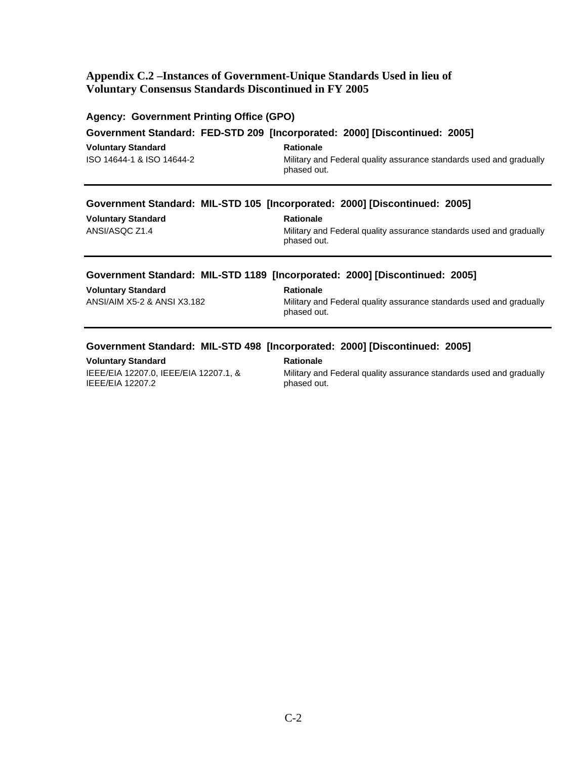## Appendix C.2 –Instances of Government-Unique Standards Used in lieu of Voluntary Consensus Standards Discontinued in FY 2005

### Agency: Government Printing Office (GPO)

#### Government Standard: FED-STD 209 [Incorporated: 2000] [Discontinued: 2005]

| Voluntary Standard | Rationale |
| --- | --- |
| ISO 14644-1 & ISO 14644-2 | Military and Federal quality assurance standards used and gradually phased out. |

---

#### Government Standard: MIL-STD 105 [Incorporated: 2000] [Discontinued: 2005]

| Voluntary Standard | Rationale |
| --- | --- |
| ANSI/ASQC Z1.4 | Military and Federal quality assurance standards used and gradually phased out. |

---

#### Government Standard: MIL-STD 1189 [Incorporated: 2000] [Discontinued: 2005]

| Voluntary Standard | Rationale |
| --- | --- |
| ANSI/AIM X5-2 & ANSI X3.182 | Military and Federal quality assurance standards used and gradually phased out. |

---

#### Government Standard: MIL-STD 498 [Incorporated: 2000] [Discontinued: 2005]

| Voluntary Standard | Rationale |
| --- | --- |
| IEEE/EIA 12207.0, IEEE/EIA 12207.1, & IEEE/EIA 12207.2 | Military and Federal quality assurance standards used and gradually phased out. |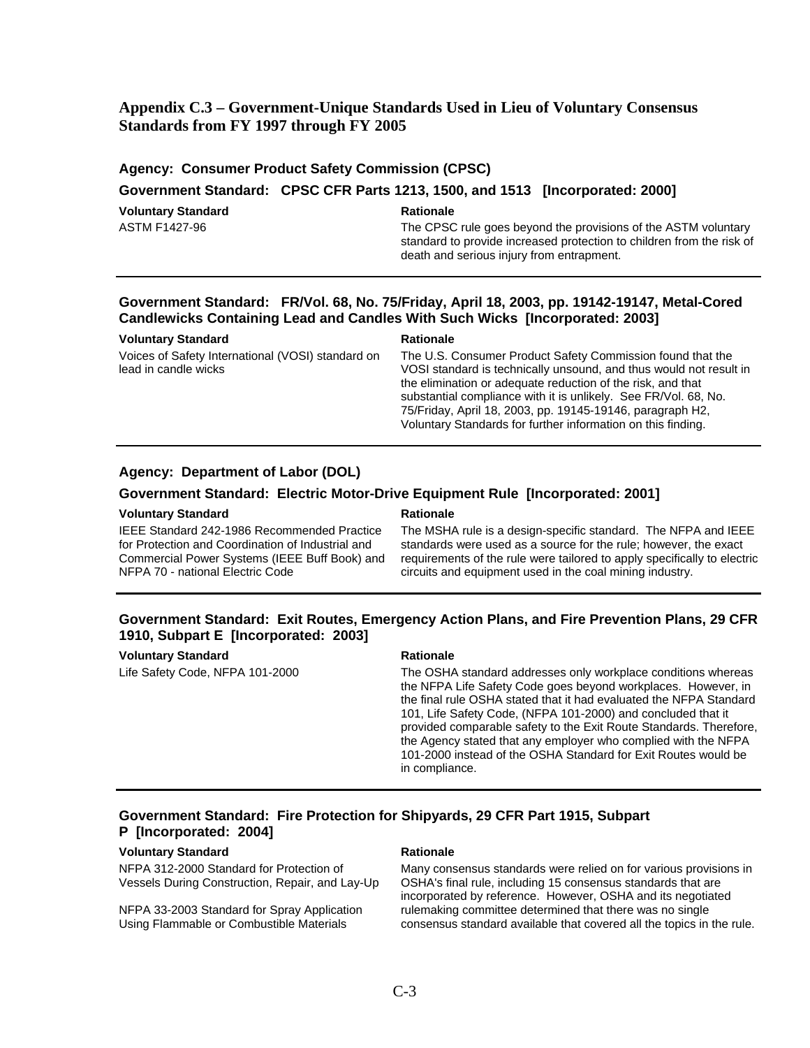## Appendix C.3 – Government-Unique Standards Used in Lieu of Voluntary Consensus Standards from FY 1997 through FY 2005

### Agency: Consumer Product Safety Commission (CPSC)

#### Government Standard: CPSC CFR Parts 1213, 1500, and 1513 [Incorporated: 2000]

| Voluntary Standard | Rationale |
|---|---|
| ASTM F1427-96 | The CPSC rule goes beyond the provisions of the ASTM voluntary standard to provide increased protection to children from the risk of death and serious injury from entrapment. |

#### Government Standard: FR/Vol. 68, No. 75/Friday, April 18, 2003, pp. 19142-19147, Metal-Cored Candlewicks Containing Lead and Candles With Such Wicks [Incorporated: 2003]

| Voluntary Standard | Rationale |
|---|---|
| Voices of Safety International (VOSI) standard on lead in candle wicks | The U.S. Consumer Product Safety Commission found that the VOSI standard is technically unsound, and thus would not result in the elimination or adequate reduction of the risk, and that substantial compliance with it is unlikely. See FR/Vol. 68, No. 75/Friday, April 18, 2003, pp. 19145-19146, paragraph H2, Voluntary Standards for further information on this finding. |

### Agency: Department of Labor (DOL)

#### Government Standard: Electric Motor-Drive Equipment Rule [Incorporated: 2001]

| Voluntary Standard | Rationale |
|---|---|
| IEEE Standard 242-1986 Recommended Practice for Protection and Coordination of Industrial and Commercial Power Systems (IEEE Buff Book) and NFPA 70 - national Electric Code | The MSHA rule is a design-specific standard. The NFPA and IEEE standards were used as a source for the rule; however, the exact requirements of the rule were tailored to apply specifically to electric circuits and equipment used in the coal mining industry. |

#### Government Standard: Exit Routes, Emergency Action Plans, and Fire Prevention Plans, 29 CFR 1910, Subpart E [Incorporated: 2003]

| Voluntary Standard | Rationale |
|---|---|
| Life Safety Code, NFPA 101-2000 | The OSHA standard addresses only workplace conditions whereas the NFPA Life Safety Code goes beyond workplaces. However, in the final rule OSHA stated that it had evaluated the NFPA Standard 101, Life Safety Code, (NFPA 101-2000) and concluded that it provided comparable safety to the Exit Route Standards. Therefore, the Agency stated that any employer who complied with the NFPA 101-2000 instead of the OSHA Standard for Exit Routes would be in compliance. |

#### Government Standard: Fire Protection for Shipyards, 29 CFR Part 1915, Subpart P [Incorporated: 2004]

| Voluntary Standard | Rationale |
|---|---|
| NFPA 312-2000 Standard for Protection of Vessels During Construction, Repair, and Lay-Up<br><br>NFPA 33-2003 Standard for Spray Application Using Flammable or Combustible Materials | Many consensus standards were relied on for various provisions in OSHA's final rule, including 15 consensus standards that are incorporated by reference. However, OSHA and its negotiated rulemaking committee determined that there was no single consensus standard available that covered all the topics in the rule. |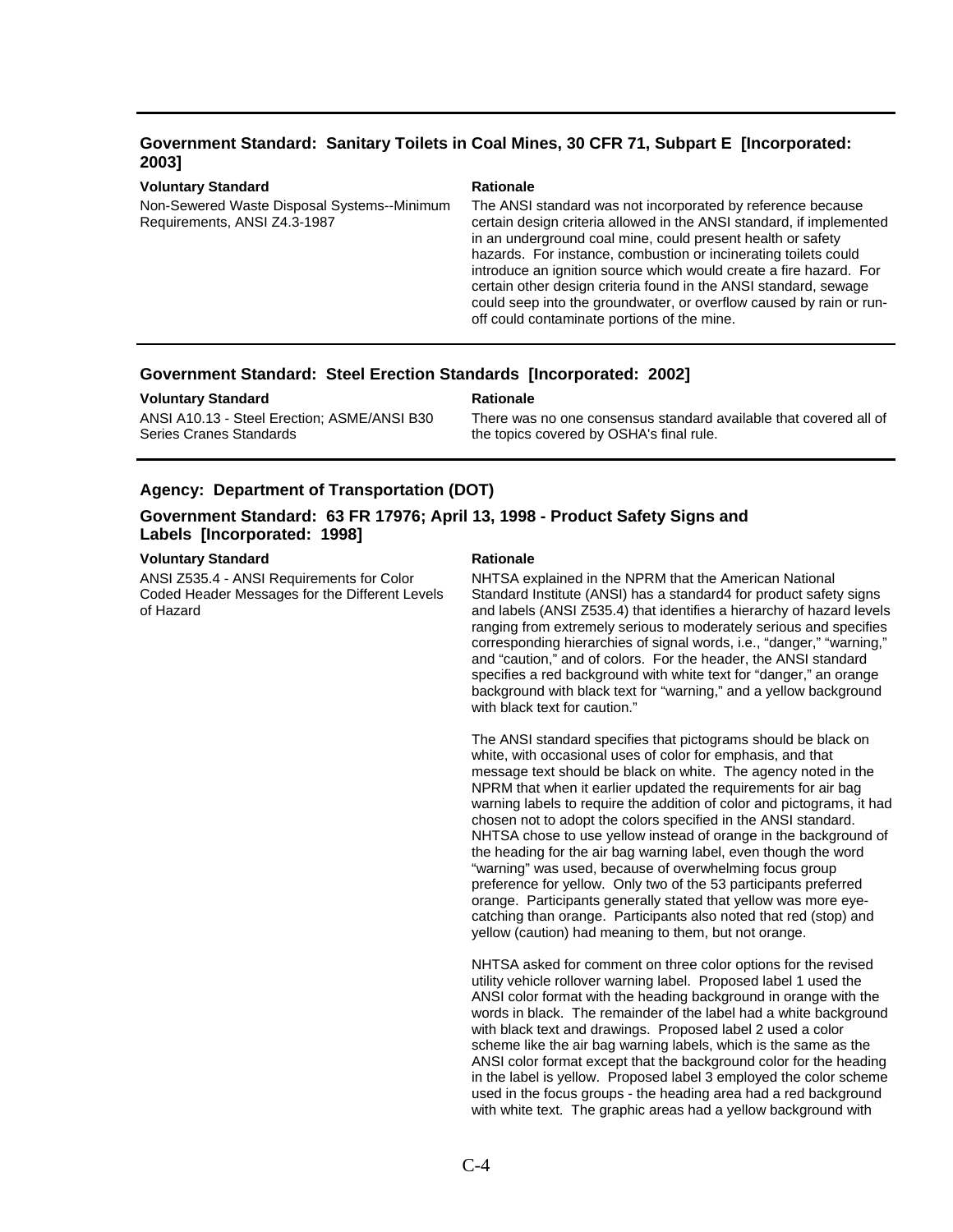### Government Standard: Sanitary Toilets in Coal Mines, 30 CFR 71, Subpart E [Incorporated: 2003]

| Voluntary Standard | Rationale |
|---|---|
| Non-Sewered Waste Disposal Systems--Minimum Requirements, ANSI Z4.3-1987 | The ANSI standard was not incorporated by reference because certain design criteria allowed in the ANSI standard, if implemented in an underground coal mine, could present health or safety hazards. For instance, combustion or incinerating toilets could introduce an ignition source which would create a fire hazard. For certain other design criteria found in the ANSI standard, sewage could seep into the groundwater, or overflow caused by rain or run-off could contaminate portions of the mine. |

### Government Standard: Steel Erection Standards [Incorporated: 2002]

| Voluntary Standard | Rationale |
|---|---|
| ANSI A10.13 - Steel Erection; ASME/ANSI B30 Series Cranes Standards | There was no one consensus standard available that covered all of the topics covered by OSHA's final rule. |

## Agency: Department of Transportation (DOT)

### Government Standard: 63 FR 17976; April 13, 1998 - Product Safety Signs and Labels [Incorporated: 1998]

| Voluntary Standard | Rationale |
|---|---|
| ANSI Z535.4 - ANSI Requirements for Color Coded Header Messages for the Different Levels of Hazard | NHTSA explained in the NPRM that the American National Standard Institute (ANSI) has a standard4 for product safety signs and labels (ANSI Z535.4) that identifies a hierarchy of hazard levels ranging from extremely serious to moderately serious and specifies corresponding hierarchies of signal words, i.e., "danger," "warning," and "caution," and of colors. For the header, the ANSI standard specifies a red background with white text for "danger," an orange background with black text for "warning," and a yellow background with black text for caution."<br><br>The ANSI standard specifies that pictograms should be black on white, with occasional uses of color for emphasis, and that message text should be black on white. The agency noted in the NPRM that when it earlier updated the requirements for air bag warning labels to require the addition of color and pictograms, it had chosen not to adopt the colors specified in the ANSI standard. NHTSA chose to use yellow instead of orange in the background of the heading for the air bag warning label, even though the word "warning" was used, because of overwhelming focus group preference for yellow. Only two of the 53 participants preferred orange. Participants generally stated that yellow was more eye-catching than orange. Participants also noted that red (stop) and yellow (caution) had meaning to them, but not orange.<br><br>NHTSA asked for comment on three color options for the revised utility vehicle rollover warning label. Proposed label 1 used the ANSI color format with the heading background in orange with the words in black. The remainder of the label had a white background with black text and drawings. Proposed label 2 used a color scheme like the air bag warning labels, which is the same as the ANSI color format except that the background color for the heading in the label is yellow. Proposed label 3 employed the color scheme used in the focus groups - the heading area had a red background with white text. The graphic areas had a yellow background with |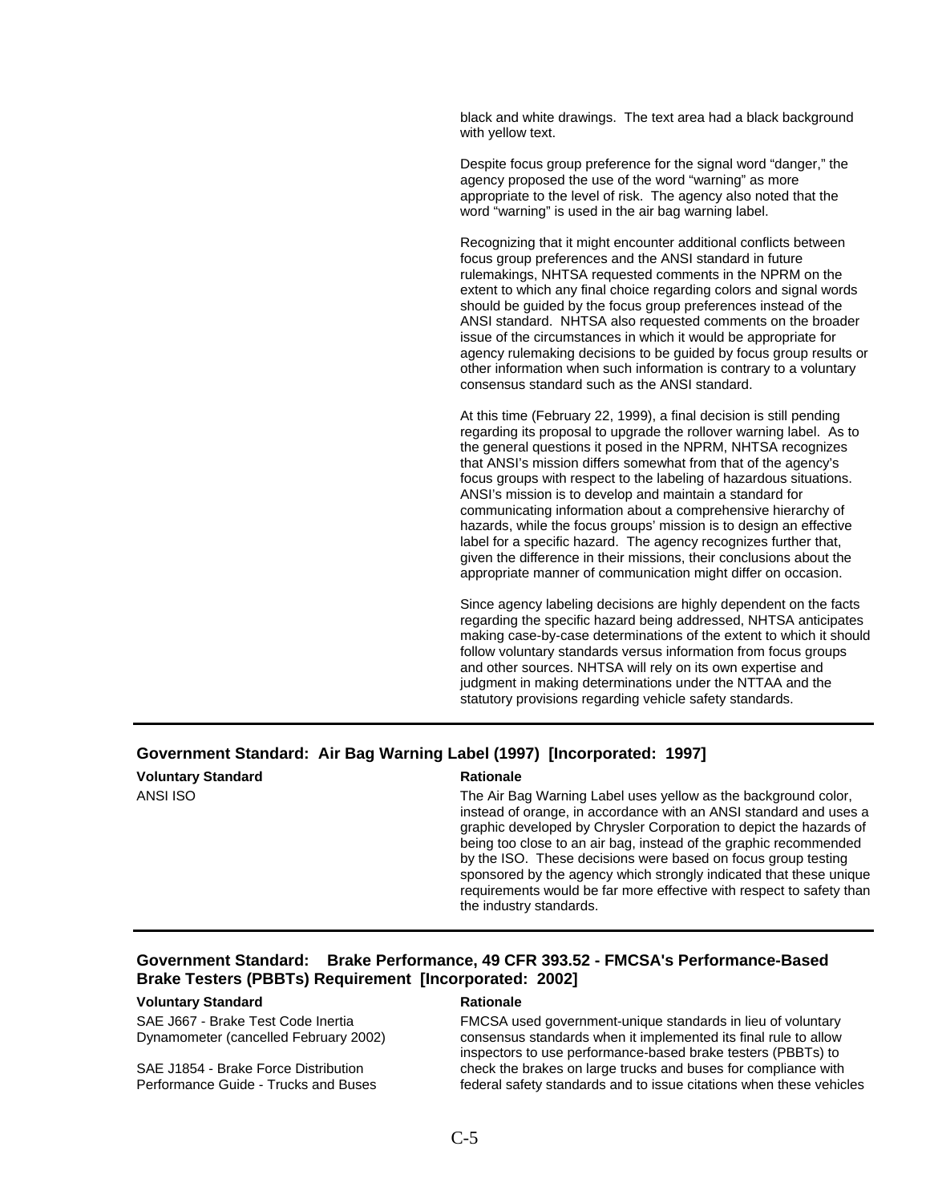black and white drawings. The text area had a black background with yellow text.

Despite focus group preference for the signal word "danger," the agency proposed the use of the word "warning" as more appropriate to the level of risk. The agency also noted that the word "warning" is used in the air bag warning label.

Recognizing that it might encounter additional conflicts between focus group preferences and the ANSI standard in future rulemakings, NHTSA requested comments in the NPRM on the extent to which any final choice regarding colors and signal words should be guided by the focus group preferences instead of the ANSI standard. NHTSA also requested comments on the broader issue of the circumstances in which it would be appropriate for agency rulemaking decisions to be guided by focus group results or other information when such information is contrary to a voluntary consensus standard such as the ANSI standard.

At this time (February 22, 1999), a final decision is still pending regarding its proposal to upgrade the rollover warning label. As to the general questions it posed in the NPRM, NHTSA recognizes that ANSI's mission differs somewhat from that of the agency's focus groups with respect to the labeling of hazardous situations. ANSI's mission is to develop and maintain a standard for communicating information about a comprehensive hierarchy of hazards, while the focus groups' mission is to design an effective label for a specific hazard. The agency recognizes further that, given the difference in their missions, their conclusions about the appropriate manner of communication might differ on occasion.

Since agency labeling decisions are highly dependent on the facts regarding the specific hazard being addressed, NHTSA anticipates making case-by-case determinations of the extent to which it should follow voluntary standards versus information from focus groups and other sources. NHTSA will rely on its own expertise and judgment in making determinations under the NTTAA and the statutory provisions regarding vehicle safety standards.

---

### Government Standard: Air Bag Warning Label (1997) [Incorporated: 1997]

| Voluntary Standard | Rationale |
|---|---|
| ANSI ISO | The Air Bag Warning Label uses yellow as the background color, instead of orange, in accordance with an ANSI standard and uses a graphic developed by Chrysler Corporation to depict the hazards of being too close to an air bag, instead of the graphic recommended by the ISO. These decisions were based on focus group testing sponsored by the agency which strongly indicated that these unique requirements would be far more effective with respect to safety than the industry standards. |

---

### Government Standard: Brake Performance, 49 CFR 393.52 - FMCSA's Performance-Based Brake Testers (PBBTs) Requirement [Incorporated: 2002]

| Voluntary Standard | Rationale |
|---|---|
| SAE J667 - Brake Test Code Inertia Dynamometer (cancelled February 2002)<br><br>SAE J1854 - Brake Force Distribution Performance Guide - Trucks and Buses | FMCSA used government-unique standards in lieu of voluntary consensus standards when it implemented its final rule to allow inspectors to use performance-based brake testers (PBBTs) to check the brakes on large trucks and buses for compliance with federal safety standards and to issue citations when these vehicles |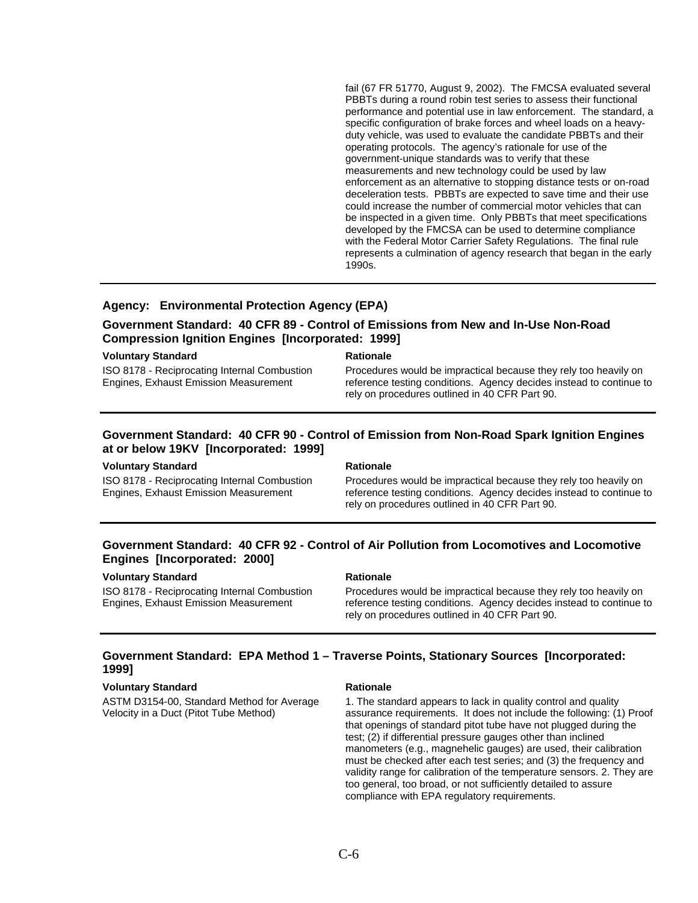fail (67 FR 51770, August 9, 2002). The FMCSA evaluated several PBBTs during a round robin test series to assess their functional performance and potential use in law enforcement. The standard, a specific configuration of brake forces and wheel loads on a heavy-duty vehicle, was used to evaluate the candidate PBBTs and their operating protocols. The agency's rationale for use of the government-unique standards was to verify that these measurements and new technology could be used by law enforcement as an alternative to stopping distance tests or on-road deceleration tests. PBBTs are expected to save time and their use could increase the number of commercial motor vehicles that can be inspected in a given time. Only PBBTs that meet specifications developed by the FMCSA can be used to determine compliance with the Federal Motor Carrier Safety Regulations. The final rule represents a culmination of agency research that began in the early 1990s.

---

### Agency: Environmental Protection Agency (EPA)

### Government Standard: 40 CFR 89 - Control of Emissions from New and In-Use Non-Road Compression Ignition Engines [Incorporated: 1999]

| Voluntary Standard | Rationale |
|---|---|
| ISO 8178 - Reciprocating Internal Combustion Engines, Exhaust Emission Measurement | Procedures would be impractical because they rely too heavily on reference testing conditions. Agency decides instead to continue to rely on procedures outlined in 40 CFR Part 90. |

---

### Government Standard: 40 CFR 90 - Control of Emission from Non-Road Spark Ignition Engines at or below 19KV [Incorporated: 1999]

| Voluntary Standard | Rationale |
|---|---|
| ISO 8178 - Reciprocating Internal Combustion Engines, Exhaust Emission Measurement | Procedures would be impractical because they rely too heavily on reference testing conditions. Agency decides instead to continue to rely on procedures outlined in 40 CFR Part 90. |

---

### Government Standard: 40 CFR 92 - Control of Air Pollution from Locomotives and Locomotive Engines [Incorporated: 2000]

| Voluntary Standard | Rationale |
|---|---|
| ISO 8178 - Reciprocating Internal Combustion Engines, Exhaust Emission Measurement | Procedures would be impractical because they rely too heavily on reference testing conditions. Agency decides instead to continue to rely on procedures outlined in 40 CFR Part 90. |

---

### Government Standard: EPA Method 1 – Traverse Points, Stationary Sources [Incorporated: 1999]

| Voluntary Standard | Rationale |
|---|---|
| ASTM D3154-00, Standard Method for Average Velocity in a Duct (Pitot Tube Method) | 1. The standard appears to lack in quality control and quality assurance requirements. It does not include the following: (1) Proof that openings of standard pitot tube have not plugged during the test; (2) if differential pressure gauges other than inclined manometers (e.g., magnehelic gauges) are used, their calibration must be checked after each test series; and (3) the frequency and validity range for calibration of the temperature sensors. 2. They are too general, too broad, or not sufficiently detailed to assure compliance with EPA regulatory requirements. |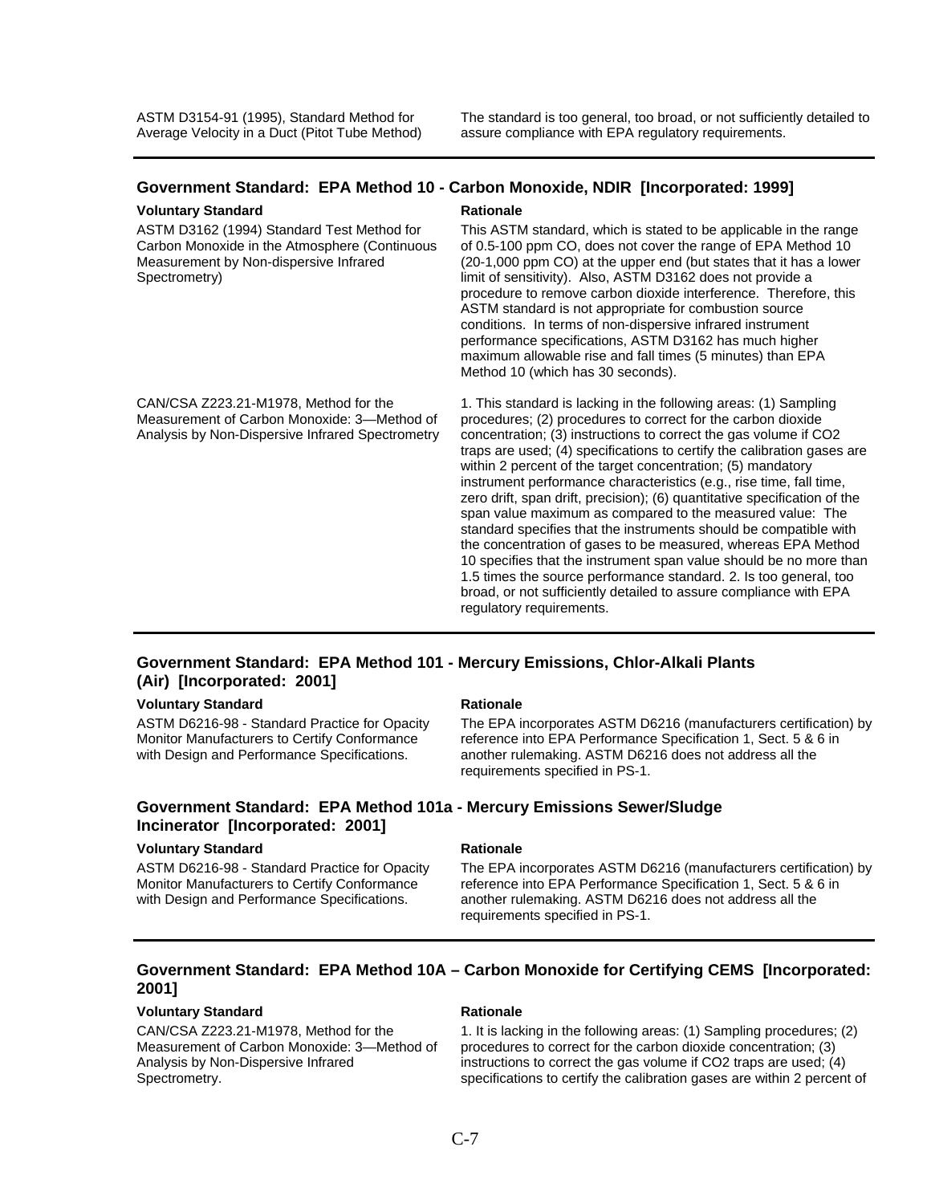| | |
|---|---|
| ASTM D3154-91 (1995), Standard Method for Average Velocity in a Duct (Pitot Tube Method) | The standard is too general, too broad, or not sufficiently detailed to assure compliance with EPA regulatory requirements. |

### Government Standard: EPA Method 10 - Carbon Monoxide, NDIR [Incorporated: 1999]

| Voluntary Standard | Rationale |
|---|---|
| ASTM D3162 (1994) Standard Test Method for Carbon Monoxide in the Atmosphere (Continuous Measurement by Non-dispersive Infrared Spectrometry) | This ASTM standard, which is stated to be applicable in the range of 0.5-100 ppm CO, does not cover the range of EPA Method 10 (20-1,000 ppm CO) at the upper end (but states that it has a lower limit of sensitivity). Also, ASTM D3162 does not provide a procedure to remove carbon dioxide interference. Therefore, this ASTM standard is not appropriate for combustion source conditions. In terms of non-dispersive infrared instrument performance specifications, ASTM D3162 has much higher maximum allowable rise and fall times (5 minutes) than EPA Method 10 (which has 30 seconds). |
| CAN/CSA Z223.21-M1978, Method for the Measurement of Carbon Monoxide: 3—Method of Analysis by Non-Dispersive Infrared Spectrometry | 1. This standard is lacking in the following areas: (1) Sampling procedures; (2) procedures to correct for the carbon dioxide concentration; (3) instructions to correct the gas volume if CO2 traps are used; (4) specifications to certify the calibration gases are within 2 percent of the target concentration; (5) mandatory instrument performance characteristics (e.g., rise time, fall time, zero drift, span drift, precision); (6) quantitative specification of the span value maximum as compared to the measured value: The standard specifies that the instruments should be compatible with the concentration of gases to be measured, whereas EPA Method 10 specifies that the instrument span value should be no more than 1.5 times the source performance standard. 2. Is too general, too broad, or not sufficiently detailed to assure compliance with EPA regulatory requirements. |

### Government Standard: EPA Method 101 - Mercury Emissions, Chlor-Alkali Plants (Air) [Incorporated: 2001]

| Voluntary Standard | Rationale |
|---|---|
| ASTM D6216-98 - Standard Practice for Opacity Monitor Manufacturers to Certify Conformance with Design and Performance Specifications. | The EPA incorporates ASTM D6216 (manufacturers certification) by reference into EPA Performance Specification 1, Sect. 5 & 6 in another rulemaking. ASTM D6216 does not address all the requirements specified in PS-1. |

### Government Standard: EPA Method 101a - Mercury Emissions Sewer/Sludge Incinerator [Incorporated: 2001]

| Voluntary Standard | Rationale |
|---|---|
| ASTM D6216-98 - Standard Practice for Opacity Monitor Manufacturers to Certify Conformance with Design and Performance Specifications. | The EPA incorporates ASTM D6216 (manufacturers certification) by reference into EPA Performance Specification 1, Sect. 5 & 6 in another rulemaking. ASTM D6216 does not address all the requirements specified in PS-1. |

### Government Standard: EPA Method 10A – Carbon Monoxide for Certifying CEMS [Incorporated: 2001]

| Voluntary Standard | Rationale |
|---|---|
| CAN/CSA Z223.21-M1978, Method for the Measurement of Carbon Monoxide: 3—Method of Analysis by Non-Dispersive Infrared Spectrometry. | 1. It is lacking in the following areas: (1) Sampling procedures; (2) procedures to correct for the carbon dioxide concentration; (3) instructions to correct the gas volume if CO2 traps are used; (4) specifications to certify the calibration gases are within 2 percent of |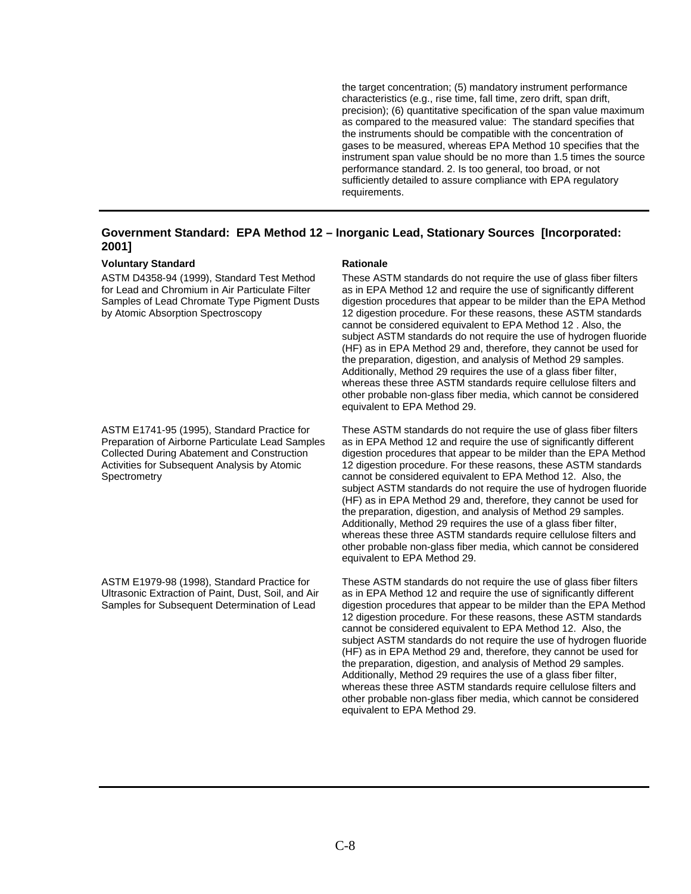| | |
|---|---|
| | the target concentration; (5) mandatory instrument performance characteristics (e.g., rise time, fall time, zero drift, span drift, precision); (6) quantitative specification of the span value maximum as compared to the measured value: The standard specifies that the instruments should be compatible with the concentration of gases to be measured, whereas EPA Method 10 specifies that the instrument span value should be no more than 1.5 times the source performance standard. 2. Is too general, too broad, or not sufficiently detailed to assure compliance with EPA regulatory requirements. |

### Government Standard: EPA Method 12 – Inorganic Lead, Stationary Sources [Incorporated: 2001]

| Voluntary Standard | Rationale |
|---|---|
| ASTM D4358-94 (1999), Standard Test Method for Lead and Chromium in Air Particulate Filter Samples of Lead Chromate Type Pigment Dusts by Atomic Absorption Spectroscopy | These ASTM standards do not require the use of glass fiber filters as in EPA Method 12 and require the use of significantly different digestion procedures that appear to be milder than the EPA Method 12 digestion procedure. For these reasons, these ASTM standards cannot be considered equivalent to EPA Method 12 . Also, the subject ASTM standards do not require the use of hydrogen fluoride (HF) as in EPA Method 29 and, therefore, they cannot be used for the preparation, digestion, and analysis of Method 29 samples. Additionally, Method 29 requires the use of a glass fiber filter, whereas these three ASTM standards require cellulose filters and other probable non-glass fiber media, which cannot be considered equivalent to EPA Method 29. |
| ASTM E1741-95 (1995), Standard Practice for Preparation of Airborne Particulate Lead Samples Collected During Abatement and Construction Activities for Subsequent Analysis by Atomic Spectrometry | These ASTM standards do not require the use of glass fiber filters as in EPA Method 12 and require the use of significantly different digestion procedures that appear to be milder than the EPA Method 12 digestion procedure. For these reasons, these ASTM standards cannot be considered equivalent to EPA Method 12. Also, the subject ASTM standards do not require the use of hydrogen fluoride (HF) as in EPA Method 29 and, therefore, they cannot be used for the preparation, digestion, and analysis of Method 29 samples. Additionally, Method 29 requires the use of a glass fiber filter, whereas these three ASTM standards require cellulose filters and other probable non-glass fiber media, which cannot be considered equivalent to EPA Method 29. |
| ASTM E1979-98 (1998), Standard Practice for Ultrasonic Extraction of Paint, Dust, Soil, and Air Samples for Subsequent Determination of Lead | These ASTM standards do not require the use of glass fiber filters as in EPA Method 12 and require the use of significantly different digestion procedures that appear to be milder than the EPA Method 12 digestion procedure. For these reasons, these ASTM standards cannot be considered equivalent to EPA Method 12. Also, the subject ASTM standards do not require the use of hydrogen fluoride (HF) as in EPA Method 29 and, therefore, they cannot be used for the preparation, digestion, and analysis of Method 29 samples. Additionally, Method 29 requires the use of a glass fiber filter, whereas these three ASTM standards require cellulose filters and other probable non-glass fiber media, which cannot be considered equivalent to EPA Method 29. |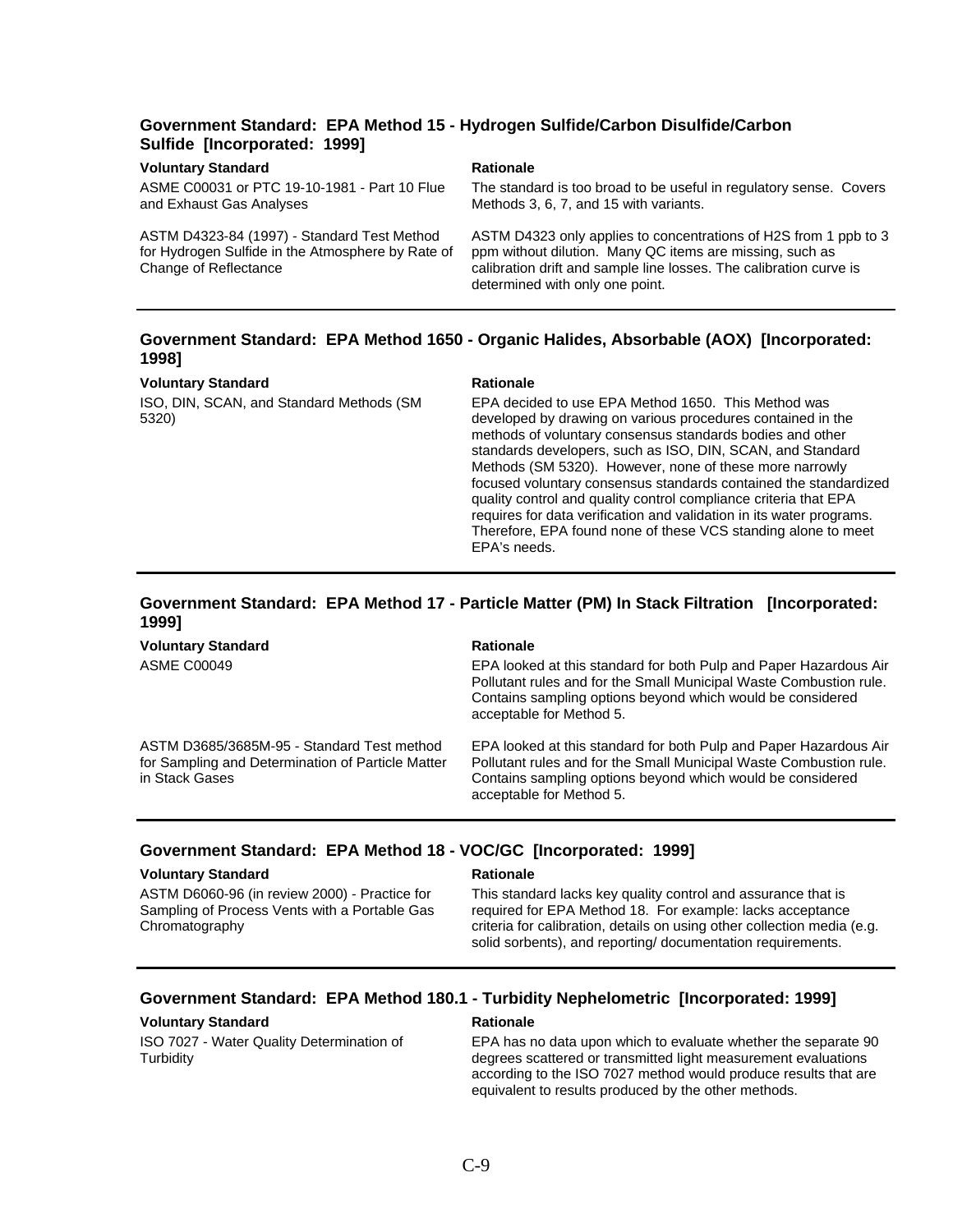### Government Standard: EPA Method 15 - Hydrogen Sulfide/Carbon Disulfide/Carbon Sulfide [Incorporated: 1999]

| Voluntary Standard | Rationale |
|---|---|
| ASME C00031 or PTC 19-10-1981 - Part 10 Flue and Exhaust Gas Analyses | The standard is too broad to be useful in regulatory sense. Covers Methods 3, 6, 7, and 15 with variants. |
| ASTM D4323-84 (1997) - Standard Test Method for Hydrogen Sulfide in the Atmosphere by Rate of Change of Reflectance | ASTM D4323 only applies to concentrations of $H_2S$ from 1 ppb to 3 ppm without dilution. Many QC items are missing, such as calibration drift and sample line losses. The calibration curve is determined with only one point. |

### Government Standard: EPA Method 1650 - Organic Halides, Absorbable (AOX) [Incorporated: 1998]

| Voluntary Standard | Rationale |
|---|---|
| ISO, DIN, SCAN, and Standard Methods (SM 5320) | EPA decided to use EPA Method 1650. This Method was developed by drawing on various procedures contained in the methods of voluntary consensus standards bodies and other standards developers, such as ISO, DIN, SCAN, and Standard Methods (SM 5320). However, none of these more narrowly focused voluntary consensus standards contained the standardized quality control and quality control compliance criteria that EPA requires for data verification and validation in its water programs. Therefore, EPA found none of these VCS standing alone to meet EPA's needs. |

### Government Standard: EPA Method 17 - Particle Matter (PM) In Stack Filtration [Incorporated: 1999]

| Voluntary Standard | Rationale |
|---|---|
| ASME C00049 | EPA looked at this standard for both Pulp and Paper Hazardous Air Pollutant rules and for the Small Municipal Waste Combustion rule. Contains sampling options beyond which would be considered acceptable for Method 5. |
| ASTM D3685/3685M-95 - Standard Test method for Sampling and Determination of Particle Matter in Stack Gases | EPA looked at this standard for both Pulp and Paper Hazardous Air Pollutant rules and for the Small Municipal Waste Combustion rule. Contains sampling options beyond which would be considered acceptable for Method 5. |

### Government Standard: EPA Method 18 - VOC/GC [Incorporated: 1999]

| Voluntary Standard | Rationale |
|---|---|
| ASTM D6060-96 (in review 2000) - Practice for Sampling of Process Vents with a Portable Gas Chromatography | This standard lacks key quality control and assurance that is required for EPA Method 18. For example: lacks acceptance criteria for calibration, details on using other collection media (e.g. solid sorbents), and reporting/ documentation requirements. |

### Government Standard: EPA Method 180.1 - Turbidity Nephelometric [Incorporated: 1999]

| Voluntary Standard | Rationale |
|---|---|
| ISO 7027 - Water Quality Determination of Turbidity | EPA has no data upon which to evaluate whether the separate 90 degrees scattered or transmitted light measurement evaluations according to the ISO 7027 method would produce results that are equivalent to results produced by the other methods. |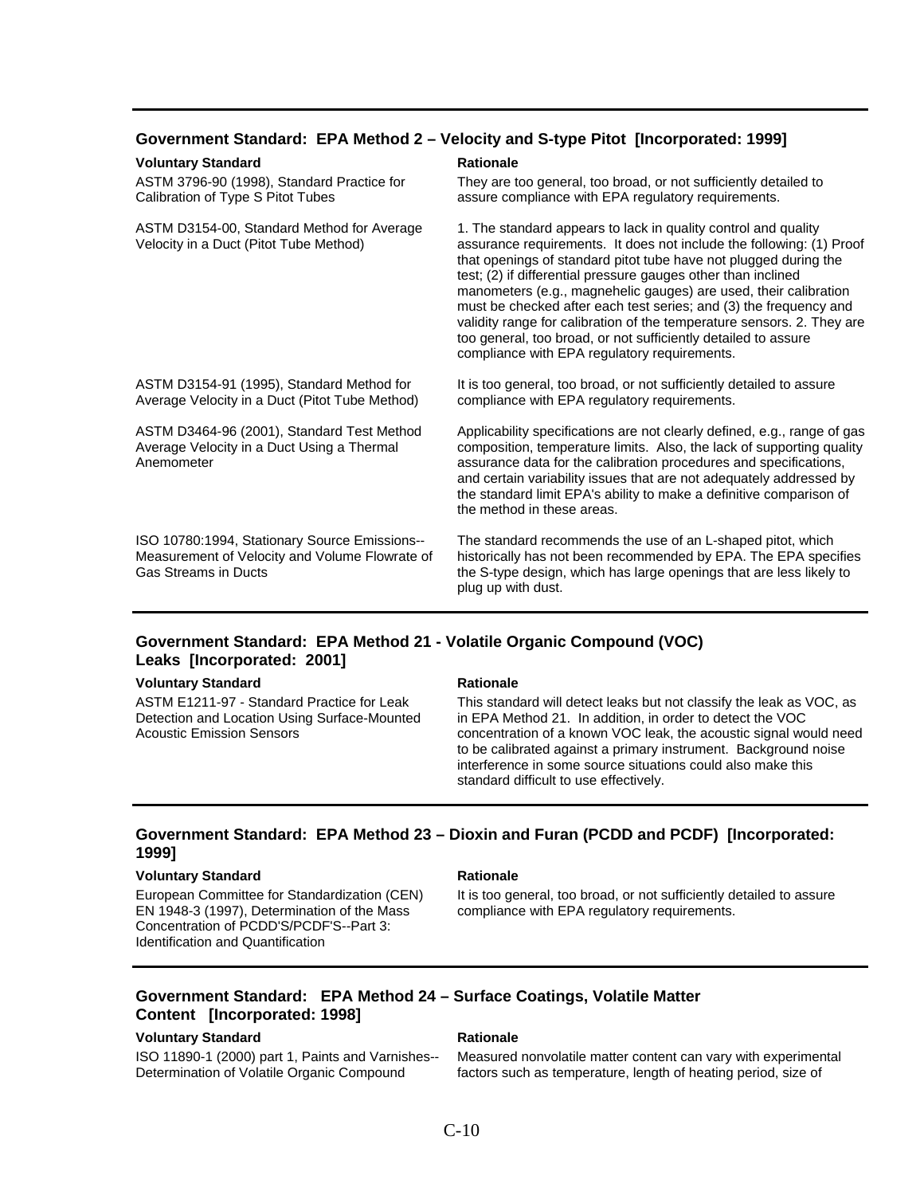### Government Standard: EPA Method 2 – Velocity and S-type Pitot [Incorporated: 1999]

| Voluntary Standard | Rationale |
| --- | --- |
| ASTM 3796-90 (1998), Standard Practice for Calibration of Type S Pitot Tubes | They are too general, too broad, or not sufficiently detailed to assure compliance with EPA regulatory requirements. |
| ASTM D3154-00, Standard Method for Average Velocity in a Duct (Pitot Tube Method) | 1. The standard appears to lack in quality control and quality assurance requirements. It does not include the following: (1) Proof that openings of standard pitot tube have not plugged during the test; (2) if differential pressure gauges other than inclined manometers (e.g., magnehelic gauges) are used, their calibration must be checked after each test series; and (3) the frequency and validity range for calibration of the temperature sensors. 2. They are too general, too broad, or not sufficiently detailed to assure compliance with EPA regulatory requirements. |
| ASTM D3154-91 (1995), Standard Method for Average Velocity in a Duct (Pitot Tube Method) | It is too general, too broad, or not sufficiently detailed to assure compliance with EPA regulatory requirements. |
| ASTM D3464-96 (2001), Standard Test Method Average Velocity in a Duct Using a Thermal Anemometer | Applicability specifications are not clearly defined, e.g., range of gas composition, temperature limits. Also, the lack of supporting quality assurance data for the calibration procedures and specifications, and certain variability issues that are not adequately addressed by the standard limit EPA's ability to make a definitive comparison of the method in these areas. |
| ISO 10780:1994, Stationary Source Emissions--Measurement of Velocity and Volume Flowrate of Gas Streams in Ducts | The standard recommends the use of an L-shaped pitot, which historically has not been recommended by EPA. The EPA specifies the S-type design, which has large openings that are less likely to plug up with dust. |

### Government Standard: EPA Method 21 - Volatile Organic Compound (VOC) Leaks [Incorporated: 2001]

| Voluntary Standard | Rationale |
| --- | --- |
| ASTM E1211-97 - Standard Practice for Leak Detection and Location Using Surface-Mounted Acoustic Emission Sensors | This standard will detect leaks but not classify the leak as VOC, as in EPA Method 21. In addition, in order to detect the VOC concentration of a known VOC leak, the acoustic signal would need to be calibrated against a primary instrument. Background noise interference in some source situations could also make this standard difficult to use effectively. |

### Government Standard: EPA Method 23 – Dioxin and Furan (PCDD and PCDF) [Incorporated: 1999]

| Voluntary Standard | Rationale |
| --- | --- |
| European Committee for Standardization (CEN) EN 1948-3 (1997), Determination of the Mass Concentration of PCDD'S/PCDF'S--Part 3: Identification and Quantification | It is too general, too broad, or not sufficiently detailed to assure compliance with EPA regulatory requirements. |

### Government Standard: EPA Method 24 – Surface Coatings, Volatile Matter Content [Incorporated: 1998]

| Voluntary Standard | Rationale |
| --- | --- |
| ISO 11890-1 (2000) part 1, Paints and Varnishes--Determination of Volatile Organic Compound | Measured nonvolatile matter content can vary with experimental factors such as temperature, length of heating period, size of |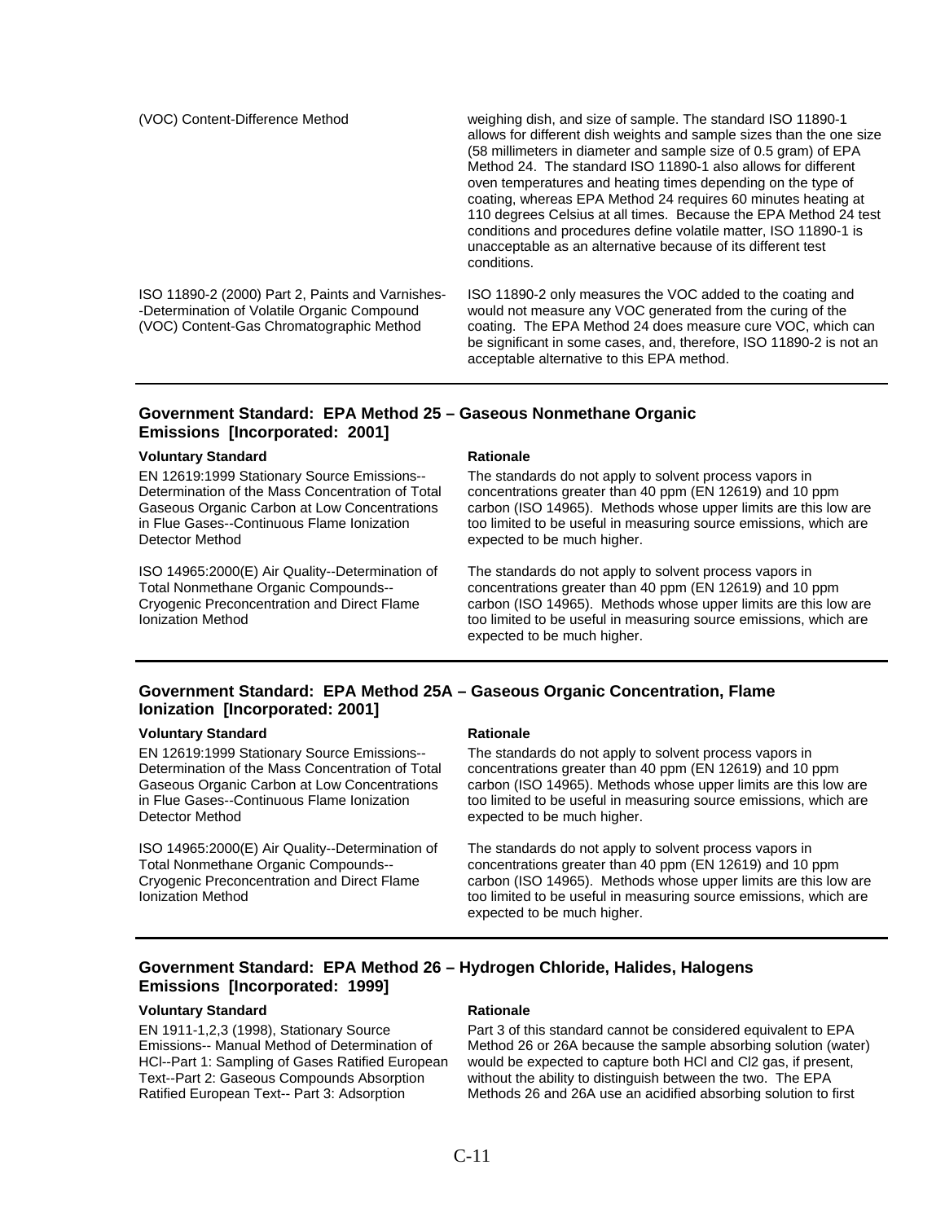| | |
|---|---|
| (VOC) Content-Difference Method | weighing dish, and size of sample. The standard ISO 11890-1 allows for different dish weights and sample sizes than the one size (58 millimeters in diameter and sample size of 0.5 gram) of EPA Method 24. The standard ISO 11890-1 also allows for different oven temperatures and heating times depending on the type of coating, whereas EPA Method 24 requires 60 minutes heating at 110 degrees Celsius at all times. Because the EPA Method 24 test conditions and procedures define volatile matter, ISO 11890-1 is unacceptable as an alternative because of its different test conditions. |
| ISO 11890-2 (2000) Part 2, Paints and Varnishes--Determination of Volatile Organic Compound (VOC) Content-Gas Chromatographic Method | ISO 11890-2 only measures the VOC added to the coating and would not measure any VOC generated from the curing of the coating. The EPA Method 24 does measure cure VOC, which can be significant in some cases, and, therefore, ISO 11890-2 is not an acceptable alternative to this EPA method. |

### Government Standard: EPA Method 25 – Gaseous Nonmethane Organic Emissions [Incorporated: 2001]

| Voluntary Standard | Rationale |
|---|---|
| EN 12619:1999 Stationary Source Emissions--Determination of the Mass Concentration of Total Gaseous Organic Carbon at Low Concentrations in Flue Gases--Continuous Flame Ionization Detector Method | The standards do not apply to solvent process vapors in concentrations greater than 40 ppm (EN 12619) and 10 ppm carbon (ISO 14965). Methods whose upper limits are this low are too limited to be useful in measuring source emissions, which are expected to be much higher. |
| ISO 14965:2000(E) Air Quality--Determination of Total Nonmethane Organic Compounds--Cryogenic Preconcentration and Direct Flame Ionization Method | The standards do not apply to solvent process vapors in concentrations greater than 40 ppm (EN 12619) and 10 ppm carbon (ISO 14965). Methods whose upper limits are this low are too limited to be useful in measuring source emissions, which are expected to be much higher. |

### Government Standard: EPA Method 25A – Gaseous Organic Concentration, Flame Ionization [Incorporated: 2001]

| Voluntary Standard | Rationale |
|---|---|
| EN 12619:1999 Stationary Source Emissions--Determination of the Mass Concentration of Total Gaseous Organic Carbon at Low Concentrations in Flue Gases--Continuous Flame Ionization Detector Method | The standards do not apply to solvent process vapors in concentrations greater than 40 ppm (EN 12619) and 10 ppm carbon (ISO 14965). Methods whose upper limits are this low are too limited to be useful in measuring source emissions, which are expected to be much higher. |
| ISO 14965:2000(E) Air Quality--Determination of Total Nonmethane Organic Compounds--Cryogenic Preconcentration and Direct Flame Ionization Method | The standards do not apply to solvent process vapors in concentrations greater than 40 ppm (EN 12619) and 10 ppm carbon (ISO 14965). Methods whose upper limits are this low are too limited to be useful in measuring source emissions, which are expected to be much higher. |

### Government Standard: EPA Method 26 – Hydrogen Chloride, Halides, Halogens Emissions [Incorporated: 1999]

| Voluntary Standard | Rationale |
|---|---|
| EN 1911-1,2,3 (1998), Stationary Source Emissions-- Manual Method of Determination of HCl--Part 1: Sampling of Gases Ratified European Text--Part 2: Gaseous Compounds Absorption Ratified European Text-- Part 3: Adsorption | Part 3 of this standard cannot be considered equivalent to EPA Method 26 or 26A because the sample absorbing solution (water) would be expected to capture both HCl and $Cl_2$ gas, if present, without the ability to distinguish between the two. The EPA Methods 26 and 26A use an acidified absorbing solution to first |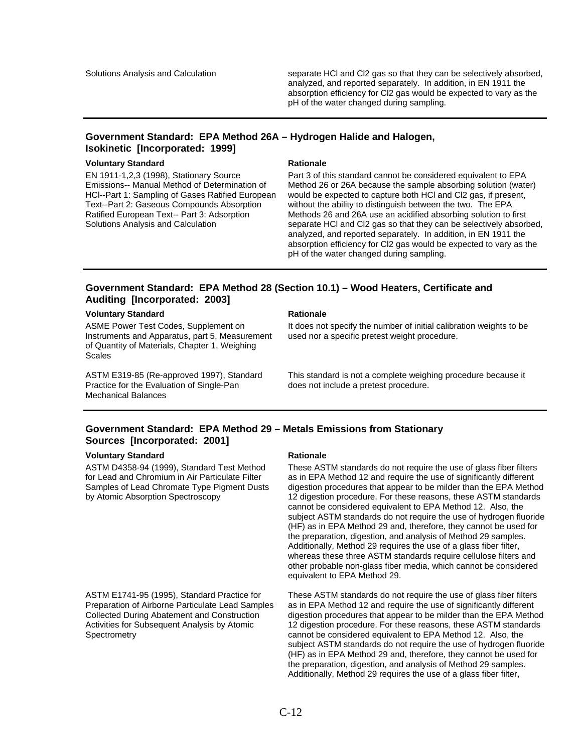| | |
|---|---|
| Solutions Analysis and Calculation | separate HCl and Cl2 gas so that they can be selectively absorbed, analyzed, and reported separately. In addition, in EN 1911 the absorption efficiency for Cl2 gas would be expected to vary as the pH of the water changed during sampling. |

### Government Standard: EPA Method 26A – Hydrogen Halide and Halogen, Isokinetic [Incorporated: 1999]

| Voluntary Standard | Rationale |
|---|---|
| EN 1911-1,2,3 (1998), Stationary Source Emissions-- Manual Method of Determination of HCl--Part 1: Sampling of Gases Ratified European Text--Part 2: Gaseous Compounds Absorption Ratified European Text-- Part 3: Adsorption Solutions Analysis and Calculation | Part 3 of this standard cannot be considered equivalent to EPA Method 26 or 26A because the sample absorbing solution (water) would be expected to capture both HCl and Cl2 gas, if present, without the ability to distinguish between the two. The EPA Methods 26 and 26A use an acidified absorbing solution to first separate HCl and Cl2 gas so that they can be selectively absorbed, analyzed, and reported separately. In addition, in EN 1911 the absorption efficiency for Cl2 gas would be expected to vary as the pH of the water changed during sampling. |

### Government Standard: EPA Method 28 (Section 10.1) – Wood Heaters, Certificate and Auditing [Incorporated: 2003]

| Voluntary Standard | Rationale |
|---|---|
| ASME Power Test Codes, Supplement on Instruments and Apparatus, part 5, Measurement of Quantity of Materials, Chapter 1, Weighing Scales | It does not specify the number of initial calibration weights to be used nor a specific pretest weight procedure. |
| ASTM E319-85 (Re-approved 1997), Standard Practice for the Evaluation of Single-Pan Mechanical Balances | This standard is not a complete weighing procedure because it does not include a pretest procedure. |

### Government Standard: EPA Method 29 – Metals Emissions from Stationary Sources [Incorporated: 2001]

| Voluntary Standard | Rationale |
|---|---|
| ASTM D4358-94 (1999), Standard Test Method for Lead and Chromium in Air Particulate Filter Samples of Lead Chromate Type Pigment Dusts by Atomic Absorption Spectroscopy | These ASTM standards do not require the use of glass fiber filters as in EPA Method 12 and require the use of significantly different digestion procedures that appear to be milder than the EPA Method 12 digestion procedure. For these reasons, these ASTM standards cannot be considered equivalent to EPA Method 12. Also, the subject ASTM standards do not require the use of hydrogen fluoride (HF) as in EPA Method 29 and, therefore, they cannot be used for the preparation, digestion, and analysis of Method 29 samples. Additionally, Method 29 requires the use of a glass fiber filter, whereas these three ASTM standards require cellulose filters and other probable non-glass fiber media, which cannot be considered equivalent to EPA Method 29. |
| ASTM E1741-95 (1995), Standard Practice for Preparation of Airborne Particulate Lead Samples Collected During Abatement and Construction Activities for Subsequent Analysis by Atomic Spectrometry | These ASTM standards do not require the use of glass fiber filters as in EPA Method 12 and require the use of significantly different digestion procedures that appear to be milder than the EPA Method 12 digestion procedure. For these reasons, these ASTM standards cannot be considered equivalent to EPA Method 12. Also, the subject ASTM standards do not require the use of hydrogen fluoride (HF) as in EPA Method 29 and, therefore, they cannot be used for the preparation, digestion, and analysis of Method 29 samples. Additionally, Method 29 requires the use of a glass fiber filter, |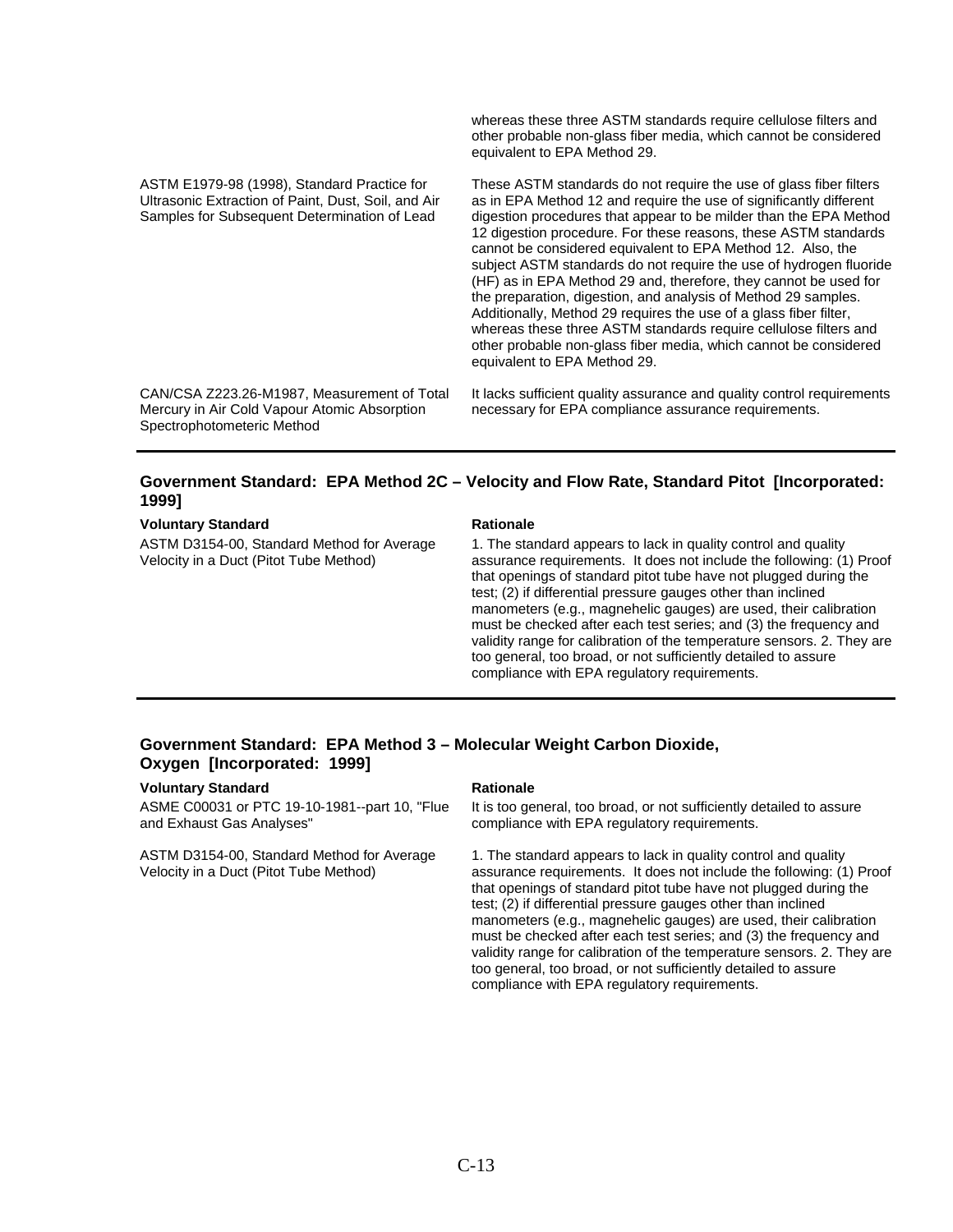| | |
|---|---|
| | whereas these three ASTM standards require cellulose filters and other probable non-glass fiber media, which cannot be considered equivalent to EPA Method 29. |
| ASTM E1979-98 (1998), Standard Practice for Ultrasonic Extraction of Paint, Dust, Soil, and Air Samples for Subsequent Determination of Lead | These ASTM standards do not require the use of glass fiber filters as in EPA Method 12 and require the use of significantly different digestion procedures that appear to be milder than the EPA Method 12 digestion procedure. For these reasons, these ASTM standards cannot be considered equivalent to EPA Method 12. Also, the subject ASTM standards do not require the use of hydrogen fluoride (HF) as in EPA Method 29 and, therefore, they cannot be used for the preparation, digestion, and analysis of Method 29 samples. Additionally, Method 29 requires the use of a glass fiber filter, whereas these three ASTM standards require cellulose filters and other probable non-glass fiber media, which cannot be considered equivalent to EPA Method 29. |
| CAN/CSA Z223.26-M1987, Measurement of Total Mercury in Air Cold Vapour Atomic Absorption Spectrophotometeric Method | It lacks sufficient quality assurance and quality control requirements necessary for EPA compliance assurance requirements. |

### Government Standard: EPA Method 2C – Velocity and Flow Rate, Standard Pitot [Incorporated: 1999]

| Voluntary Standard | Rationale |
|---|---|
| ASTM D3154-00, Standard Method for Average Velocity in a Duct (Pitot Tube Method) | 1. The standard appears to lack in quality control and quality assurance requirements. It does not include the following: (1) Proof that openings of standard pitot tube have not plugged during the test; (2) if differential pressure gauges other than inclined manometers (e.g., magnehelic gauges) are used, their calibration must be checked after each test series; and (3) the frequency and validity range for calibration of the temperature sensors. 2. They are too general, too broad, or not sufficiently detailed to assure compliance with EPA regulatory requirements. |

### Government Standard: EPA Method 3 – Molecular Weight Carbon Dioxide, Oxygen [Incorporated: 1999]

| Voluntary Standard | Rationale |
|---|---|
| ASME C00031 or PTC 19-10-1981--part 10, "Flue and Exhaust Gas Analyses" | It is too general, too broad, or not sufficiently detailed to assure compliance with EPA regulatory requirements. |
| ASTM D3154-00, Standard Method for Average Velocity in a Duct (Pitot Tube Method) | 1. The standard appears to lack in quality control and quality assurance requirements. It does not include the following: (1) Proof that openings of standard pitot tube have not plugged during the test; (2) if differential pressure gauges other than inclined manometers (e.g., magnehelic gauges) are used, their calibration must be checked after each test series; and (3) the frequency and validity range for calibration of the temperature sensors. 2. They are too general, too broad, or not sufficiently detailed to assure compliance with EPA regulatory requirements. |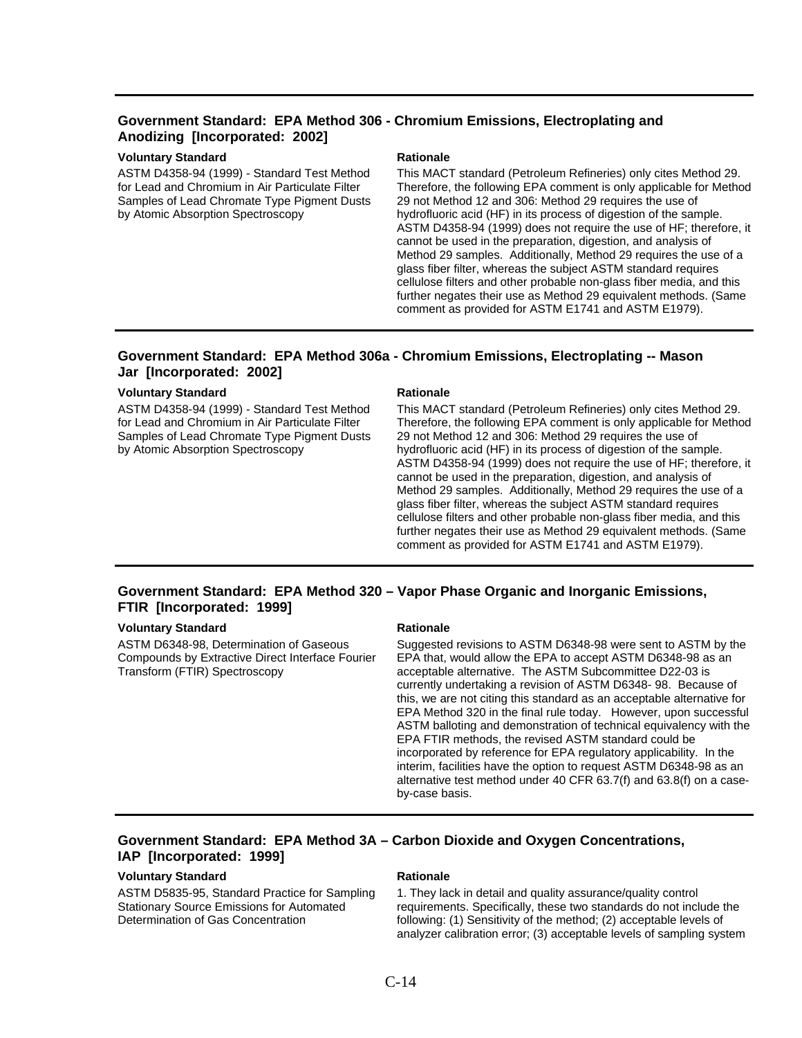### Government Standard: EPA Method 306 - Chromium Emissions, Electroplating and Anodizing [Incorporated: 2002]

| Voluntary Standard | Rationale |
|---|---|
| ASTM D4358-94 (1999) - Standard Test Method for Lead and Chromium in Air Particulate Filter Samples of Lead Chromate Type Pigment Dusts by Atomic Absorption Spectroscopy | This MACT standard (Petroleum Refineries) only cites Method 29. Therefore, the following EPA comment is only applicable for Method 29 not Method 12 and 306: Method 29 requires the use of hydrofluoric acid (HF) in its process of digestion of the sample. ASTM D4358-94 (1999) does not require the use of HF; therefore, it cannot be used in the preparation, digestion, and analysis of Method 29 samples. Additionally, Method 29 requires the use of a glass fiber filter, whereas the subject ASTM standard requires cellulose filters and other probable non-glass fiber media, and this further negates their use as Method 29 equivalent methods. (Same comment as provided for ASTM E1741 and ASTM E1979). |

### Government Standard: EPA Method 306a - Chromium Emissions, Electroplating -- Mason Jar [Incorporated: 2002]

| Voluntary Standard | Rationale |
|---|---|
| ASTM D4358-94 (1999) - Standard Test Method for Lead and Chromium in Air Particulate Filter Samples of Lead Chromate Type Pigment Dusts by Atomic Absorption Spectroscopy | This MACT standard (Petroleum Refineries) only cites Method 29. Therefore, the following EPA comment is only applicable for Method 29 not Method 12 and 306: Method 29 requires the use of hydrofluoric acid (HF) in its process of digestion of the sample. ASTM D4358-94 (1999) does not require the use of HF; therefore, it cannot be used in the preparation, digestion, and analysis of Method 29 samples. Additionally, Method 29 requires the use of a glass fiber filter, whereas the subject ASTM standard requires cellulose filters and other probable non-glass fiber media, and this further negates their use as Method 29 equivalent methods. (Same comment as provided for ASTM E1741 and ASTM E1979). |

### Government Standard: EPA Method 320 – Vapor Phase Organic and Inorganic Emissions, FTIR [Incorporated: 1999]

| Voluntary Standard | Rationale |
|---|---|
| ASTM D6348-98, Determination of Gaseous Compounds by Extractive Direct Interface Fourier Transform (FTIR) Spectroscopy | Suggested revisions to ASTM D6348-98 were sent to ASTM by the EPA that, would allow the EPA to accept ASTM D6348-98 as an acceptable alternative. The ASTM Subcommittee D22-03 is currently undertaking a revision of ASTM D6348- 98. Because of this, we are not citing this standard as an acceptable alternative for EPA Method 320 in the final rule today. However, upon successful ASTM balloting and demonstration of technical equivalency with the EPA FTIR methods, the revised ASTM standard could be incorporated by reference for EPA regulatory applicability. In the interim, facilities have the option to request ASTM D6348-98 as an alternative test method under 40 CFR 63.7(f) and 63.8(f) on a case-by-case basis. |

### Government Standard: EPA Method 3A – Carbon Dioxide and Oxygen Concentrations, IAP [Incorporated: 1999]

| Voluntary Standard | Rationale |
|---|---|
| ASTM D5835-95, Standard Practice for Sampling Stationary Source Emissions for Automated Determination of Gas Concentration | 1. They lack in detail and quality assurance/quality control requirements. Specifically, these two standards do not include the following: (1) Sensitivity of the method; (2) acceptable levels of analyzer calibration error; (3) acceptable levels of sampling system |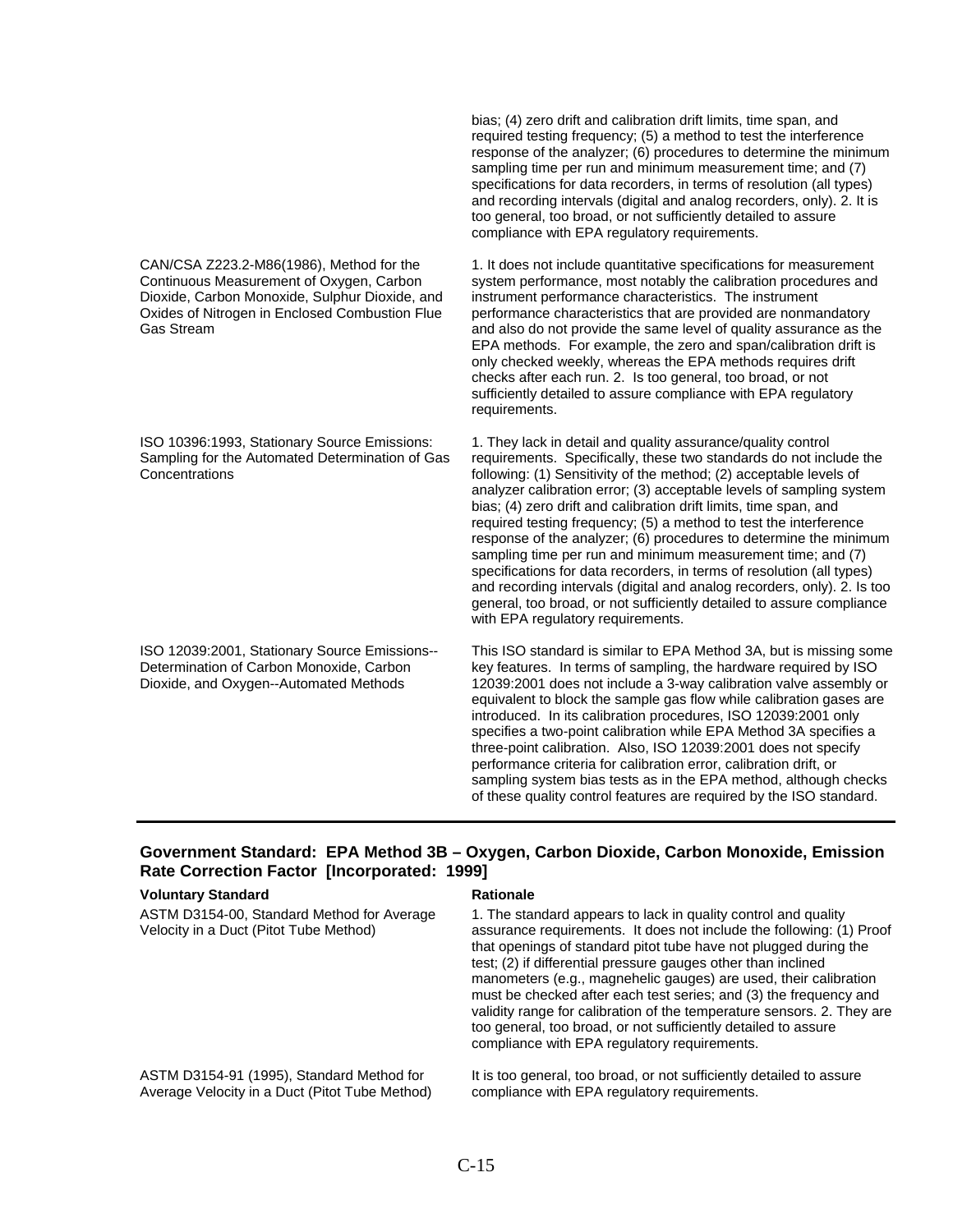| | |
|---|---|
| | bias; (4) zero drift and calibration drift limits, time span, and required testing frequency; (5) a method to test the interference response of the analyzer; (6) procedures to determine the minimum sampling time per run and minimum measurement time; and (7) specifications for data recorders, in terms of resolution (all types) and recording intervals (digital and analog recorders, only). 2. It is too general, too broad, or not sufficiently detailed to assure compliance with EPA regulatory requirements. |
| CAN/CSA Z223.2-M86(1986), Method for the Continuous Measurement of Oxygen, Carbon Dioxide, Carbon Monoxide, Sulphur Dioxide, and Oxides of Nitrogen in Enclosed Combustion Flue Gas Stream | 1. It does not include quantitative specifications for measurement system performance, most notably the calibration procedures and instrument performance characteristics. The instrument performance characteristics that are provided are nonmandatory and also do not provide the same level of quality assurance as the EPA methods. For example, the zero and span/calibration drift is only checked weekly, whereas the EPA methods requires drift checks after each run. 2. Is too general, too broad, or not sufficiently detailed to assure compliance with EPA regulatory requirements. |
| ISO 10396:1993, Stationary Source Emissions: Sampling for the Automated Determination of Gas Concentrations | 1. They lack in detail and quality assurance/quality control requirements. Specifically, these two standards do not include the following: (1) Sensitivity of the method; (2) acceptable levels of analyzer calibration error; (3) acceptable levels of sampling system bias; (4) zero drift and calibration drift limits, time span, and required testing frequency; (5) a method to test the interference response of the analyzer; (6) procedures to determine the minimum sampling time per run and minimum measurement time; and (7) specifications for data recorders, in terms of resolution (all types) and recording intervals (digital and analog recorders, only). 2. Is too general, too broad, or not sufficiently detailed to assure compliance with EPA regulatory requirements. |
| ISO 12039:2001, Stationary Source Emissions--Determination of Carbon Monoxide, Carbon Dioxide, and Oxygen--Automated Methods | This ISO standard is similar to EPA Method 3A, but is missing some key features. In terms of sampling, the hardware required by ISO 12039:2001 does not include a 3-way calibration valve assembly or equivalent to block the sample gas flow while calibration gases are introduced. In its calibration procedures, ISO 12039:2001 only specifies a two-point calibration while EPA Method 3A specifies a three-point calibration. Also, ISO 12039:2001 does not specify performance criteria for calibration error, calibration drift, or sampling system bias tests as in the EPA method, although checks of these quality control features are required by the ISO standard. |

### Government Standard: EPA Method 3B – Oxygen, Carbon Dioxide, Carbon Monoxide, Emission Rate Correction Factor [Incorporated: 1999]

| Voluntary Standard | Rationale |
|---|---|
| ASTM D3154-00, Standard Method for Average Velocity in a Duct (Pitot Tube Method) | 1. The standard appears to lack in quality control and quality assurance requirements. It does not include the following: (1) Proof that openings of standard pitot tube have not plugged during the test; (2) if differential pressure gauges other than inclined manometers (e.g., magnehelic gauges) are used, their calibration must be checked after each test series; and (3) the frequency and validity range for calibration of the temperature sensors. 2. They are too general, too broad, or not sufficiently detailed to assure compliance with EPA regulatory requirements. |
| ASTM D3154-91 (1995), Standard Method for Average Velocity in a Duct (Pitot Tube Method) | It is too general, too broad, or not sufficiently detailed to assure compliance with EPA regulatory requirements. |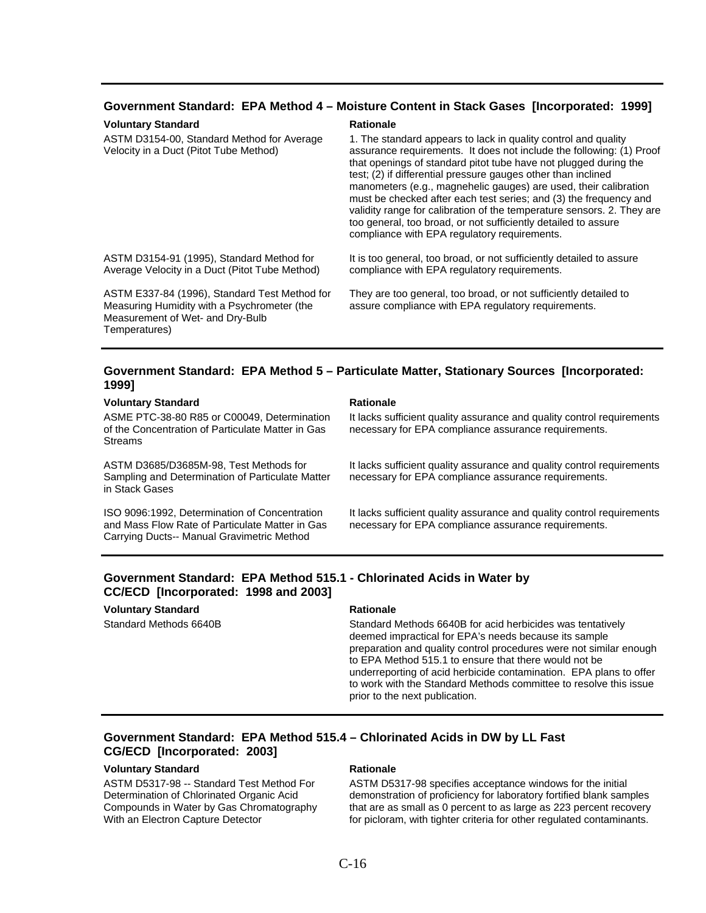### Government Standard: EPA Method 4 – Moisture Content in Stack Gases [Incorporated: 1999]

| Voluntary Standard | Rationale |
|---|---|
| ASTM D3154-00, Standard Method for Average Velocity in a Duct (Pitot Tube Method) | 1. The standard appears to lack in quality control and quality assurance requirements. It does not include the following: (1) Proof that openings of standard pitot tube have not plugged during the test; (2) if differential pressure gauges other than inclined manometers (e.g., magnehelic gauges) are used, their calibration must be checked after each test series; and (3) the frequency and validity range for calibration of the temperature sensors. 2. They are too general, too broad, or not sufficiently detailed to assure compliance with EPA regulatory requirements. |
| ASTM D3154-91 (1995), Standard Method for Average Velocity in a Duct (Pitot Tube Method) | It is too general, too broad, or not sufficiently detailed to assure compliance with EPA regulatory requirements. |
| ASTM E337-84 (1996), Standard Test Method for Measuring Humidity with a Psychrometer (the Measurement of Wet- and Dry-Bulb Temperatures) | They are too general, too broad, or not sufficiently detailed to assure compliance with EPA regulatory requirements. |

### Government Standard: EPA Method 5 – Particulate Matter, Stationary Sources [Incorporated: 1999]

| Voluntary Standard | Rationale |
|---|---|
| ASME PTC-38-80 R85 or C00049, Determination of the Concentration of Particulate Matter in Gas Streams | It lacks sufficient quality assurance and quality control requirements necessary for EPA compliance assurance requirements. |
| ASTM D3685/D3685M-98, Test Methods for Sampling and Determination of Particulate Matter in Stack Gases | It lacks sufficient quality assurance and quality control requirements necessary for EPA compliance assurance requirements. |
| ISO 9096:1992, Determination of Concentration and Mass Flow Rate of Particulate Matter in Gas Carrying Ducts-- Manual Gravimetric Method | It lacks sufficient quality assurance and quality control requirements necessary for EPA compliance assurance requirements. |

### Government Standard: EPA Method 515.1 - Chlorinated Acids in Water by CC/ECD [Incorporated: 1998 and 2003]

| Voluntary Standard | Rationale |
|---|---|
| Standard Methods 6640B | Standard Methods 6640B for acid herbicides was tentatively deemed impractical for EPA's needs because its sample preparation and quality control procedures were not similar enough to EPA Method 515.1 to ensure that there would not be underreporting of acid herbicide contamination. EPA plans to offer to work with the Standard Methods committee to resolve this issue prior to the next publication. |

### Government Standard: EPA Method 515.4 – Chlorinated Acids in DW by LL Fast CG/ECD [Incorporated: 2003]

| Voluntary Standard | Rationale |
|---|---|
| ASTM D5317-98 -- Standard Test Method For Determination of Chlorinated Organic Acid Compounds in Water by Gas Chromatography With an Electron Capture Detector | ASTM D5317-98 specifies acceptance windows for the initial demonstration of proficiency for laboratory fortified blank samples that are as small as 0 percent to as large as 223 percent recovery for picloram, with tighter criteria for other regulated contaminants. |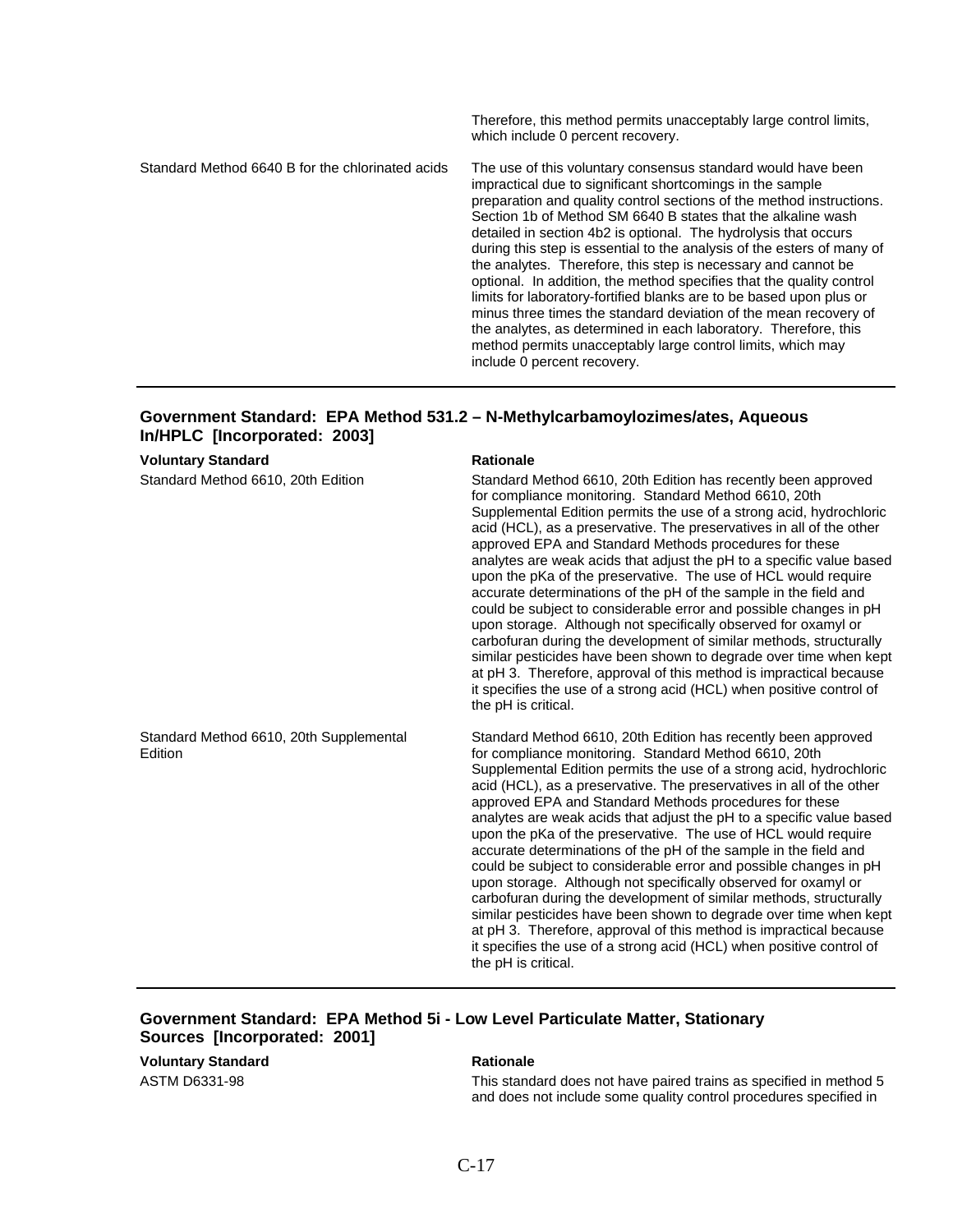| | |
|---|---|
| | Therefore, this method permits unacceptably large control limits, which include 0 percent recovery. |
| Standard Method 6640 B for the chlorinated acids | The use of this voluntary consensus standard would have been impractical due to significant shortcomings in the sample preparation and quality control sections of the method instructions. Section 1b of Method SM 6640 B states that the alkaline wash detailed in section 4b2 is optional. The hydrolysis that occurs during this step is essential to the analysis of the esters of many of the analytes. Therefore, this step is necessary and cannot be optional. In addition, the method specifies that the quality control limits for laboratory-fortified blanks are to be based upon plus or minus three times the standard deviation of the mean recovery of the analytes, as determined in each laboratory. Therefore, this method permits unacceptably large control limits, which may include 0 percent recovery. |

### Government Standard: EPA Method 531.2 – N-Methylcarbamoylozimes/ates, Aqueous In/HPLC [Incorporated: 2003]

| Voluntary Standard | Rationale |
|---|---|
| Standard Method 6610, 20th Edition | Standard Method 6610, 20th Edition has recently been approved for compliance monitoring. Standard Method 6610, 20th Supplemental Edition permits the use of a strong acid, hydrochloric acid (HCL), as a preservative. The preservatives in all of the other approved EPA and Standard Methods procedures for these analytes are weak acids that adjust the pH to a specific value based upon the pKa of the preservative. The use of HCL would require accurate determinations of the pH of the sample in the field and could be subject to considerable error and possible changes in pH upon storage. Although not specifically observed for oxamyl or carbofuran during the development of similar methods, structurally similar pesticides have been shown to degrade over time when kept at pH 3. Therefore, approval of this method is impractical because it specifies the use of a strong acid (HCL) when positive control of the pH is critical. |
| Standard Method 6610, 20th Supplemental Edition | Standard Method 6610, 20th Edition has recently been approved for compliance monitoring. Standard Method 6610, 20th Supplemental Edition permits the use of a strong acid, hydrochloric acid (HCL), as a preservative. The preservatives in all of the other approved EPA and Standard Methods procedures for these analytes are weak acids that adjust the pH to a specific value based upon the pKa of the preservative. The use of HCL would require accurate determinations of the pH of the sample in the field and could be subject to considerable error and possible changes in pH upon storage. Although not specifically observed for oxamyl or carbofuran during the development of similar methods, structurally similar pesticides have been shown to degrade over time when kept at pH 3. Therefore, approval of this method is impractical because it specifies the use of a strong acid (HCL) when positive control of the pH is critical. |

### Government Standard: EPA Method 5i - Low Level Particulate Matter, Stationary Sources [Incorporated: 2001]

| Voluntary Standard | Rationale |
|---|---|
| ASTM D6331-98 | This standard does not have paired trains as specified in method 5 and does not include some quality control procedures specified in |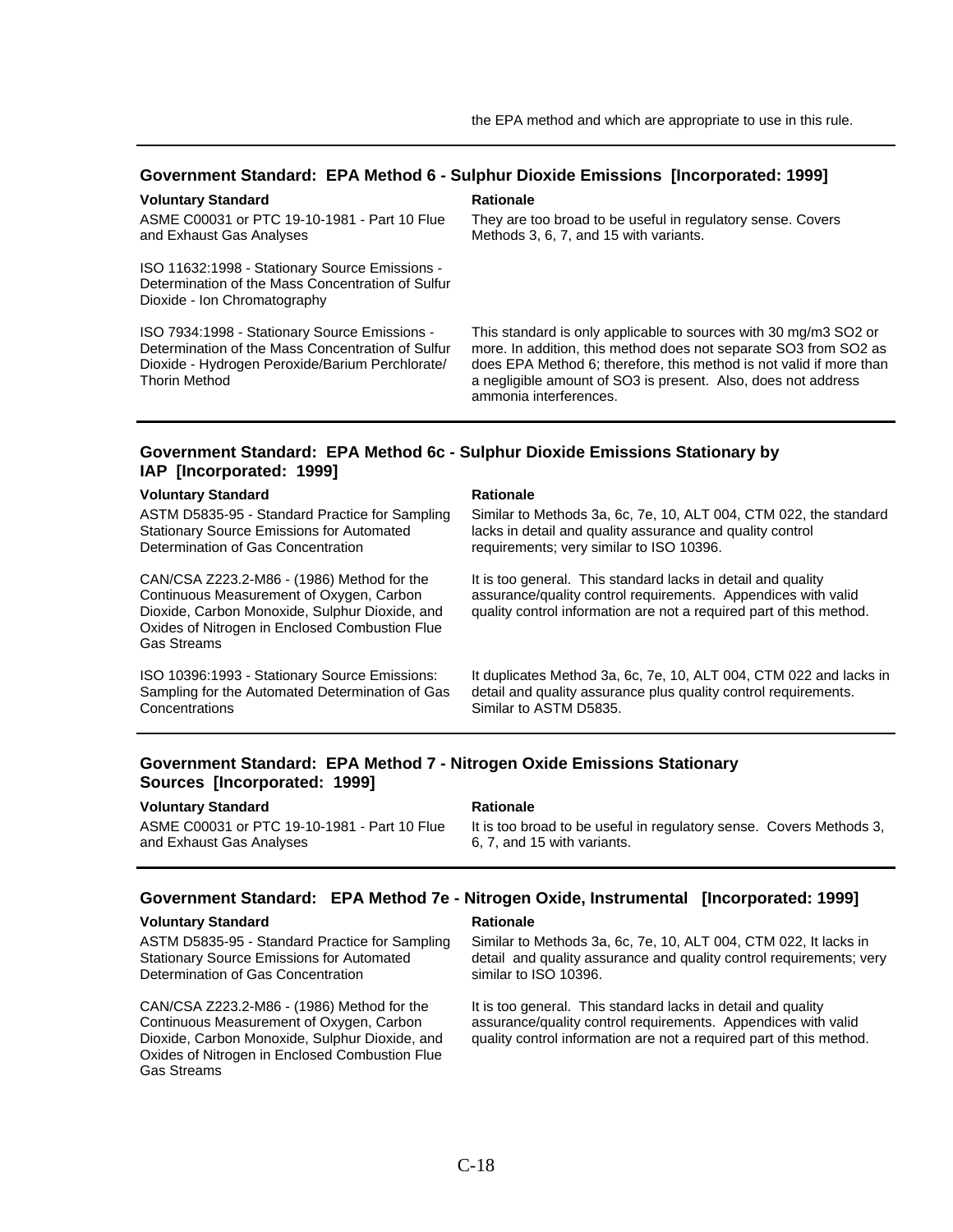the EPA method and which are appropriate to use in this rule.

### Government Standard: EPA Method 6 - Sulphur Dioxide Emissions [Incorporated: 1999]

| Voluntary Standard | Rationale |
|---|---|
| ASME C00031 or PTC 19-10-1981 - Part 10 Flue and Exhaust Gas Analyses | They are too broad to be useful in regulatory sense. Covers Methods 3, 6, 7, and 15 with variants. |
| ISO 11632:1998 - Stationary Source Emissions - Determination of the Mass Concentration of Sulfur Dioxide - Ion Chromatography | |
| ISO 7934:1998 - Stationary Source Emissions - Determination of the Mass Concentration of Sulfur Dioxide - Hydrogen Peroxide/Barium Perchlorate/ Thorin Method | This standard is only applicable to sources with 30 mg/m3 $SO_2$ or more. In addition, this method does not separate $SO_3$ from $SO_2$ as does EPA Method 6; therefore, this method is not valid if more than a negligible amount of $SO_3$ is present. Also, does not address ammonia interferences. |

### Government Standard: EPA Method 6c - Sulphur Dioxide Emissions Stationary by IAP [Incorporated: 1999]

| Voluntary Standard | Rationale |
|---|---|
| ASTM D5835-95 - Standard Practice for Sampling Stationary Source Emissions for Automated Determination of Gas Concentration | Similar to Methods 3a, 6c, 7e, 10, ALT 004, CTM 022, the standard lacks in detail and quality assurance and quality control requirements; very similar to ISO 10396. |
| CAN/CSA Z223.2-M86 - (1986) Method for the Continuous Measurement of Oxygen, Carbon Dioxide, Carbon Monoxide, Sulphur Dioxide, and Oxides of Nitrogen in Enclosed Combustion Flue Gas Streams | It is too general. This standard lacks in detail and quality assurance/quality control requirements. Appendices with valid quality control information are not a required part of this method. |
| ISO 10396:1993 - Stationary Source Emissions: Sampling for the Automated Determination of Gas Concentrations | It duplicates Method 3a, 6c, 7e, 10, ALT 004, CTM 022 and lacks in detail and quality assurance plus quality control requirements. Similar to ASTM D5835. |

### Government Standard: EPA Method 7 - Nitrogen Oxide Emissions Stationary Sources [Incorporated: 1999]

| Voluntary Standard | Rationale |
|---|---|
| ASME C00031 or PTC 19-10-1981 - Part 10 Flue and Exhaust Gas Analyses | It is too broad to be useful in regulatory sense. Covers Methods 3, 6, 7, and 15 with variants. |

### Government Standard: EPA Method 7e - Nitrogen Oxide, Instrumental [Incorporated: 1999]

| Voluntary Standard | Rationale |
|---|---|
| ASTM D5835-95 - Standard Practice for Sampling Stationary Source Emissions for Automated Determination of Gas Concentration | Similar to Methods 3a, 6c, 7e, 10, ALT 004, CTM 022, It lacks in detail and quality assurance and quality control requirements; very similar to ISO 10396. |
| CAN/CSA Z223.2-M86 - (1986) Method for the Continuous Measurement of Oxygen, Carbon Dioxide, Carbon Monoxide, Sulphur Dioxide, and Oxides of Nitrogen in Enclosed Combustion Flue Gas Streams | It is too general. This standard lacks in detail and quality assurance/quality control requirements. Appendices with valid quality control information are not a required part of this method. |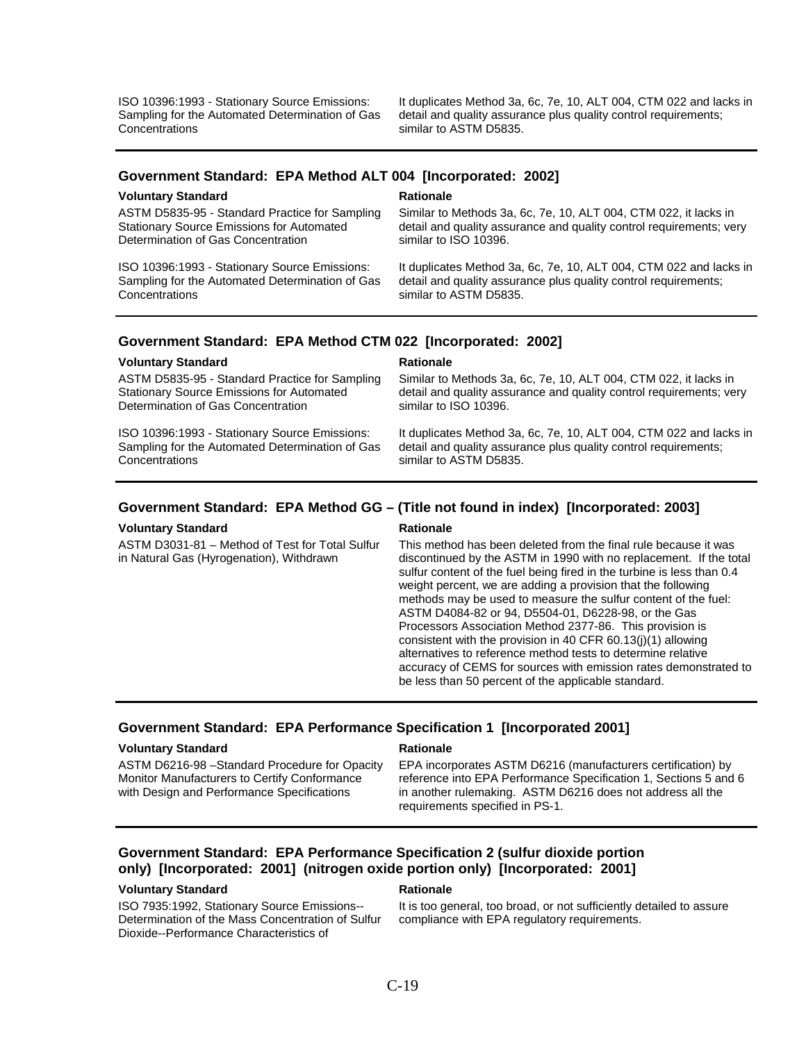| Voluntary Standard | Rationale |
|---|---|
| ISO 10396:1993 - Stationary Source Emissions: Sampling for the Automated Determination of Gas Concentrations | It duplicates Method 3a, 6c, 7e, 10, ALT 004, CTM 022 and lacks in detail and quality assurance plus quality control requirements; similar to ASTM D5835. |

### Government Standard: EPA Method ALT 004 [Incorporated: 2002]

| Voluntary Standard | Rationale |
|---|---|
| ASTM D5835-95 - Standard Practice for Sampling Stationary Source Emissions for Automated Determination of Gas Concentration | Similar to Methods 3a, 6c, 7e, 10, ALT 004, CTM 022, it lacks in detail and quality assurance and quality control requirements; very similar to ISO 10396. |
| ISO 10396:1993 - Stationary Source Emissions: Sampling for the Automated Determination of Gas Concentrations | It duplicates Method 3a, 6c, 7e, 10, ALT 004, CTM 022 and lacks in detail and quality assurance plus quality control requirements; similar to ASTM D5835. |

### Government Standard: EPA Method CTM 022 [Incorporated: 2002]

| Voluntary Standard | Rationale |
|---|---|
| ASTM D5835-95 - Standard Practice for Sampling Stationary Source Emissions for Automated Determination of Gas Concentration | Similar to Methods 3a, 6c, 7e, 10, ALT 004, CTM 022, it lacks in detail and quality assurance and quality control requirements; very similar to ISO 10396. |
| ISO 10396:1993 - Stationary Source Emissions: Sampling for the Automated Determination of Gas Concentrations | It duplicates Method 3a, 6c, 7e, 10, ALT 004, CTM 022 and lacks in detail and quality assurance plus quality control requirements; similar to ASTM D5835. |

### Government Standard: EPA Method GG – (Title not found in index) [Incorporated: 2003]

| Voluntary Standard | Rationale |
|---|---|
| ASTM D3031-81 – Method of Test for Total Sulfur in Natural Gas (Hyrogenation), Withdrawn | This method has been deleted from the final rule because it was discontinued by the ASTM in 1990 with no replacement. If the total sulfur content of the fuel being fired in the turbine is less than 0.4 weight percent, we are adding a provision that the following methods may be used to measure the sulfur content of the fuel: ASTM D4084-82 or 94, D5504-01, D6228-98, or the Gas Processors Association Method 2377-86. This provision is consistent with the provision in 40 CFR 60.13(j)(1) allowing alternatives to reference method tests to determine relative accuracy of CEMS for sources with emission rates demonstrated to be less than 50 percent of the applicable standard. |

### Government Standard: EPA Performance Specification 1 [Incorporated 2001]

| Voluntary Standard | Rationale |
|---|---|
| ASTM D6216-98 –Standard Procedure for Opacity Monitor Manufacturers to Certify Conformance with Design and Performance Specifications | EPA incorporates ASTM D6216 (manufacturers certification) by reference into EPA Performance Specification 1, Sections 5 and 6 in another rulemaking. ASTM D6216 does not address all the requirements specified in PS-1. |

### Government Standard: EPA Performance Specification 2 (sulfur dioxide portion only) [Incorporated: 2001] (nitrogen oxide portion only) [Incorporated: 2001]

| Voluntary Standard | Rationale |
|---|---|
| ISO 7935:1992, Stationary Source Emissions--Determination of the Mass Concentration of Sulfur Dioxide--Performance Characteristics of | It is too general, too broad, or not sufficiently detailed to assure compliance with EPA regulatory requirements. |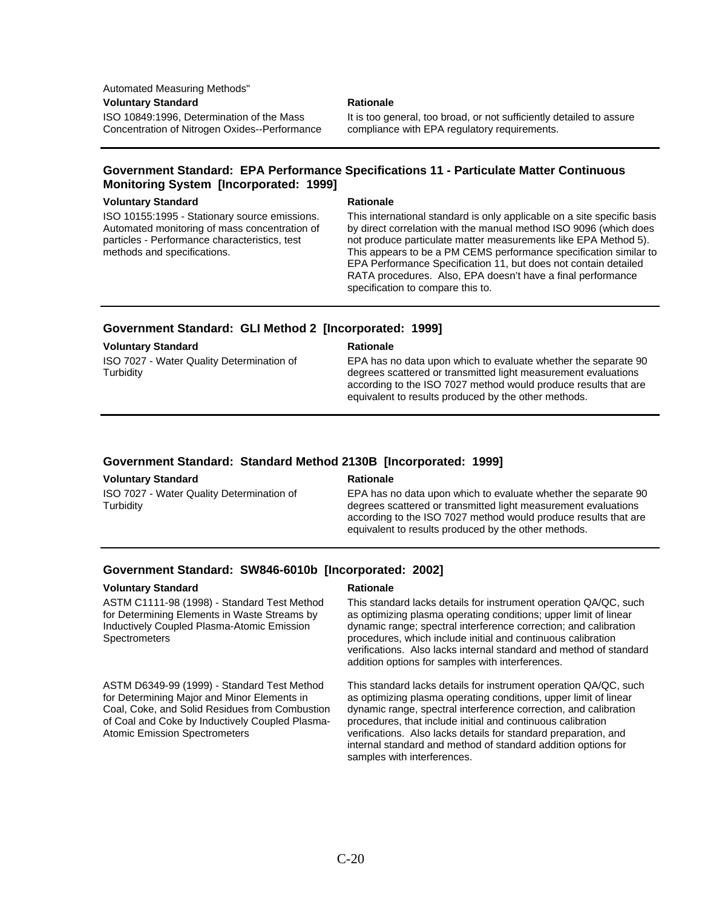Automated Measuring Methods"

| Voluntary Standard | Rationale |
|---|---|
| ISO 10849:1996, Determination of the Mass Concentration of Nitrogen Oxides--Performance | It is too general, too broad, or not sufficiently detailed to assure compliance with EPA regulatory requirements. |

### Government Standard: EPA Performance Specifications 11 - Particulate Matter Continuous Monitoring System [Incorporated: 1999]

| Voluntary Standard | Rationale |
|---|---|
| ISO 10155:1995 - Stationary source emissions. Automated monitoring of mass concentration of particles - Performance characteristics, test methods and specifications. | This international standard is only applicable on a site specific basis by direct correlation with the manual method ISO 9096 (which does not produce particulate matter measurements like EPA Method 5). This appears to be a PM CEMS performance specification similar to EPA Performance Specification 11, but does not contain detailed RATA procedures. Also, EPA doesn't have a final performance specification to compare this to. |

### Government Standard: GLI Method 2 [Incorporated: 1999]

| Voluntary Standard | Rationale |
|---|---|
| ISO 7027 - Water Quality Determination of Turbidity | EPA has no data upon which to evaluate whether the separate 90 degrees scattered or transmitted light measurement evaluations according to the ISO 7027 method would produce results that are equivalent to results produced by the other methods. |

### Government Standard: Standard Method 2130B [Incorporated: 1999]

| Voluntary Standard | Rationale |
|---|---|
| ISO 7027 - Water Quality Determination of Turbidity | EPA has no data upon which to evaluate whether the separate 90 degrees scattered or transmitted light measurement evaluations according to the ISO 7027 method would produce results that are equivalent to results produced by the other methods. |

### Government Standard: SW846-6010b [Incorporated: 2002]

| Voluntary Standard | Rationale |
|---|---|
| ASTM C1111-98 (1998) - Standard Test Method for Determining Elements in Waste Streams by Inductively Coupled Plasma-Atomic Emission Spectrometers | This standard lacks details for instrument operation QA/QC, such as optimizing plasma operating conditions; upper limit of linear dynamic range; spectral interference correction; and calibration procedures, which include initial and continuous calibration verifications. Also lacks internal standard and method of standard addition options for samples with interferences. |
| ASTM D6349-99 (1999) - Standard Test Method for Determining Major and Minor Elements in Coal, Coke, and Solid Residues from Combustion of Coal and Coke by Inductively Coupled Plasma-Atomic Emission Spectrometers | This standard lacks details for instrument operation QA/QC, such as optimizing plasma operating conditions, upper limit of linear dynamic range, spectral interference correction, and calibration procedures, that include initial and continuous calibration verifications. Also lacks details for standard preparation, and internal standard and method of standard addition options for samples with interferences. |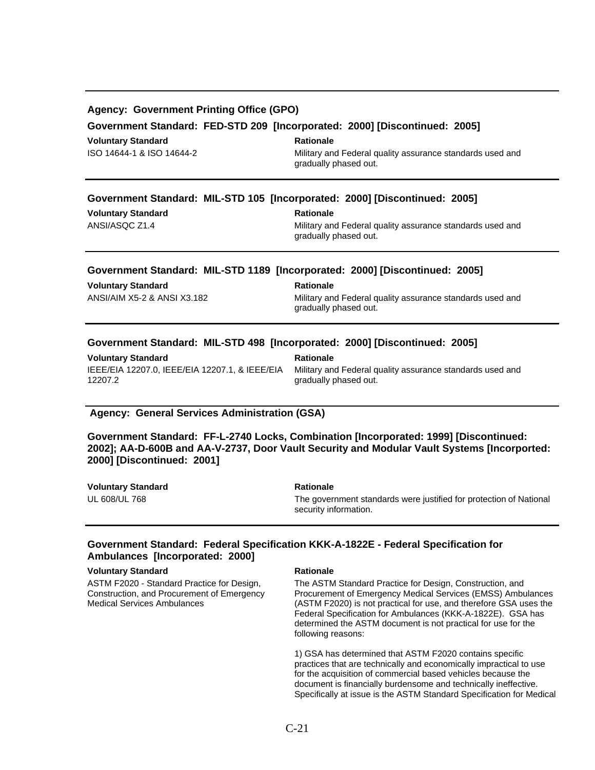**Agency: Government Printing Office (GPO)**

**Government Standard: FED-STD 209 [Incorporated: 2000] [Discontinued: 2005]**

| Voluntary Standard | Rationale |
|---|---|
| ISO 14644-1 & ISO 14644-2 | Military and Federal quality assurance standards used and gradually phased out. |

**Government Standard: MIL-STD 105 [Incorporated: 2000] [Discontinued: 2005]**

| Voluntary Standard | Rationale |
|---|---|
| ANSI/ASQC Z1.4 | Military and Federal quality assurance standards used and gradually phased out. |

**Government Standard: MIL-STD 1189 [Incorporated: 2000] [Discontinued: 2005]**

| Voluntary Standard | Rationale |
|---|---|
| ANSI/AIM X5-2 & ANSI X3.182 | Military and Federal quality assurance standards used and gradually phased out. |

**Government Standard: MIL-STD 498 [Incorporated: 2000] [Discontinued: 2005]**

| Voluntary Standard | Rationale |
|---|---|
| IEEE/EIA 12207.0, IEEE/EIA 12207.1, & IEEE/EIA 12207.2 | Military and Federal quality assurance standards used and gradually phased out. |

**Agency: General Services Administration (GSA)**

**Government Standard: FF-L-2740 Locks, Combination [Incorporated: 1999] [Discontinued: 2002]; AA-D-600B and AA-V-2737, Door Vault Security and Modular Vault Systems [Incorported: 2000] [Discontinued: 2001]**

| Voluntary Standard | Rationale |
|---|---|
| UL 608/UL 768 | The government standards were justified for protection of National security information. |

**Government Standard: Federal Specification KKK-A-1822E - Federal Specification for Ambulances [Incorporated: 2000]**

**Voluntary Standard**

ASTM F2020 - Standard Practice for Design, Construction, and Procurement of Emergency Medical Services Ambulances

**Rationale**

The ASTM Standard Practice for Design, Construction, and Procurement of Emergency Medical Services (EMSS) Ambulances (ASTM F2020) is not practical for use, and therefore GSA uses the Federal Specification for Ambulances (KKK-A-1822E). GSA has determined the ASTM document is not practical for use for the following reasons:

1) GSA has determined that ASTM F2020 contains specific practices that are technically and economically impractical to use for the acquisition of commercial based vehicles because the document is financially burdensome and technically ineffective. Specifically at issue is the ASTM Standard Specification for Medical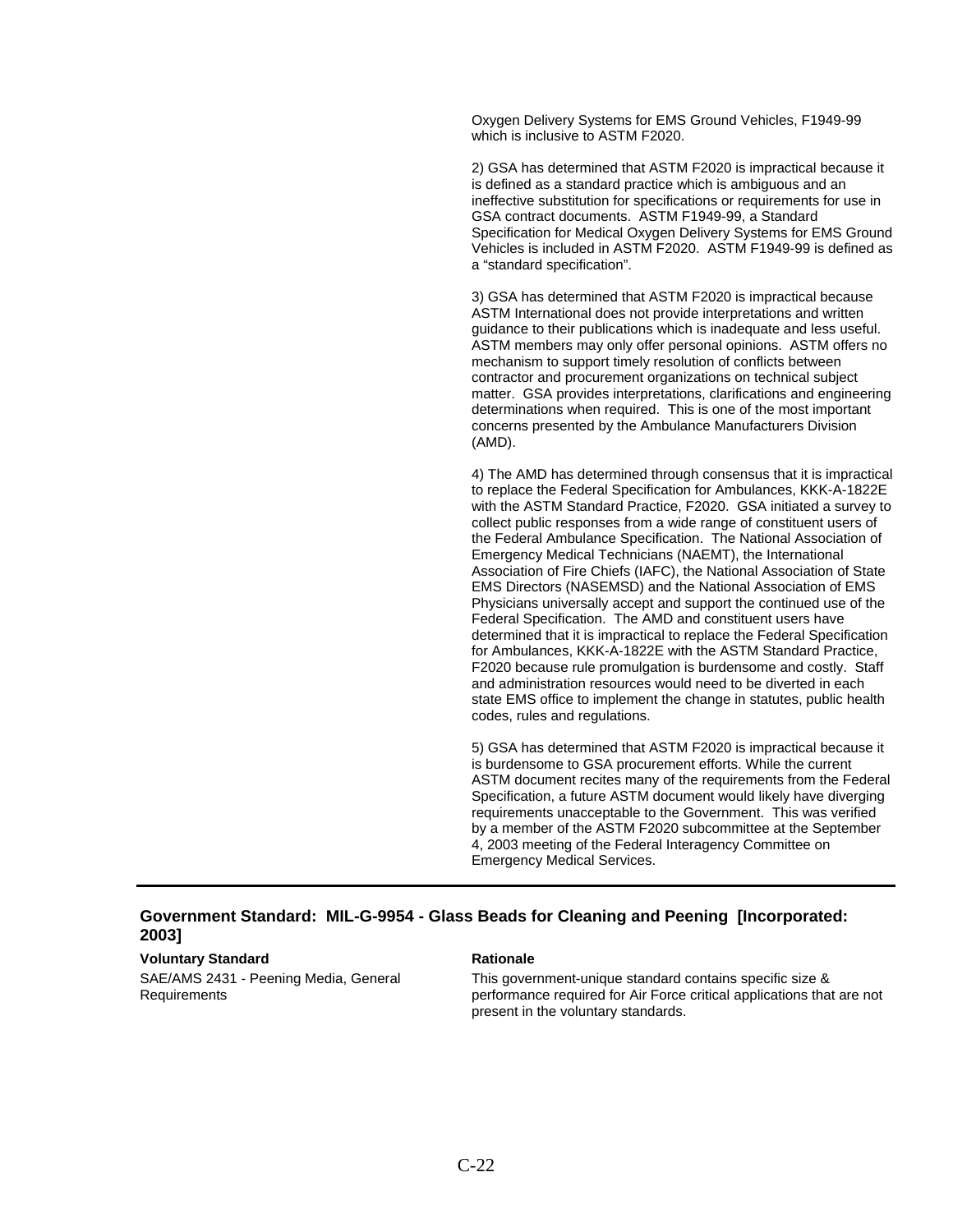Oxygen Delivery Systems for EMS Ground Vehicles, F1949-99 which is inclusive to ASTM F2020.

2) GSA has determined that ASTM F2020 is impractical because it is defined as a standard practice which is ambiguous and an ineffective substitution for specifications or requirements for use in GSA contract documents. ASTM F1949-99, a Standard Specification for Medical Oxygen Delivery Systems for EMS Ground Vehicles is included in ASTM F2020. ASTM F1949-99 is defined as a "standard specification".

3) GSA has determined that ASTM F2020 is impractical because ASTM International does not provide interpretations and written guidance to their publications which is inadequate and less useful. ASTM members may only offer personal opinions. ASTM offers no mechanism to support timely resolution of conflicts between contractor and procurement organizations on technical subject matter. GSA provides interpretations, clarifications and engineering determinations when required. This is one of the most important concerns presented by the Ambulance Manufacturers Division (AMD).

4) The AMD has determined through consensus that it is impractical to replace the Federal Specification for Ambulances, KKK-A-1822E with the ASTM Standard Practice, F2020. GSA initiated a survey to collect public responses from a wide range of constituent users of the Federal Ambulance Specification. The National Association of Emergency Medical Technicians (NAEMT), the International Association of Fire Chiefs (IAFC), the National Association of State EMS Directors (NASEMSD) and the National Association of EMS Physicians universally accept and support the continued use of the Federal Specification. The AMD and constituent users have determined that it is impractical to replace the Federal Specification for Ambulances, KKK-A-1822E with the ASTM Standard Practice, F2020 because rule promulgation is burdensome and costly. Staff and administration resources would need to be diverted in each state EMS office to implement the change in statutes, public health codes, rules and regulations.

5) GSA has determined that ASTM F2020 is impractical because it is burdensome to GSA procurement efforts. While the current ASTM document recites many of the requirements from the Federal Specification, a future ASTM document would likely have diverging requirements unacceptable to the Government. This was verified by a member of the ASTM F2020 subcommittee at the September 4, 2003 meeting of the Federal Interagency Committee on Emergency Medical Services.

---

### Government Standard: MIL-G-9954 - Glass Beads for Cleaning and Peening [Incorporated: 2003]

| **Voluntary Standard** | **Rationale** |
|---|---|
| SAE/AMS 2431 - Peening Media, General Requirements | This government-unique standard contains specific size & performance required for Air Force critical applications that are not present in the voluntary standards. |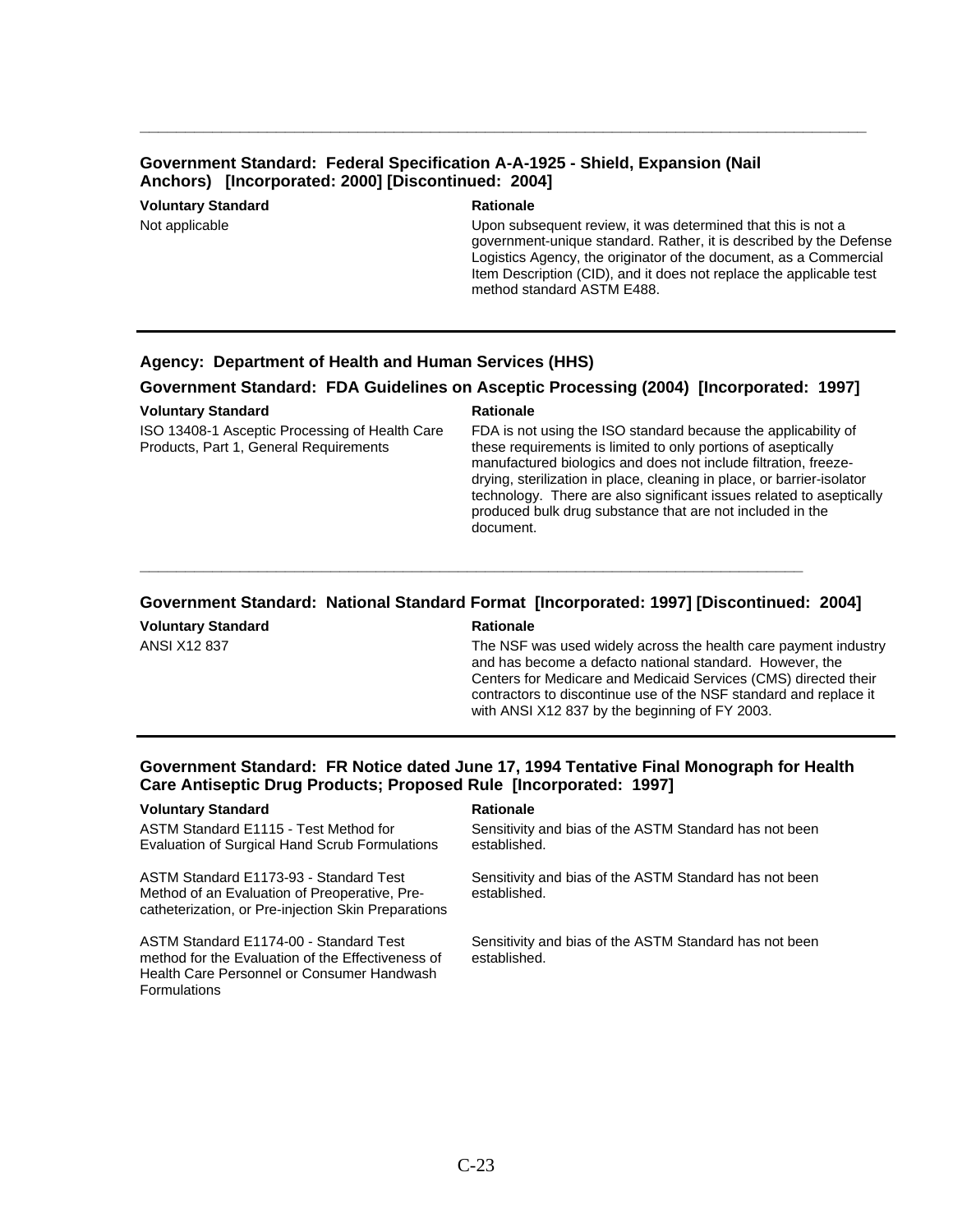---

### Government Standard: Federal Specification A-A-1925 - Shield, Expansion (Nail Anchors) [Incorporated: 2000] [Discontinued: 2004]

| Voluntary Standard | Rationale |
|---|---|
| Not applicable | Upon subsequent review, it was determined that this is not a government-unique standard. Rather, it is described by the Defense Logistics Agency, the originator of the document, as a Commercial Item Description (CID), and it does not replace the applicable test method standard ASTM E488. |

---

## Agency: Department of Health and Human Services (HHS)

### Government Standard: FDA Guidelines on Asceptic Processing (2004) [Incorporated: 1997]

| Voluntary Standard | Rationale |
|---|---|
| ISO 13408-1 Asceptic Processing of Health Care Products, Part 1, General Requirements | FDA is not using the ISO standard because the applicability of these requirements is limited to only portions of aseptically manufactured biologics and does not include filtration, freeze-drying, sterilization in place, cleaning in place, or barrier-isolator technology. There are also significant issues related to aseptically produced bulk drug substance that are not included in the document. |

---

### Government Standard: National Standard Format [Incorporated: 1997] [Discontinued: 2004]

| Voluntary Standard | Rationale |
|---|---|
| ANSI X12 837 | The NSF was used widely across the health care payment industry and has become a defacto national standard. However, the Centers for Medicare and Medicaid Services (CMS) directed their contractors to discontinue use of the NSF standard and replace it with ANSI X12 837 by the beginning of FY 2003. |

---

### Government Standard: FR Notice dated June 17, 1994 Tentative Final Monograph for Health Care Antiseptic Drug Products; Proposed Rule [Incorporated: 1997]

| Voluntary Standard | Rationale |
|---|---|
| ASTM Standard E1115 - Test Method for Evaluation of Surgical Hand Scrub Formulations | Sensitivity and bias of the ASTM Standard has not been established. |
| ASTM Standard E1173-93 - Standard Test Method of an Evaluation of Preoperative, Pre-catheterization, or Pre-injection Skin Preparations | Sensitivity and bias of the ASTM Standard has not been established. |
| ASTM Standard E1174-00 - Standard Test method for the Evaluation of the Effectiveness of Health Care Personnel or Consumer Handwash Formulations | Sensitivity and bias of the ASTM Standard has not been established. |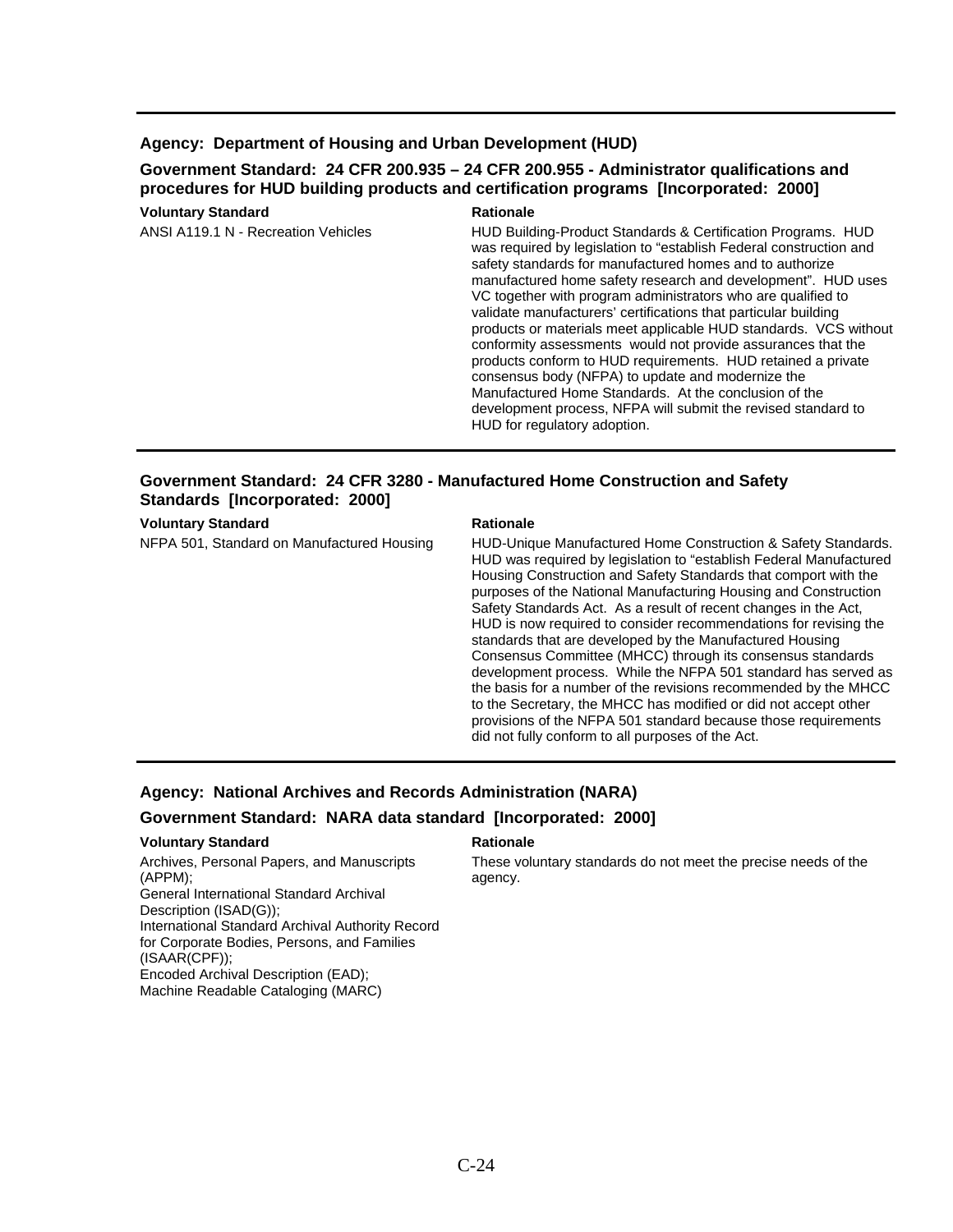**Agency: Department of Housing and Urban Development (HUD)**

**Government Standard: 24 CFR 200.935 – 24 CFR 200.955 - Administrator qualifications and procedures for HUD building products and certification programs [Incorporated: 2000]**

| Voluntary Standard | Rationale |
|---|---|
| ANSI A119.1 N - Recreation Vehicles | HUD Building-Product Standards & Certification Programs. HUD was required by legislation to "establish Federal construction and safety standards for manufactured homes and to authorize manufactured home safety research and development". HUD uses VC together with program administrators who are qualified to validate manufacturers' certifications that particular building products or materials meet applicable HUD standards. VCS without conformity assessments would not provide assurances that the products conform to HUD requirements. HUD retained a private consensus body (NFPA) to update and modernize the Manufactured Home Standards. At the conclusion of the development process, NFPA will submit the revised standard to HUD for regulatory adoption. |

**Government Standard: 24 CFR 3280 - Manufactured Home Construction and Safety Standards [Incorporated: 2000]**

| Voluntary Standard | Rationale |
|---|---|
| NFPA 501, Standard on Manufactured Housing | HUD-Unique Manufactured Home Construction & Safety Standards. HUD was required by legislation to "establish Federal Manufactured Housing Construction and Safety Standards that comport with the purposes of the National Manufacturing Housing and Construction Safety Standards Act. As a result of recent changes in the Act, HUD is now required to consider recommendations for revising the standards that are developed by the Manufactured Housing Consensus Committee (MHCC) through its consensus standards development process. While the NFPA 501 standard has served as the basis for a number of the revisions recommended by the MHCC to the Secretary, the MHCC has modified or did not accept other provisions of the NFPA 501 standard because those requirements did not fully conform to all purposes of the Act. |

**Agency: National Archives and Records Administration (NARA)**

**Government Standard: NARA data standard [Incorporated: 2000]**

| Voluntary Standard | Rationale |
|---|---|
| Archives, Personal Papers, and Manuscripts (APPM); General International Standard Archival Description (ISAD(G)); International Standard Archival Authority Record for Corporate Bodies, Persons, and Families (ISAAR(CPF)); Encoded Archival Description (EAD); Machine Readable Cataloging (MARC) | These voluntary standards do not meet the precise needs of the agency. |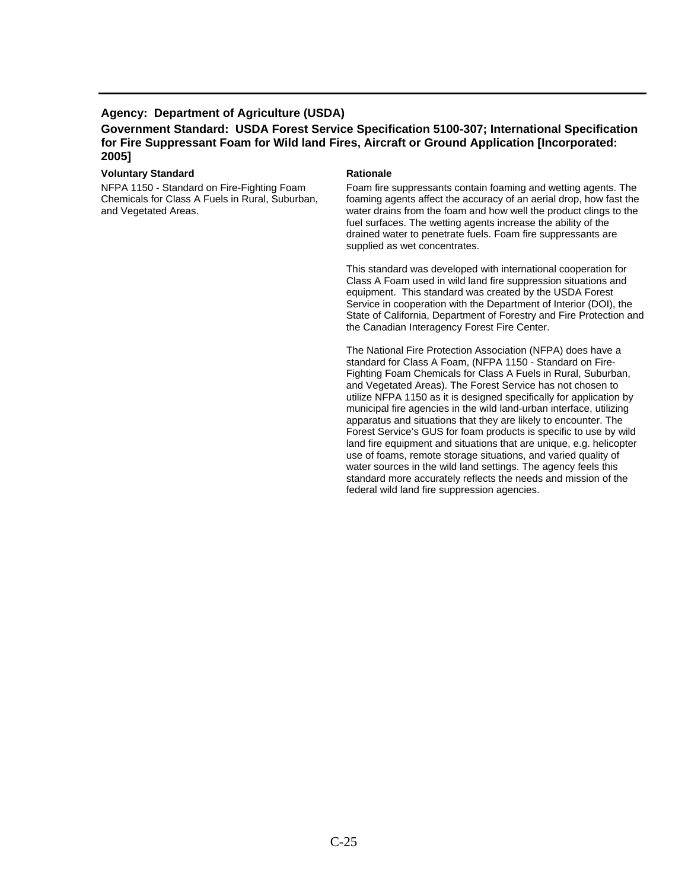**Agency: Department of Agriculture (USDA)**

**Government Standard: USDA Forest Service Specification 5100-307; International Specification for Fire Suppressant Foam for Wild land Fires, Aircraft or Ground Application [Incorporated: 2005]**

**Voluntary Standard**

NFPA 1150 - Standard on Fire-Fighting Foam Chemicals for Class A Fuels in Rural, Suburban, and Vegetated Areas.

**Rationale**

Foam fire suppressants contain foaming and wetting agents. The foaming agents affect the accuracy of an aerial drop, how fast the water drains from the foam and how well the product clings to the fuel surfaces. The wetting agents increase the ability of the drained water to penetrate fuels. Foam fire suppressants are supplied as wet concentrates.

This standard was developed with international cooperation for Class A Foam used in wild land fire suppression situations and equipment. This standard was created by the USDA Forest Service in cooperation with the Department of Interior (DOI), the State of California, Department of Forestry and Fire Protection and the Canadian Interagency Forest Fire Center.

The National Fire Protection Association (NFPA) does have a standard for Class A Foam, (NFPA 1150 - Standard on Fire-Fighting Foam Chemicals for Class A Fuels in Rural, Suburban, and Vegetated Areas). The Forest Service has not chosen to utilize NFPA 1150 as it is designed specifically for application by municipal fire agencies in the wild land-urban interface, utilizing apparatus and situations that they are likely to encounter. The Forest Service's GUS for foam products is specific to use by wild land fire equipment and situations that are unique, e.g. helicopter use of foams, remote storage situations, and varied quality of water sources in the wild land settings. The agency feels this standard more accurately reflects the needs and mission of the federal wild land fire suppression agencies.